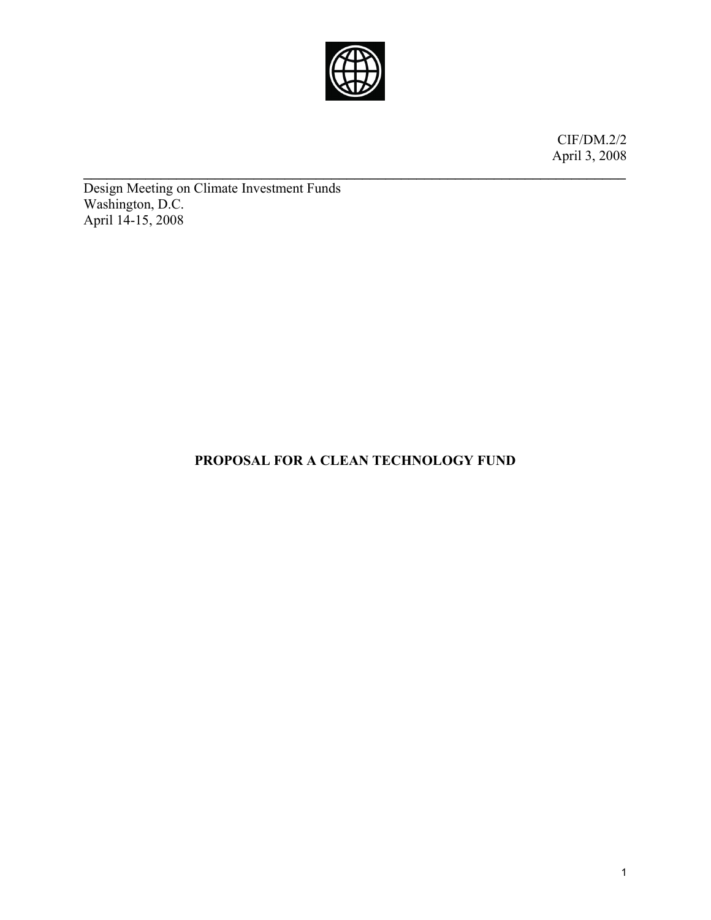CIF/DM.2/2
April 3, 2008

---

Design Meeting on Climate Investment Funds
Washington, D.C.
April 14-15, 2008

# PROPOSAL FOR A CLEAN TECHNOLOGY FUND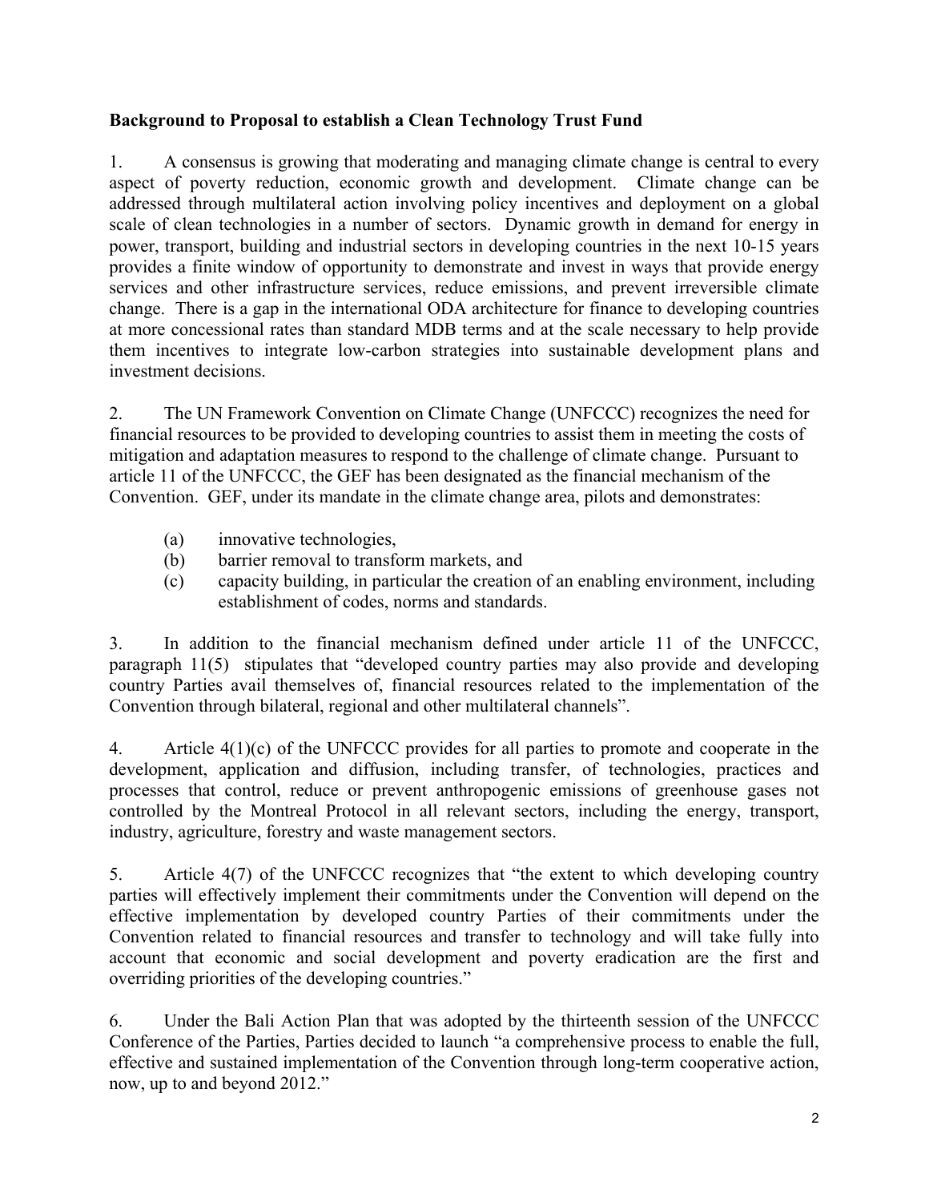**Background to Proposal to establish a Clean Technology Trust Fund**

1. A consensus is growing that moderating and managing climate change is central to every aspect of poverty reduction, economic growth and development. Climate change can be addressed through multilateral action involving policy incentives and deployment on a global scale of clean technologies in a number of sectors. Dynamic growth in demand for energy in power, transport, building and industrial sectors in developing countries in the next 10-15 years provides a finite window of opportunity to demonstrate and invest in ways that provide energy services and other infrastructure services, reduce emissions, and prevent irreversible climate change. There is a gap in the international ODA architecture for finance to developing countries at more concessional rates than standard MDB terms and at the scale necessary to help provide them incentives to integrate low-carbon strategies into sustainable development plans and investment decisions.

2. The UN Framework Convention on Climate Change (UNFCCC) recognizes the need for financial resources to be provided to developing countries to assist them in meeting the costs of mitigation and adaptation measures to respond to the challenge of climate change. Pursuant to article 11 of the UNFCCC, the GEF has been designated as the financial mechanism of the Convention. GEF, under its mandate in the climate change area, pilots and demonstrates:

   (a) innovative technologies,
   (b) barrier removal to transform markets, and
   (c) capacity building, in particular the creation of an enabling environment, including establishment of codes, norms and standards.

3. In addition to the financial mechanism defined under article 11 of the UNFCCC, paragraph 11(5) stipulates that "developed country parties may also provide and developing country Parties avail themselves of, financial resources related to the implementation of the Convention through bilateral, regional and other multilateral channels".

4. Article 4(1)(c) of the UNFCCC provides for all parties to promote and cooperate in the development, application and diffusion, including transfer, of technologies, practices and processes that control, reduce or prevent anthropogenic emissions of greenhouse gases not controlled by the Montreal Protocol in all relevant sectors, including the energy, transport, industry, agriculture, forestry and waste management sectors.

5. Article 4(7) of the UNFCCC recognizes that "the extent to which developing country parties will effectively implement their commitments under the Convention will depend on the effective implementation by developed country Parties of their commitments under the Convention related to financial resources and transfer to technology and will take fully into account that economic and social development and poverty eradication are the first and overriding priorities of the developing countries."

6. Under the Bali Action Plan that was adopted by the thirteenth session of the UNFCCC Conference of the Parties, Parties decided to launch "a comprehensive process to enable the full, effective and sustained implementation of the Convention through long-term cooperative action, now, up to and beyond 2012."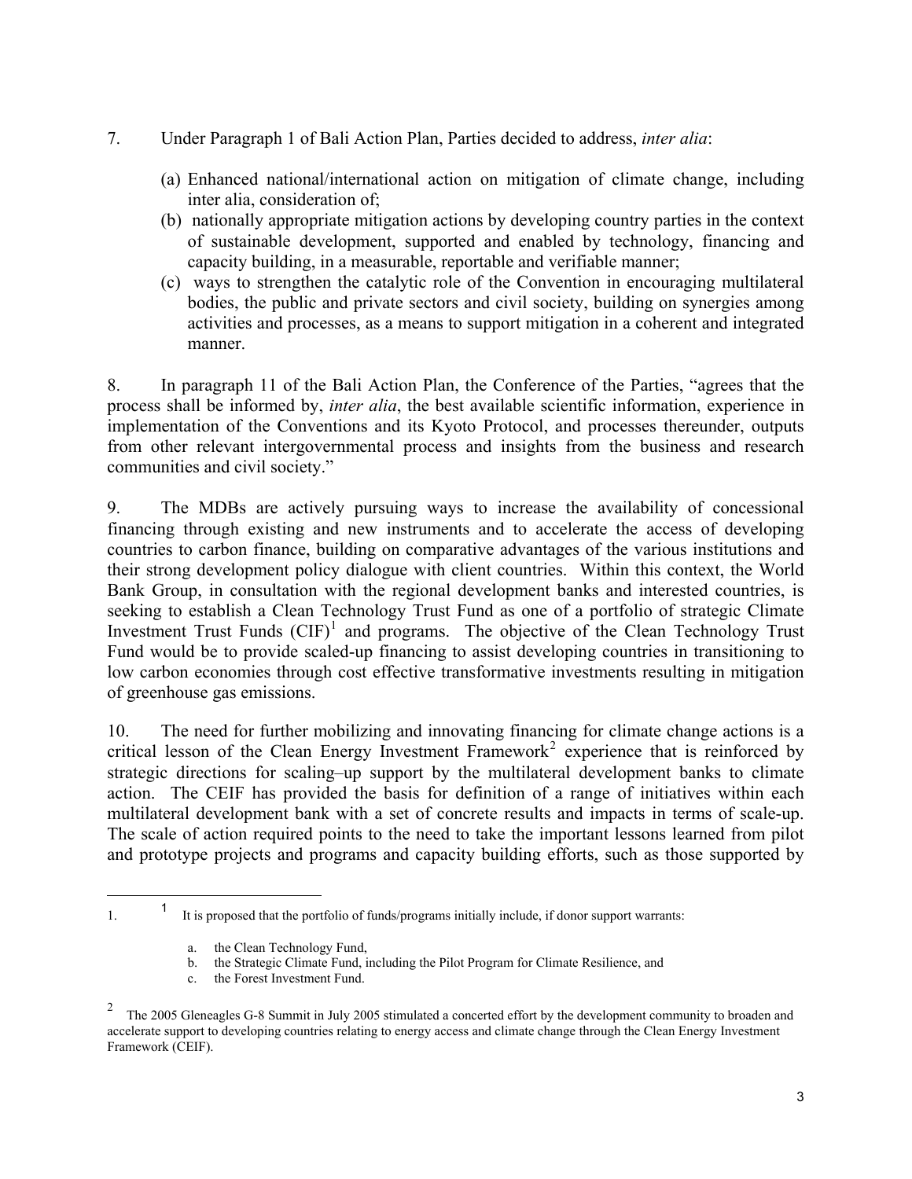7. Under Paragraph 1 of Bali Action Plan, Parties decided to address, *inter alia*:

   (a) Enhanced national/international action on mitigation of climate change, including inter alia, consideration of;
   (b) nationally appropriate mitigation actions by developing country parties in the context of sustainable development, supported and enabled by technology, financing and capacity building, in a measurable, reportable and verifiable manner;
   (c) ways to strengthen the catalytic role of the Convention in encouraging multilateral bodies, the public and private sectors and civil society, building on synergies among activities and processes, as a means to support mitigation in a coherent and integrated manner.

8. In paragraph 11 of the Bali Action Plan, the Conference of the Parties, "agrees that the process shall be informed by, *inter alia*, the best available scientific information, experience in implementation of the Conventions and its Kyoto Protocol, and processes thereunder, outputs from other relevant intergovernmental process and insights from the business and research communities and civil society."

9. The MDBs are actively pursuing ways to increase the availability of concessional financing through existing and new instruments and to accelerate the access of developing countries to carbon finance, building on comparative advantages of the various institutions and their strong development policy dialogue with client countries. Within this context, the World Bank Group, in consultation with the regional development banks and interested countries, is seeking to establish a Clean Technology Trust Fund as one of a portfolio of strategic Climate Investment Trust Funds (CIF)[1] and programs. The objective of the Clean Technology Trust Fund would be to provide scaled-up financing to assist developing countries in transitioning to low carbon economies through cost effective transformative investments resulting in mitigation of greenhouse gas emissions.

10. The need for further mobilizing and innovating financing for climate change actions is a critical lesson of the Clean Energy Investment Framework[2] experience that is reinforced by strategic directions for scaling–up support by the multilateral development banks to climate action. The CEIF has provided the basis for definition of a range of initiatives within each multilateral development bank with a set of concrete results and impacts in terms of scale-up. The scale of action required points to the need to take the important lessons learned from pilot and prototype projects and programs and capacity building efforts, such as those supported by

---

1. [1] It is proposed that the portfolio of funds/programs initially include, if donor support warrants:

   a. the Clean Technology Fund,
   b. the Strategic Climate Fund, including the Pilot Program for Climate Resilience, and
   c. the Forest Investment Fund.

[2] The 2005 Gleneagles G-8 Summit in July 2005 stimulated a concerted effort by the development community to broaden and accelerate support to developing countries relating to energy access and climate change through the Clean Energy Investment Framework (CEIF).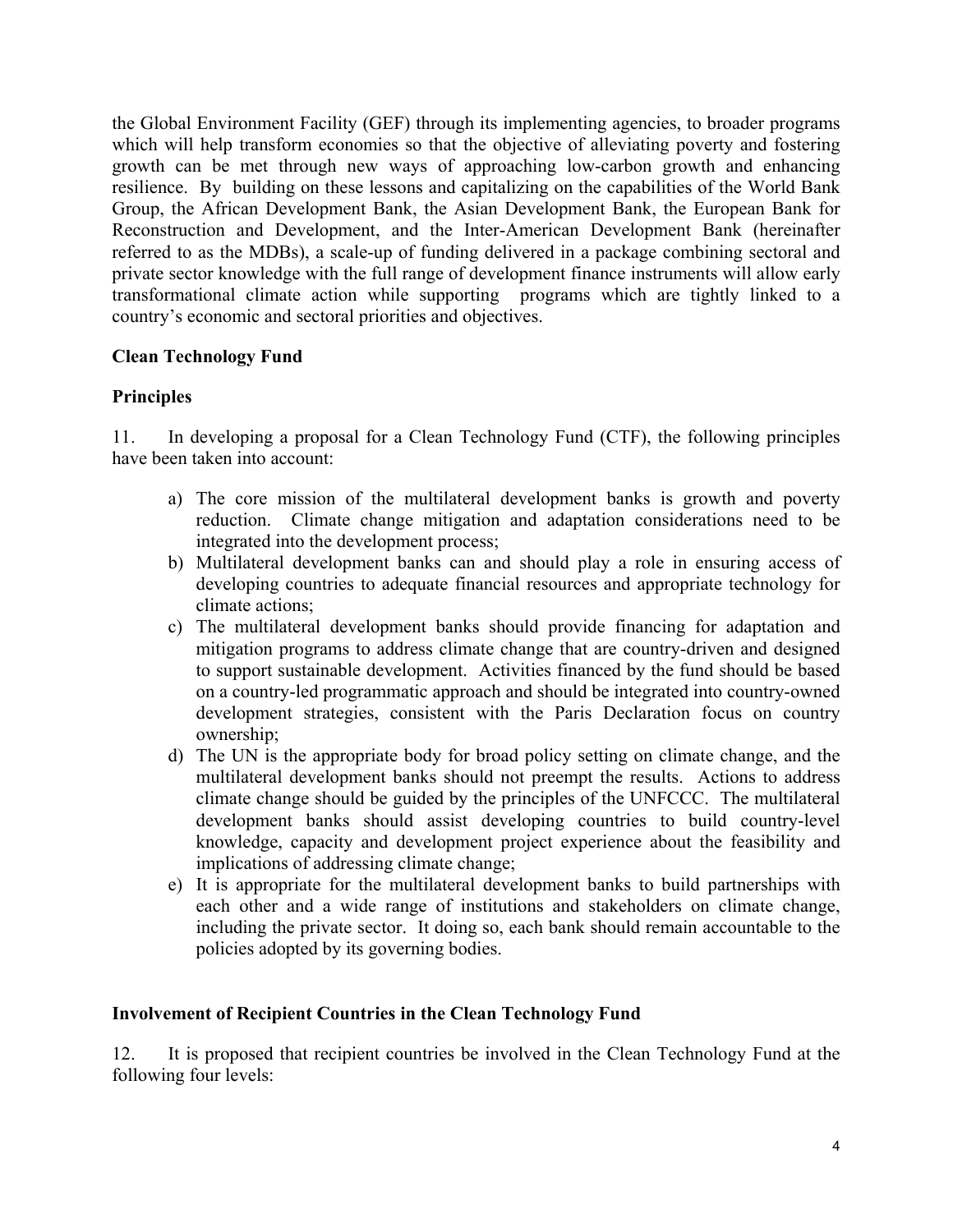the Global Environment Facility (GEF) through its implementing agencies, to broader programs which will help transform economies so that the objective of alleviating poverty and fostering growth can be met through new ways of approaching low-carbon growth and enhancing resilience. By building on these lessons and capitalizing on the capabilities of the World Bank Group, the African Development Bank, the Asian Development Bank, the European Bank for Reconstruction and Development, and the Inter-American Development Bank (hereinafter referred to as the MDBs), a scale-up of funding delivered in a package combining sectoral and private sector knowledge with the full range of development finance instruments will allow early transformational climate action while supporting programs which are tightly linked to a country's economic and sectoral priorities and objectives.

## Clean Technology Fund

### Principles

11. In developing a proposal for a Clean Technology Fund (CTF), the following principles have been taken into account:

a) The core mission of the multilateral development banks is growth and poverty reduction. Climate change mitigation and adaptation considerations need to be integrated into the development process;
b) Multilateral development banks can and should play a role in ensuring access of developing countries to adequate financial resources and appropriate technology for climate actions;
c) The multilateral development banks should provide financing for adaptation and mitigation programs to address climate change that are country-driven and designed to support sustainable development. Activities financed by the fund should be based on a country-led programmatic approach and should be integrated into country-owned development strategies, consistent with the Paris Declaration focus on country ownership;
d) The UN is the appropriate body for broad policy setting on climate change, and the multilateral development banks should not preempt the results. Actions to address climate change should be guided by the principles of the UNFCCC. The multilateral development banks should assist developing countries to build country-level knowledge, capacity and development project experience about the feasibility and implications of addressing climate change;
e) It is appropriate for the multilateral development banks to build partnerships with each other and a wide range of institutions and stakeholders on climate change, including the private sector. It doing so, each bank should remain accountable to the policies adopted by its governing bodies.

### Involvement of Recipient Countries in the Clean Technology Fund

12. It is proposed that recipient countries be involved in the Clean Technology Fund at the following four levels: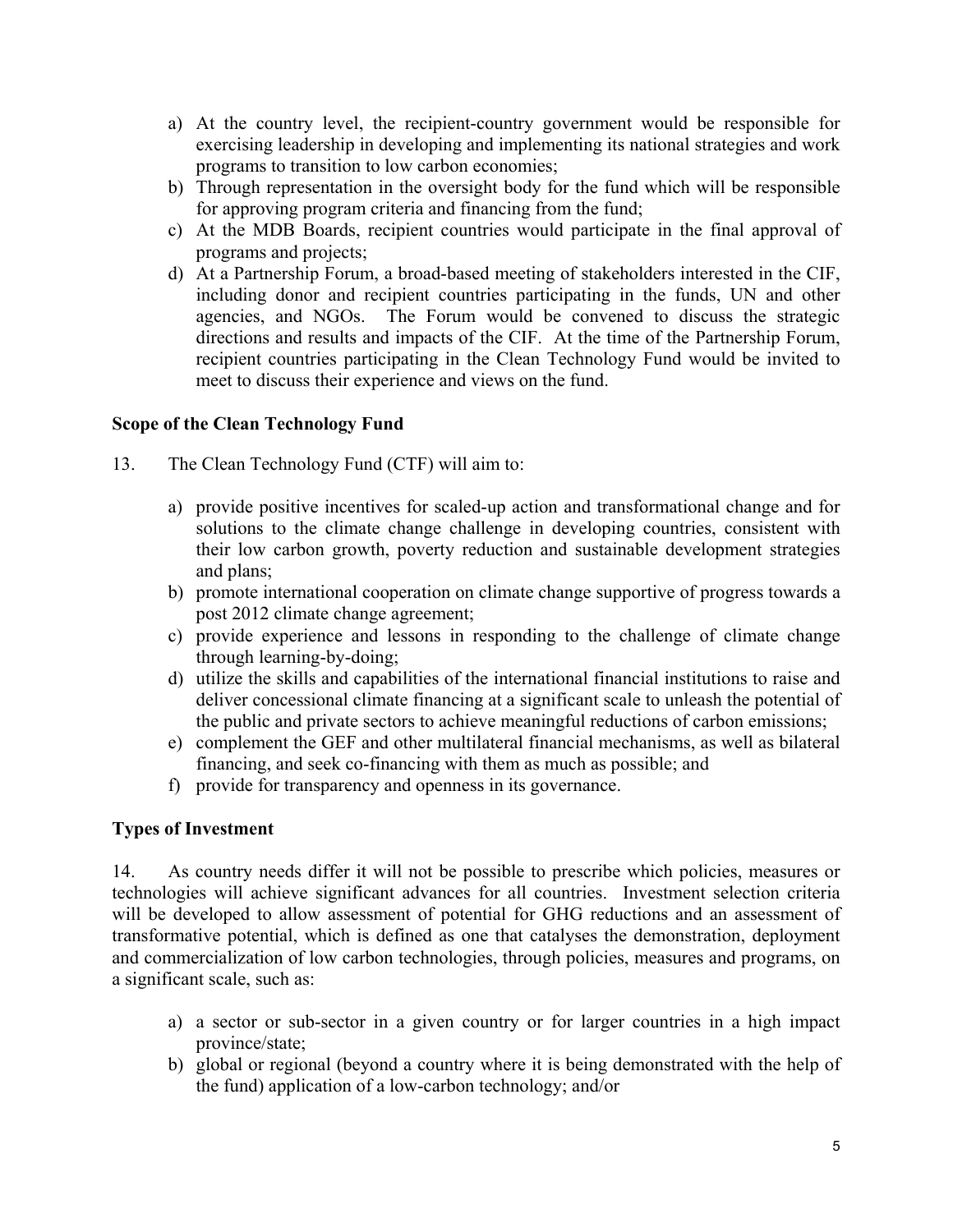a) At the country level, the recipient-country government would be responsible for exercising leadership in developing and implementing its national strategies and work programs to transition to low carbon economies;
b) Through representation in the oversight body for the fund which will be responsible for approving program criteria and financing from the fund;
c) At the MDB Boards, recipient countries would participate in the final approval of programs and projects;
d) At a Partnership Forum, a broad-based meeting of stakeholders interested in the CIF, including donor and recipient countries participating in the funds, UN and other agencies, and NGOs. The Forum would be convened to discuss the strategic directions and results and impacts of the CIF. At the time of the Partnership Forum, recipient countries participating in the Clean Technology Fund would be invited to meet to discuss their experience and views on the fund.

**Scope of the Clean Technology Fund**

13. The Clean Technology Fund (CTF) will aim to:

a) provide positive incentives for scaled-up action and transformational change and for solutions to the climate change challenge in developing countries, consistent with their low carbon growth, poverty reduction and sustainable development strategies and plans;
b) promote international cooperation on climate change supportive of progress towards a post 2012 climate change agreement;
c) provide experience and lessons in responding to the challenge of climate change through learning-by-doing;
d) utilize the skills and capabilities of the international financial institutions to raise and deliver concessional climate financing at a significant scale to unleash the potential of the public and private sectors to achieve meaningful reductions of carbon emissions;
e) complement the GEF and other multilateral financial mechanisms, as well as bilateral financing, and seek co-financing with them as much as possible; and
f) provide for transparency and openness in its governance.

**Types of Investment**

14. As country needs differ it will not be possible to prescribe which policies, measures or technologies will achieve significant advances for all countries. Investment selection criteria will be developed to allow assessment of potential for GHG reductions and an assessment of transformative potential, which is defined as one that catalyses the demonstration, deployment and commercialization of low carbon technologies, through policies, measures and programs, on a significant scale, such as:

a) a sector or sub-sector in a given country or for larger countries in a high impact province/state;
b) global or regional (beyond a country where it is being demonstrated with the help of the fund) application of a low-carbon technology; and/or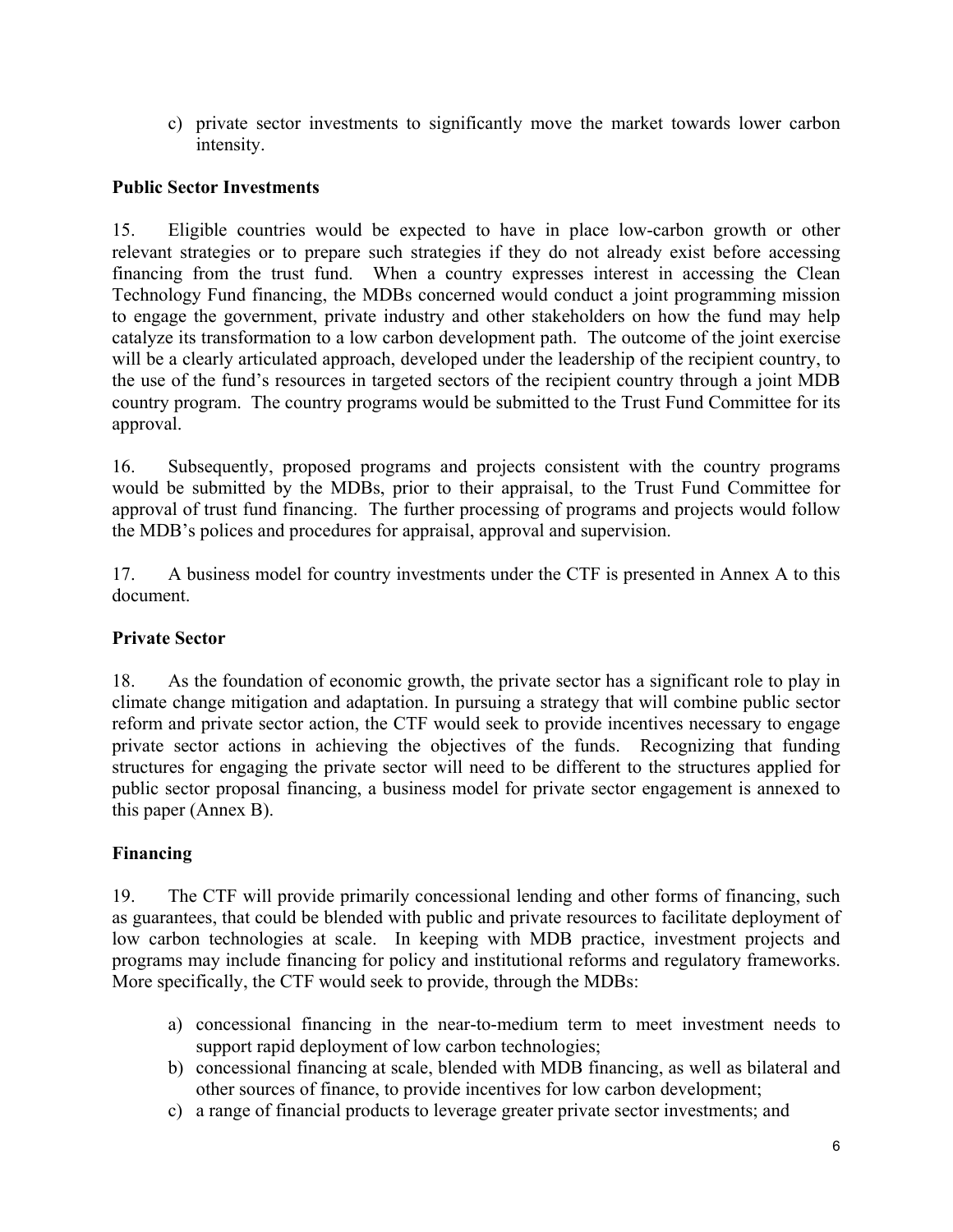c) private sector investments to significantly move the market towards lower carbon intensity.

**Public Sector Investments**

15. Eligible countries would be expected to have in place low-carbon growth or other relevant strategies or to prepare such strategies if they do not already exist before accessing financing from the trust fund. When a country expresses interest in accessing the Clean Technology Fund financing, the MDBs concerned would conduct a joint programming mission to engage the government, private industry and other stakeholders on how the fund may help catalyze its transformation to a low carbon development path. The outcome of the joint exercise will be a clearly articulated approach, developed under the leadership of the recipient country, to the use of the fund's resources in targeted sectors of the recipient country through a joint MDB country program. The country programs would be submitted to the Trust Fund Committee for its approval.

16. Subsequently, proposed programs and projects consistent with the country programs would be submitted by the MDBs, prior to their appraisal, to the Trust Fund Committee for approval of trust fund financing. The further processing of programs and projects would follow the MDB's polices and procedures for appraisal, approval and supervision.

17. A business model for country investments under the CTF is presented in Annex A to this document.

**Private Sector**

18. As the foundation of economic growth, the private sector has a significant role to play in climate change mitigation and adaptation. In pursuing a strategy that will combine public sector reform and private sector action, the CTF would seek to provide incentives necessary to engage private sector actions in achieving the objectives of the funds. Recognizing that funding structures for engaging the private sector will need to be different to the structures applied for public sector proposal financing, a business model for private sector engagement is annexed to this paper (Annex B).

**Financing**

19. The CTF will provide primarily concessional lending and other forms of financing, such as guarantees, that could be blended with public and private resources to facilitate deployment of low carbon technologies at scale. In keeping with MDB practice, investment projects and programs may include financing for policy and institutional reforms and regulatory frameworks. More specifically, the CTF would seek to provide, through the MDBs:

a) concessional financing in the near-to-medium term to meet investment needs to support rapid deployment of low carbon technologies;
b) concessional financing at scale, blended with MDB financing, as well as bilateral and other sources of finance, to provide incentives for low carbon development;
c) a range of financial products to leverage greater private sector investments; and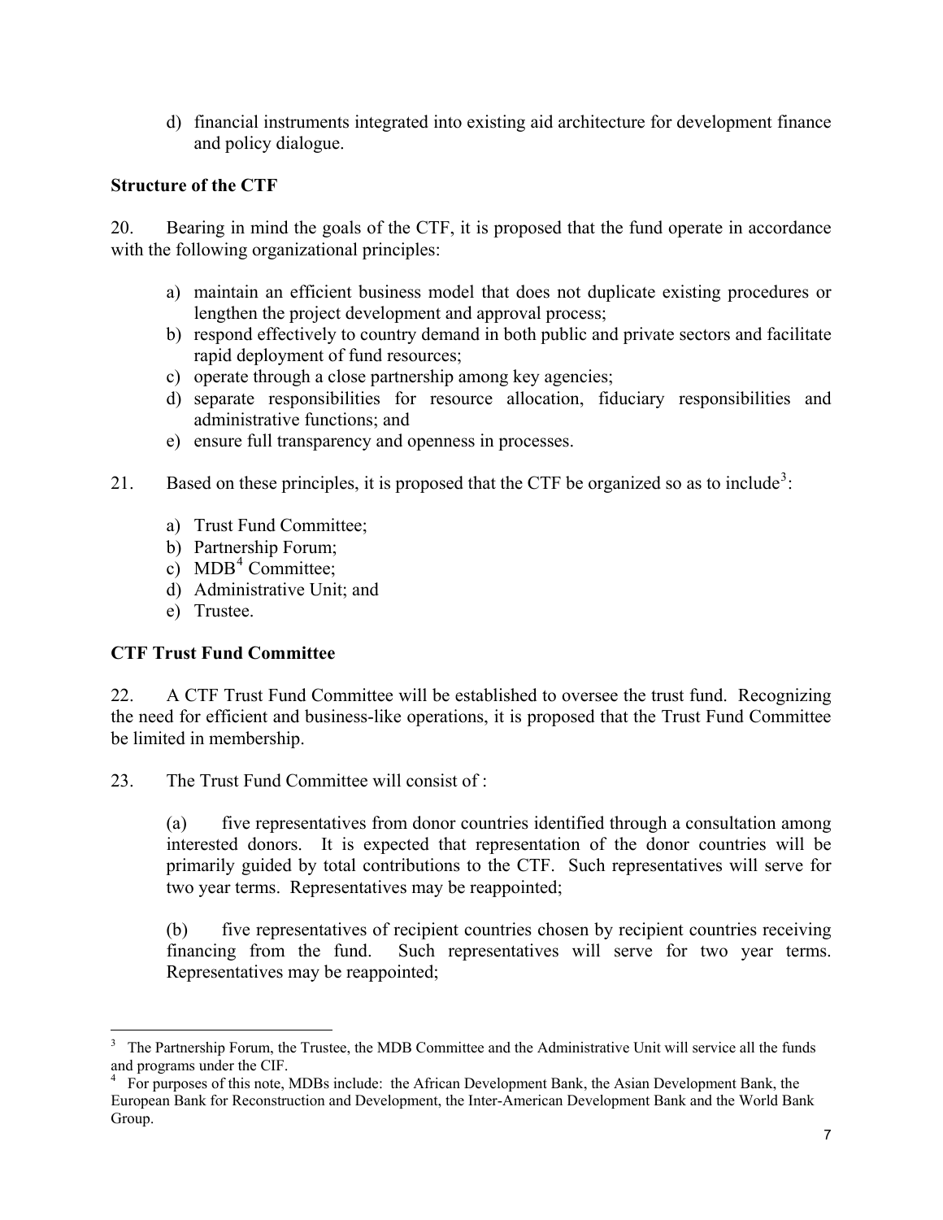d) financial instruments integrated into existing aid architecture for development finance and policy dialogue.

**Structure of the CTF**

20. Bearing in mind the goals of the CTF, it is proposed that the fund operate in accordance with the following organizational principles:

a) maintain an efficient business model that does not duplicate existing procedures or lengthen the project development and approval process;
b) respond effectively to country demand in both public and private sectors and facilitate rapid deployment of fund resources;
c) operate through a close partnership among key agencies;
d) separate responsibilities for resource allocation, fiduciary responsibilities and administrative functions; and
e) ensure full transparency and openness in processes.

21. Based on these principles, it is proposed that the CTF be organized so as to include[3]:

a) Trust Fund Committee;
b) Partnership Forum;
c) MDB[4] Committee;
d) Administrative Unit; and
e) Trustee.

**CTF Trust Fund Committee**

22. A CTF Trust Fund Committee will be established to oversee the trust fund. Recognizing the need for efficient and business-like operations, it is proposed that the Trust Fund Committee be limited in membership.

23. The Trust Fund Committee will consist of :

(a) five representatives from donor countries identified through a consultation among interested donors. It is expected that representation of the donor countries will be primarily guided by total contributions to the CTF. Such representatives will serve for two year terms. Representatives may be reappointed;

(b) five representatives of recipient countries chosen by recipient countries receiving financing from the fund. Such representatives will serve for two year terms. Representatives may be reappointed;

---

[3] The Partnership Forum, the Trustee, the MDB Committee and the Administrative Unit will service all the funds and programs under the CIF.

[4] For purposes of this note, MDBs include: the African Development Bank, the Asian Development Bank, the European Bank for Reconstruction and Development, the Inter-American Development Bank and the World Bank Group.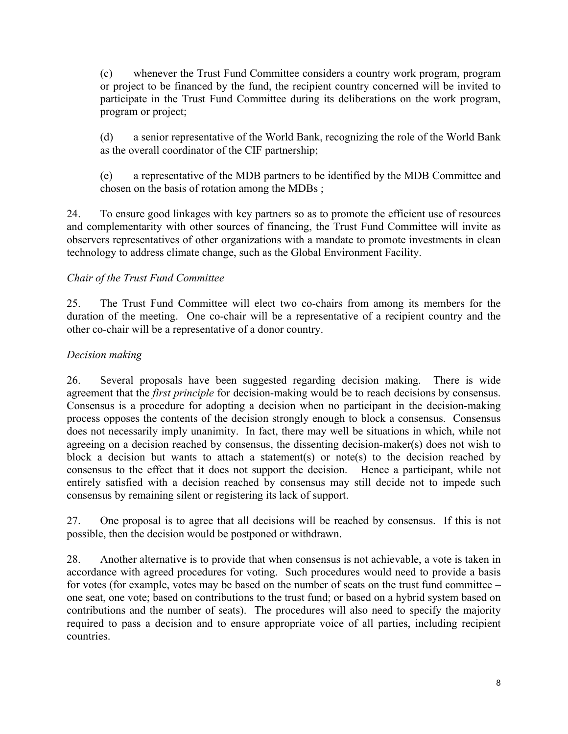(c) whenever the Trust Fund Committee considers a country work program, program or project to be financed by the fund, the recipient country concerned will be invited to participate in the Trust Fund Committee during its deliberations on the work program, program or project;

(d) a senior representative of the World Bank, recognizing the role of the World Bank as the overall coordinator of the CIF partnership;

(e) a representative of the MDB partners to be identified by the MDB Committee and chosen on the basis of rotation among the MDBs ;

24. To ensure good linkages with key partners so as to promote the efficient use of resources and complementarity with other sources of financing, the Trust Fund Committee will invite as observers representatives of other organizations with a mandate to promote investments in clean technology to address climate change, such as the Global Environment Facility.

*Chair of the Trust Fund Committee*

25. The Trust Fund Committee will elect two co-chairs from among its members for the duration of the meeting. One co-chair will be a representative of a recipient country and the other co-chair will be a representative of a donor country.

*Decision making*

26. Several proposals have been suggested regarding decision making. There is wide agreement that the *first principle* for decision-making would be to reach decisions by consensus. Consensus is a procedure for adopting a decision when no participant in the decision-making process opposes the contents of the decision strongly enough to block a consensus. Consensus does not necessarily imply unanimity. In fact, there may well be situations in which, while not agreeing on a decision reached by consensus, the dissenting decision-maker(s) does not wish to block a decision but wants to attach a statement(s) or note(s) to the decision reached by consensus to the effect that it does not support the decision. Hence a participant, while not entirely satisfied with a decision reached by consensus may still decide not to impede such consensus by remaining silent or registering its lack of support.

27. One proposal is to agree that all decisions will be reached by consensus. If this is not possible, then the decision would be postponed or withdrawn.

28. Another alternative is to provide that when consensus is not achievable, a vote is taken in accordance with agreed procedures for voting. Such procedures would need to provide a basis for votes (for example, votes may be based on the number of seats on the trust fund committee – one seat, one vote; based on contributions to the trust fund; or based on a hybrid system based on contributions and the number of seats). The procedures will also need to specify the majority required to pass a decision and to ensure appropriate voice of all parties, including recipient countries.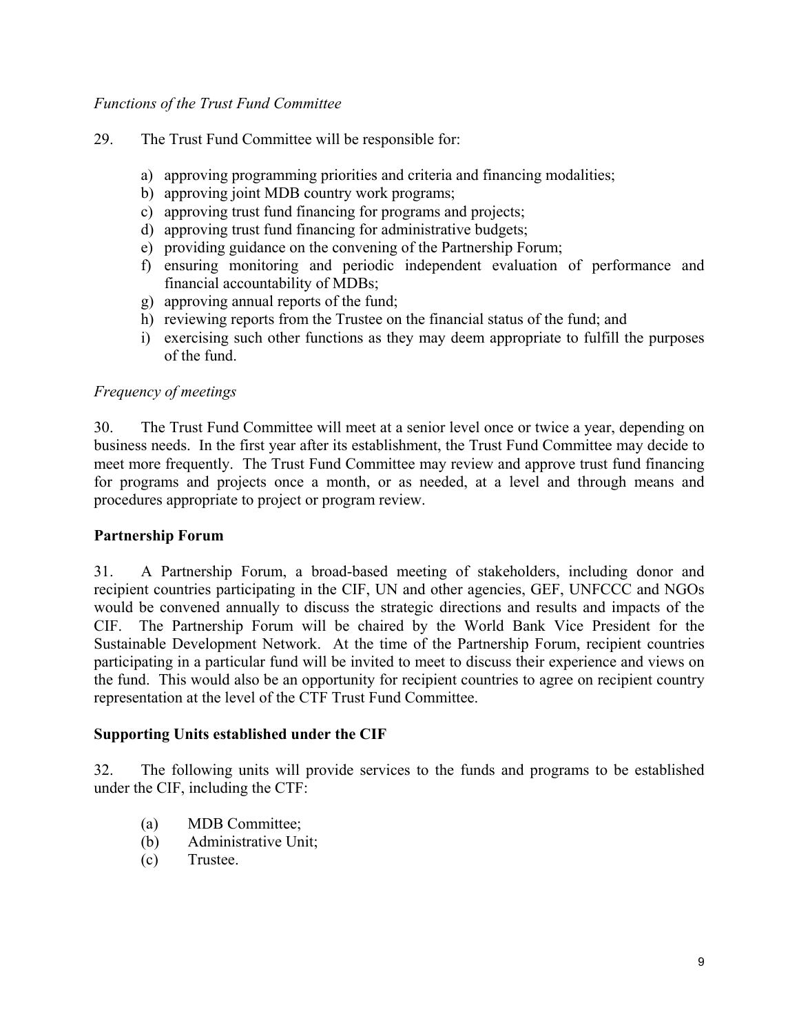*Functions of the Trust Fund Committee*

29. The Trust Fund Committee will be responsible for:

a) approving programming priorities and criteria and financing modalities;
b) approving joint MDB country work programs;
c) approving trust fund financing for programs and projects;
d) approving trust fund financing for administrative budgets;
e) providing guidance on the convening of the Partnership Forum;
f) ensuring monitoring and periodic independent evaluation of performance and financial accountability of MDBs;
g) approving annual reports of the fund;
h) reviewing reports from the Trustee on the financial status of the fund; and
i) exercising such other functions as they may deem appropriate to fulfill the purposes of the fund.

*Frequency of meetings*

30. The Trust Fund Committee will meet at a senior level once or twice a year, depending on business needs. In the first year after its establishment, the Trust Fund Committee may decide to meet more frequently. The Trust Fund Committee may review and approve trust fund financing for programs and projects once a month, or as needed, at a level and through means and procedures appropriate to project or program review.

**Partnership Forum**

31. A Partnership Forum, a broad-based meeting of stakeholders, including donor and recipient countries participating in the CIF, UN and other agencies, GEF, UNFCCC and NGOs would be convened annually to discuss the strategic directions and results and impacts of the CIF. The Partnership Forum will be chaired by the World Bank Vice President for the Sustainable Development Network. At the time of the Partnership Forum, recipient countries participating in a particular fund will be invited to meet to discuss their experience and views on the fund. This would also be an opportunity for recipient countries to agree on recipient country representation at the level of the CTF Trust Fund Committee.

**Supporting Units established under the CIF**

32. The following units will provide services to the funds and programs to be established under the CIF, including the CTF:

(a) MDB Committee;
(b) Administrative Unit;
(c) Trustee.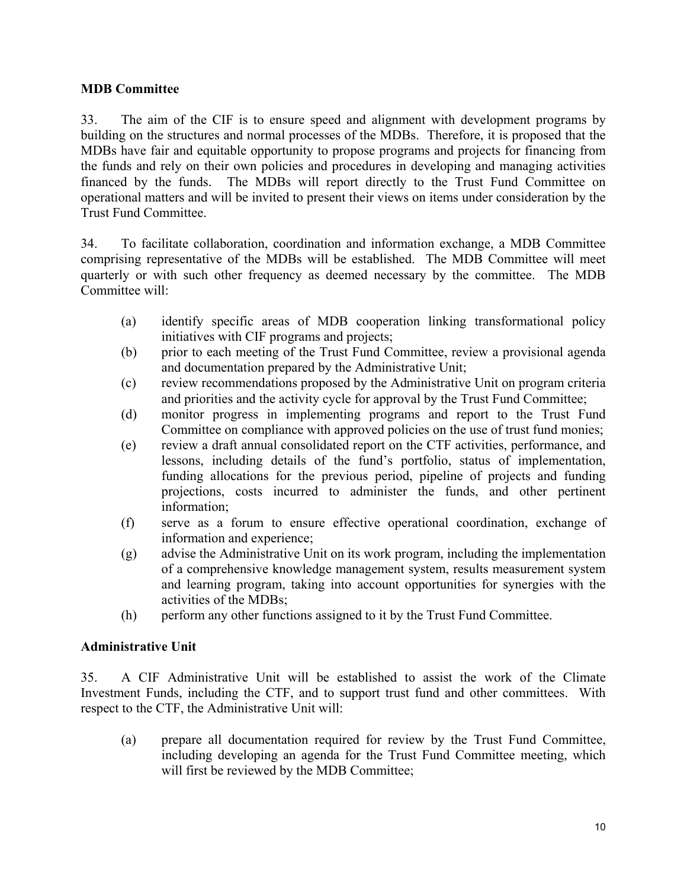**MDB Committee**

33. The aim of the CIF is to ensure speed and alignment with development programs by building on the structures and normal processes of the MDBs. Therefore, it is proposed that the MDBs have fair and equitable opportunity to propose programs and projects for financing from the funds and rely on their own policies and procedures in developing and managing activities financed by the funds. The MDBs will report directly to the Trust Fund Committee on operational matters and will be invited to present their views on items under consideration by the Trust Fund Committee.

34. To facilitate collaboration, coordination and information exchange, a MDB Committee comprising representative of the MDBs will be established. The MDB Committee will meet quarterly or with such other frequency as deemed necessary by the committee. The MDB Committee will:

(a) identify specific areas of MDB cooperation linking transformational policy initiatives with CIF programs and projects;
(b) prior to each meeting of the Trust Fund Committee, review a provisional agenda and documentation prepared by the Administrative Unit;
(c) review recommendations proposed by the Administrative Unit on program criteria and priorities and the activity cycle for approval by the Trust Fund Committee;
(d) monitor progress in implementing programs and report to the Trust Fund Committee on compliance with approved policies on the use of trust fund monies;
(e) review a draft annual consolidated report on the CTF activities, performance, and lessons, including details of the fund's portfolio, status of implementation, funding allocations for the previous period, pipeline of projects and funding projections, costs incurred to administer the funds, and other pertinent information;
(f) serve as a forum to ensure effective operational coordination, exchange of information and experience;
(g) advise the Administrative Unit on its work program, including the implementation of a comprehensive knowledge management system, results measurement system and learning program, taking into account opportunities for synergies with the activities of the MDBs;
(h) perform any other functions assigned to it by the Trust Fund Committee.

**Administrative Unit**

35. A CIF Administrative Unit will be established to assist the work of the Climate Investment Funds, including the CTF, and to support trust fund and other committees. With respect to the CTF, the Administrative Unit will:

(a) prepare all documentation required for review by the Trust Fund Committee, including developing an agenda for the Trust Fund Committee meeting, which will first be reviewed by the MDB Committee;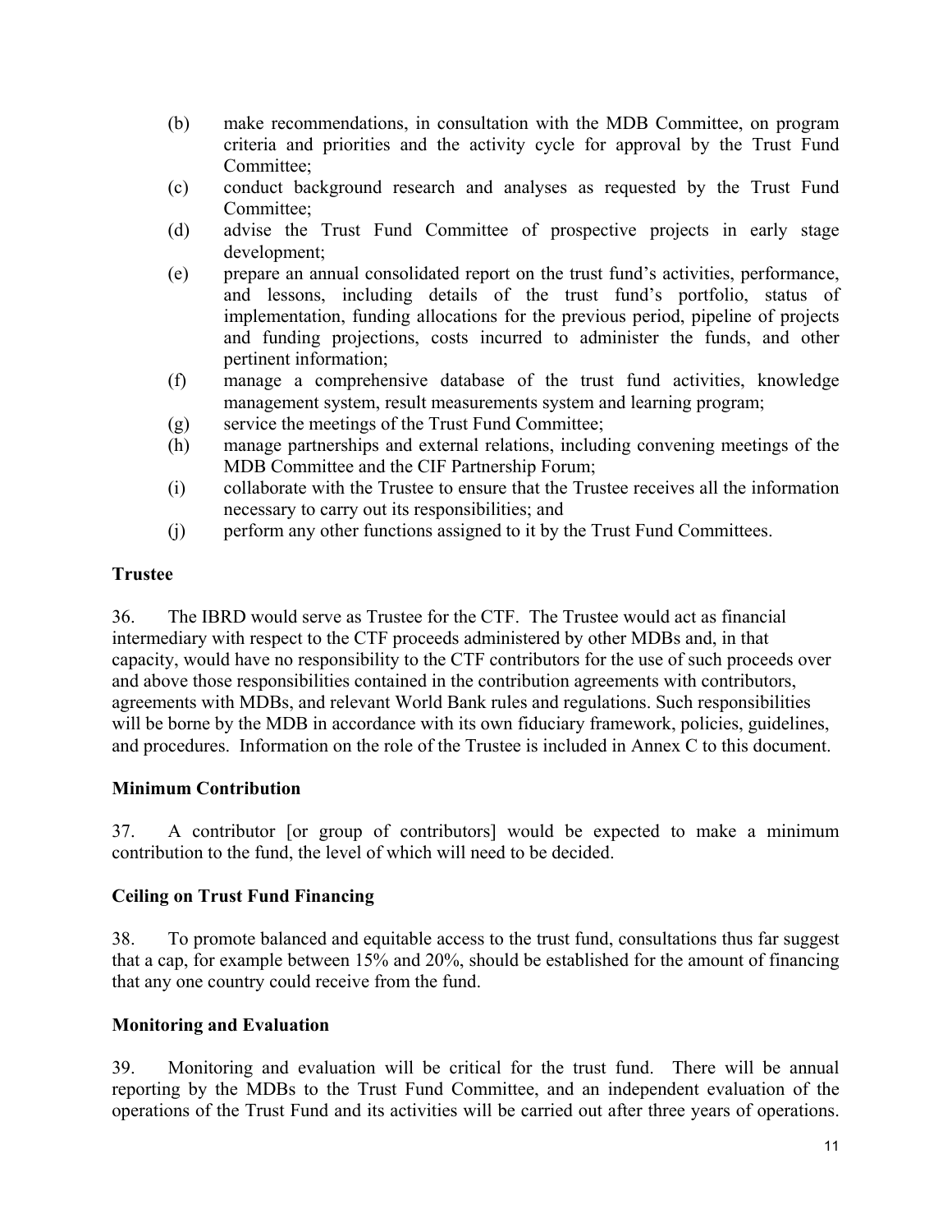(b) make recommendations, in consultation with the MDB Committee, on program criteria and priorities and the activity cycle for approval by the Trust Fund Committee;
(c) conduct background research and analyses as requested by the Trust Fund Committee;
(d) advise the Trust Fund Committee of prospective projects in early stage development;
(e) prepare an annual consolidated report on the trust fund's activities, performance, and lessons, including details of the trust fund's portfolio, status of implementation, funding allocations for the previous period, pipeline of projects and funding projections, costs incurred to administer the funds, and other pertinent information;
(f) manage a comprehensive database of the trust fund activities, knowledge management system, result measurements system and learning program;
(g) service the meetings of the Trust Fund Committee;
(h) manage partnerships and external relations, including convening meetings of the MDB Committee and the CIF Partnership Forum;
(i) collaborate with the Trustee to ensure that the Trustee receives all the information necessary to carry out its responsibilities; and
(j) perform any other functions assigned to it by the Trust Fund Committees.

**Trustee**

36. The IBRD would serve as Trustee for the CTF. The Trustee would act as financial intermediary with respect to the CTF proceeds administered by other MDBs and, in that capacity, would have no responsibility to the CTF contributors for the use of such proceeds over and above those responsibilities contained in the contribution agreements with contributors, agreements with MDBs, and relevant World Bank rules and regulations. Such responsibilities will be borne by the MDB in accordance with its own fiduciary framework, policies, guidelines, and procedures. Information on the role of the Trustee is included in Annex C to this document.

**Minimum Contribution**

37. A contributor [or group of contributors] would be expected to make a minimum contribution to the fund, the level of which will need to be decided.

**Ceiling on Trust Fund Financing**

38. To promote balanced and equitable access to the trust fund, consultations thus far suggest that a cap, for example between 15% and 20%, should be established for the amount of financing that any one country could receive from the fund.

**Monitoring and Evaluation**

39. Monitoring and evaluation will be critical for the trust fund. There will be annual reporting by the MDBs to the Trust Fund Committee, and an independent evaluation of the operations of the Trust Fund and its activities will be carried out after three years of operations.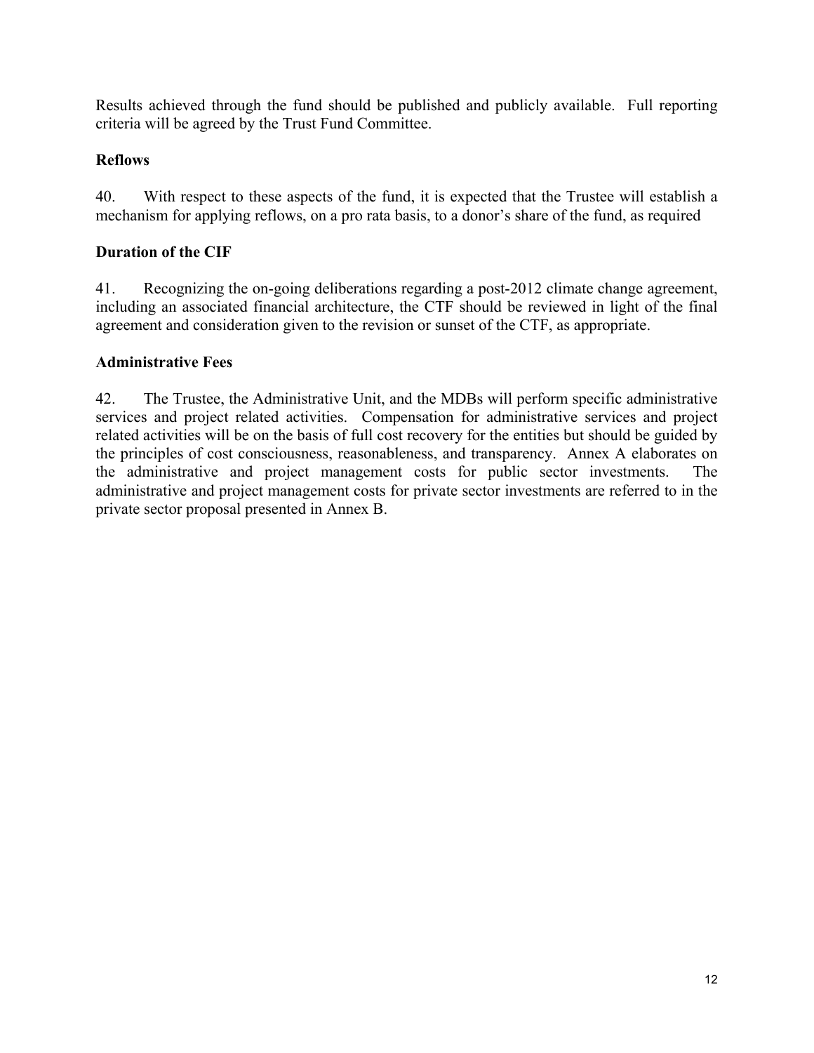Results achieved through the fund should be published and publicly available. Full reporting criteria will be agreed by the Trust Fund Committee.

**Reflows**

40. With respect to these aspects of the fund, it is expected that the Trustee will establish a mechanism for applying reflows, on a pro rata basis, to a donor's share of the fund, as required

**Duration of the CIF**

41. Recognizing the on-going deliberations regarding a post-2012 climate change agreement, including an associated financial architecture, the CTF should be reviewed in light of the final agreement and consideration given to the revision or sunset of the CTF, as appropriate.

**Administrative Fees**

42. The Trustee, the Administrative Unit, and the MDBs will perform specific administrative services and project related activities. Compensation for administrative services and project related activities will be on the basis of full cost recovery for the entities but should be guided by the principles of cost consciousness, reasonableness, and transparency. Annex A elaborates on the administrative and project management costs for public sector investments. The administrative and project management costs for private sector investments are referred to in the private sector proposal presented in Annex B.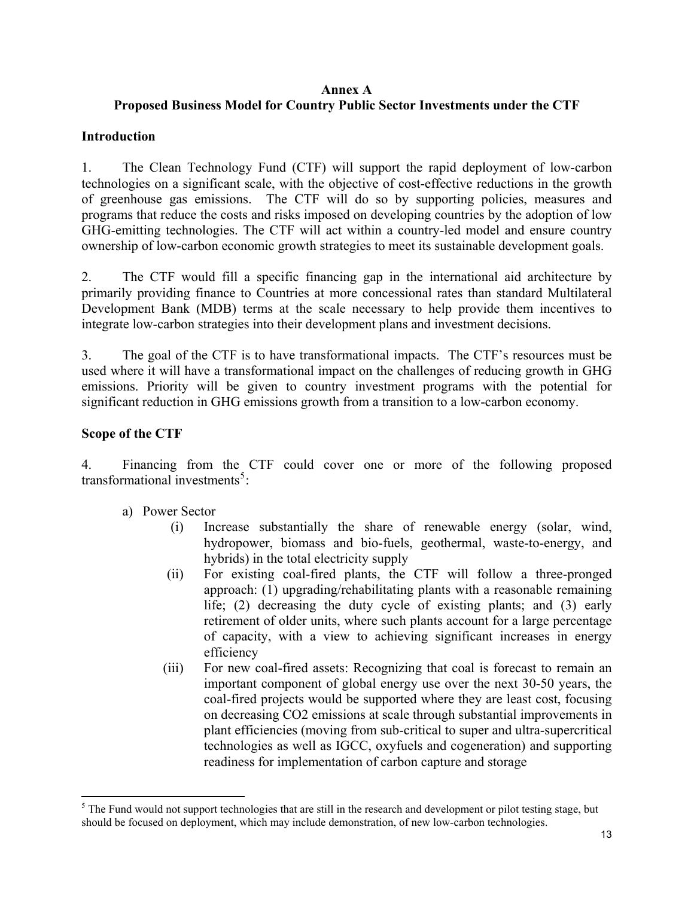**Annex A**

**Proposed Business Model for Country Public Sector Investments under the CTF**

## Introduction

1. The Clean Technology Fund (CTF) will support the rapid deployment of low-carbon technologies on a significant scale, with the objective of cost-effective reductions in the growth of greenhouse gas emissions. The CTF will do so by supporting policies, measures and programs that reduce the costs and risks imposed on developing countries by the adoption of low GHG-emitting technologies. The CTF will act within a country-led model and ensure country ownership of low-carbon economic growth strategies to meet its sustainable development goals.

2. The CTF would fill a specific financing gap in the international aid architecture by primarily providing finance to Countries at more concessional rates than standard Multilateral Development Bank (MDB) terms at the scale necessary to help provide them incentives to integrate low-carbon strategies into their development plans and investment decisions.

3. The goal of the CTF is to have transformational impacts. The CTF's resources must be used where it will have a transformational impact on the challenges of reducing growth in GHG emissions. Priority will be given to country investment programs with the potential for significant reduction in GHG emissions growth from a transition to a low-carbon economy.

## Scope of the CTF

4. Financing from the CTF could cover one or more of the following proposed transformational investments[5]:

a) Power Sector

(i) Increase substantially the share of renewable energy (solar, wind, hydropower, biomass and bio-fuels, geothermal, waste-to-energy, and hybrids) in the total electricity supply

(ii) For existing coal-fired plants, the CTF will follow a three-pronged approach: (1) upgrading/rehabilitating plants with a reasonable remaining life; (2) decreasing the duty cycle of existing plants; and (3) early retirement of older units, where such plants account for a large percentage of capacity, with a view to achieving significant increases in energy efficiency

(iii) For new coal-fired assets: Recognizing that coal is forecast to remain an important component of global energy use over the next 30-50 years, the coal-fired projects would be supported where they are least cost, focusing on decreasing $CO_2$ emissions at scale through substantial improvements in plant efficiencies (moving from sub-critical to super and ultra-supercritical technologies as well as IGCC, oxyfuels and cogeneration) and supporting readiness for implementation of carbon capture and storage

---

[5] The Fund would not support technologies that are still in the research and development or pilot testing stage, but should be focused on deployment, which may include demonstration, of new low-carbon technologies.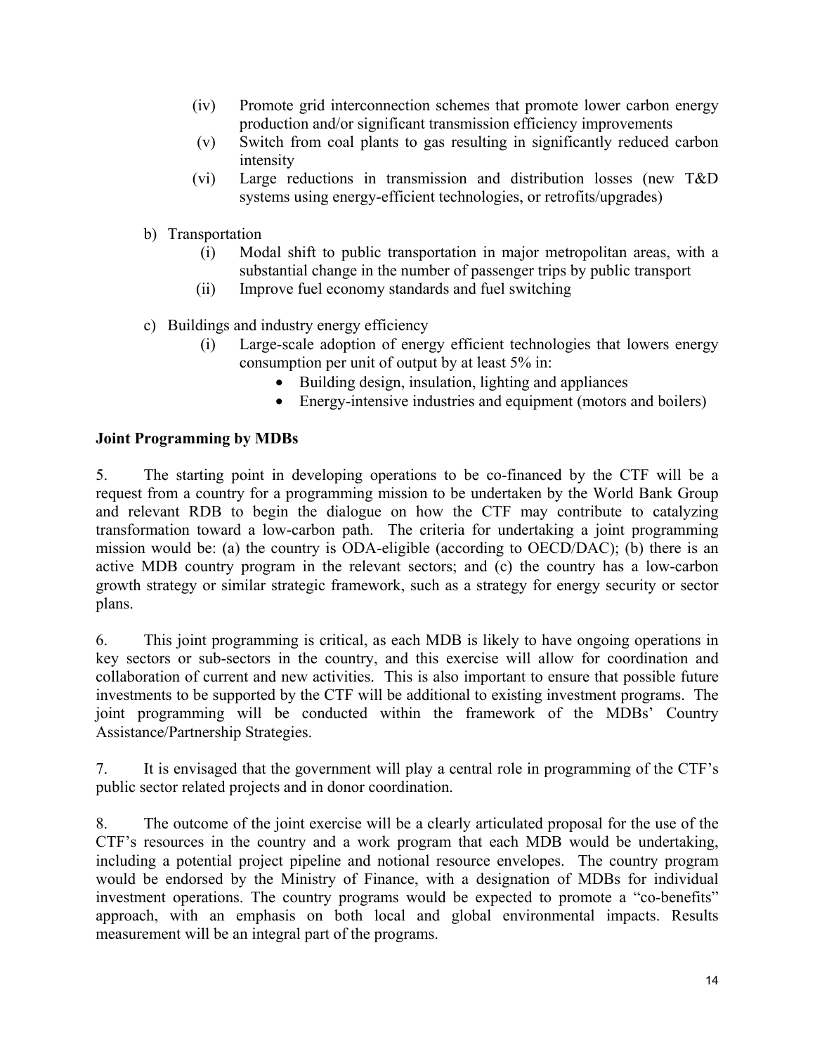(iv) Promote grid interconnection schemes that promote lower carbon energy production and/or significant transmission efficiency improvements

(v) Switch from coal plants to gas resulting in significantly reduced carbon intensity

(vi) Large reductions in transmission and distribution losses (new T&D systems using energy-efficient technologies, or retrofits/upgrades)

b) Transportation

(i) Modal shift to public transportation in major metropolitan areas, with a substantial change in the number of passenger trips by public transport

(ii) Improve fuel economy standards and fuel switching

c) Buildings and industry energy efficiency

(i) Large-scale adoption of energy efficient technologies that lowers energy consumption per unit of output by at least 5% in:

- Building design, insulation, lighting and appliances
- Energy-intensive industries and equipment (motors and boilers)

**Joint Programming by MDBs**

5. The starting point in developing operations to be co-financed by the CTF will be a request from a country for a programming mission to be undertaken by the World Bank Group and relevant RDB to begin the dialogue on how the CTF may contribute to catalyzing transformation toward a low-carbon path. The criteria for undertaking a joint programming mission would be: (a) the country is ODA-eligible (according to OECD/DAC); (b) there is an active MDB country program in the relevant sectors; and (c) the country has a low-carbon growth strategy or similar strategic framework, such as a strategy for energy security or sector plans.

6. This joint programming is critical, as each MDB is likely to have ongoing operations in key sectors or sub-sectors in the country, and this exercise will allow for coordination and collaboration of current and new activities. This is also important to ensure that possible future investments to be supported by the CTF will be additional to existing investment programs. The joint programming will be conducted within the framework of the MDBs' Country Assistance/Partnership Strategies.

7. It is envisaged that the government will play a central role in programming of the CTF's public sector related projects and in donor coordination.

8. The outcome of the joint exercise will be a clearly articulated proposal for the use of the CTF's resources in the country and a work program that each MDB would be undertaking, including a potential project pipeline and notional resource envelopes. The country program would be endorsed by the Ministry of Finance, with a designation of MDBs for individual investment operations. The country programs would be expected to promote a "co-benefits" approach, with an emphasis on both local and global environmental impacts. Results measurement will be an integral part of the programs.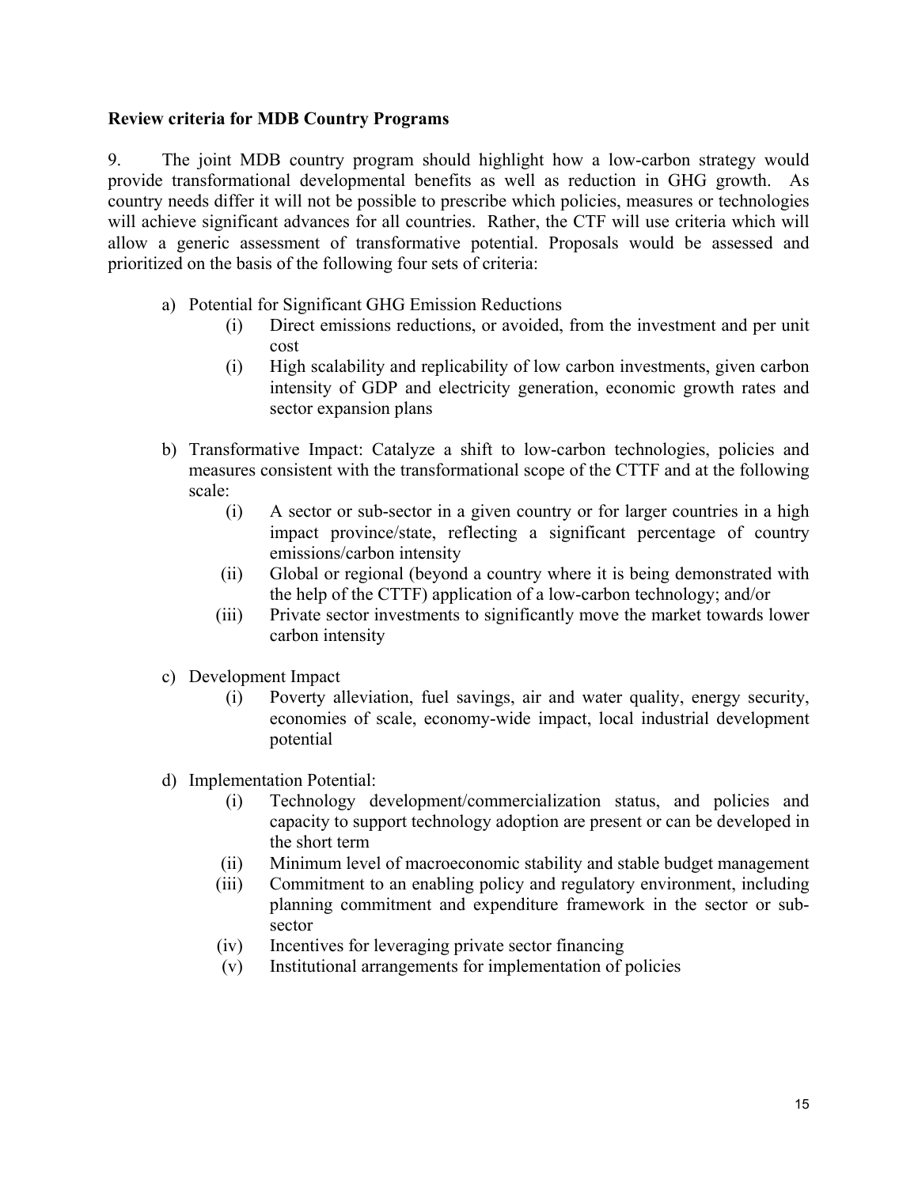**Review criteria for MDB Country Programs**

9. The joint MDB country program should highlight how a low-carbon strategy would provide transformational developmental benefits as well as reduction in GHG growth. As country needs differ it will not be possible to prescribe which policies, measures or technologies will achieve significant advances for all countries. Rather, the CTF will use criteria which will allow a generic assessment of transformative potential. Proposals would be assessed and prioritized on the basis of the following four sets of criteria:

a) Potential for Significant GHG Emission Reductions
   - (i) Direct emissions reductions, or avoided, from the investment and per unit cost
   - (i) High scalability and replicability of low carbon investments, given carbon intensity of GDP and electricity generation, economic growth rates and sector expansion plans

b) Transformative Impact: Catalyze a shift to low-carbon technologies, policies and measures consistent with the transformational scope of the CTTF and at the following scale:
   - (i) A sector or sub-sector in a given country or for larger countries in a high impact province/state, reflecting a significant percentage of country emissions/carbon intensity
   - (ii) Global or regional (beyond a country where it is being demonstrated with the help of the CTTF) application of a low-carbon technology; and/or
   - (iii) Private sector investments to significantly move the market towards lower carbon intensity

c) Development Impact
   - (i) Poverty alleviation, fuel savings, air and water quality, energy security, economies of scale, economy-wide impact, local industrial development potential

d) Implementation Potential:
   - (i) Technology development/commercialization status, and policies and capacity to support technology adoption are present or can be developed in the short term
   - (ii) Minimum level of macroeconomic stability and stable budget management
   - (iii) Commitment to an enabling policy and regulatory environment, including planning commitment and expenditure framework in the sector or sub-sector
   - (iv) Incentives for leveraging private sector financing
   - (v) Institutional arrangements for implementation of policies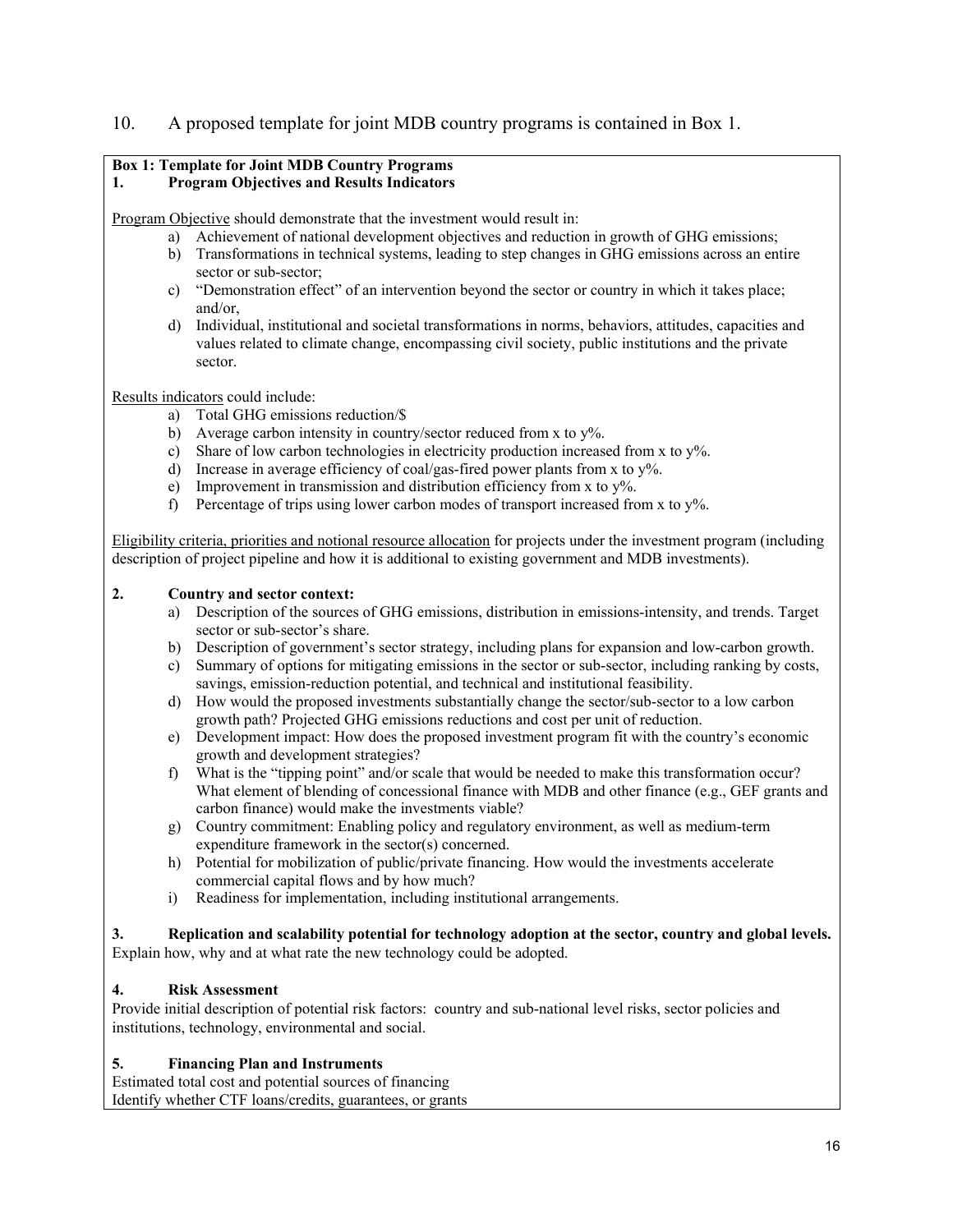10. A proposed template for joint MDB country programs is contained in Box 1.

**Box 1: Template for Joint MDB Country Programs**

**1. Program Objectives and Results Indicators**

Program Objective should demonstrate that the investment would result in:

a) Achievement of national development objectives and reduction in growth of GHG emissions;
b) Transformations in technical systems, leading to step changes in GHG emissions across an entire sector or sub-sector;
c) "Demonstration effect" of an intervention beyond the sector or country in which it takes place; and/or,
d) Individual, institutional and societal transformations in norms, behaviors, attitudes, capacities and values related to climate change, encompassing civil society, public institutions and the private sector.

Results indicators could include:

a) Total GHG emissions reduction/$
b) Average carbon intensity in country/sector reduced from x to y%.
c) Share of low carbon technologies in electricity production increased from x to y%.
d) Increase in average efficiency of coal/gas-fired power plants from x to y%.
e) Improvement in transmission and distribution efficiency from x to y%.
f) Percentage of trips using lower carbon modes of transport increased from x to y%.

Eligibility criteria, priorities and notional resource allocation for projects under the investment program (including description of project pipeline and how it is additional to existing government and MDB investments).

**2. Country and sector context:**

a) Description of the sources of GHG emissions, distribution in emissions-intensity, and trends. Target sector or sub-sector's share.
b) Description of government's sector strategy, including plans for expansion and low-carbon growth.
c) Summary of options for mitigating emissions in the sector or sub-sector, including ranking by costs, savings, emission-reduction potential, and technical and institutional feasibility.
d) How would the proposed investments substantially change the sector/sub-sector to a low carbon growth path? Projected GHG emissions reductions and cost per unit of reduction.
e) Development impact: How does the proposed investment program fit with the country's economic growth and development strategies?
f) What is the "tipping point" and/or scale that would be needed to make this transformation occur? What element of blending of concessional finance with MDB and other finance (e.g., GEF grants and carbon finance) would make the investments viable?
g) Country commitment: Enabling policy and regulatory environment, as well as medium-term expenditure framework in the sector(s) concerned.
h) Potential for mobilization of public/private financing. How would the investments accelerate commercial capital flows and by how much?
i) Readiness for implementation, including institutional arrangements.

**3. Replication and scalability potential for technology adoption at the sector, country and global levels.**
Explain how, why and at what rate the new technology could be adopted.

**4. Risk Assessment**

Provide initial description of potential risk factors: country and sub-national level risks, sector policies and institutions, technology, environmental and social.

**5. Financing Plan and Instruments**

Estimated total cost and potential sources of financing
Identify whether CTF loans/credits, guarantees, or grants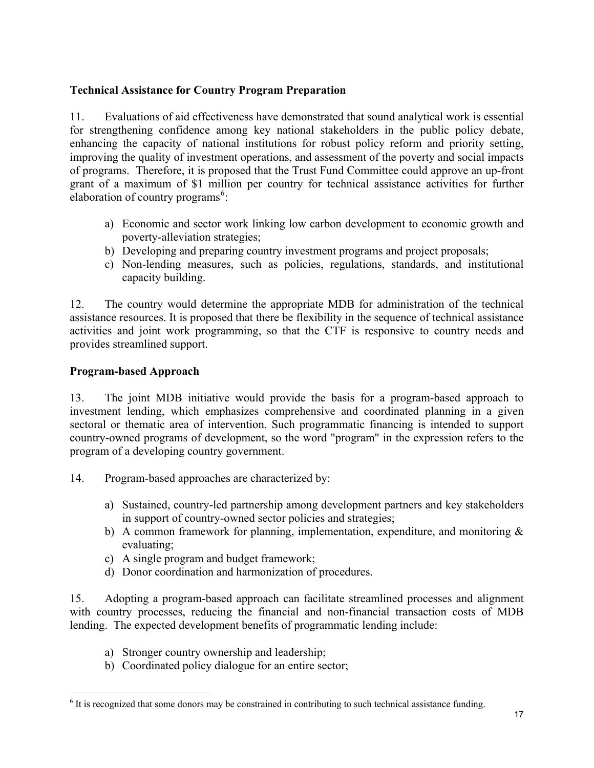### Technical Assistance for Country Program Preparation

11. Evaluations of aid effectiveness have demonstrated that sound analytical work is essential for strengthening confidence among key national stakeholders in the public policy debate, enhancing the capacity of national institutions for robust policy reform and priority setting, improving the quality of investment operations, and assessment of the poverty and social impacts of programs. Therefore, it is proposed that the Trust Fund Committee could approve an up-front grant of a maximum of $1 million per country for technical assistance activities for further elaboration of country programs[6]:

a) Economic and sector work linking low carbon development to economic growth and poverty-alleviation strategies;
b) Developing and preparing country investment programs and project proposals;
c) Non-lending measures, such as policies, regulations, standards, and institutional capacity building.

12. The country would determine the appropriate MDB for administration of the technical assistance resources. It is proposed that there be flexibility in the sequence of technical assistance activities and joint work programming, so that the CTF is responsive to country needs and provides streamlined support.

### Program-based Approach

13. The joint MDB initiative would provide the basis for a program-based approach to investment lending, which emphasizes comprehensive and coordinated planning in a given sectoral or thematic area of intervention. Such programmatic financing is intended to support country-owned programs of development, so the word "program" in the expression refers to the program of a developing country government.

14. Program-based approaches are characterized by:

a) Sustained, country-led partnership among development partners and key stakeholders in support of country-owned sector policies and strategies;
b) A common framework for planning, implementation, expenditure, and monitoring & evaluating;
c) A single program and budget framework;
d) Donor coordination and harmonization of procedures.

15. Adopting a program-based approach can facilitate streamlined processes and alignment with country processes, reducing the financial and non-financial transaction costs of MDB lending. The expected development benefits of programmatic lending include:

a) Stronger country ownership and leadership;
b) Coordinated policy dialogue for an entire sector;

---

[6] It is recognized that some donors may be constrained in contributing to such technical assistance funding.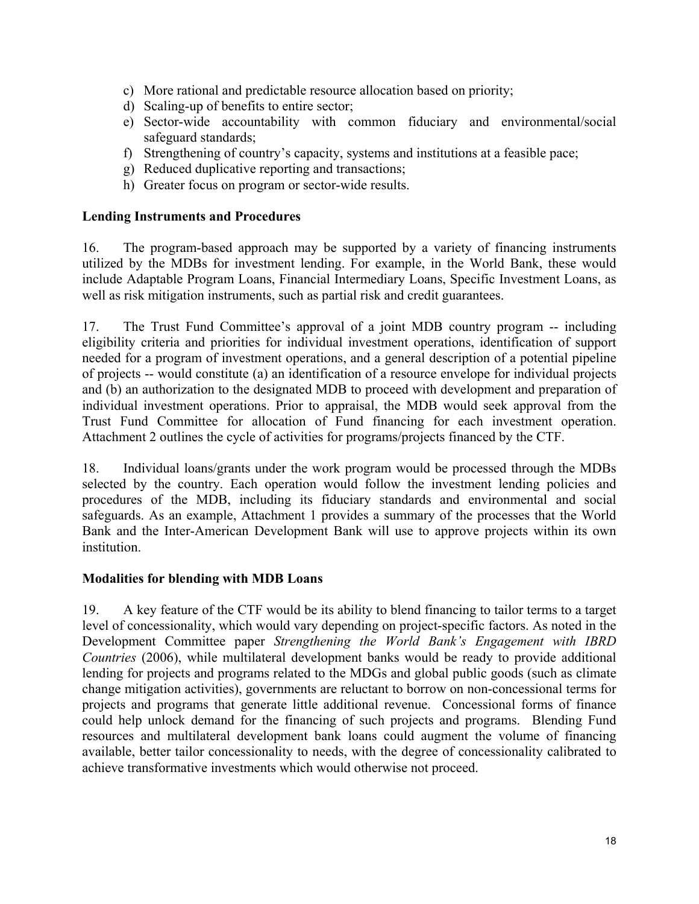c) More rational and predictable resource allocation based on priority;
d) Scaling-up of benefits to entire sector;
e) Sector-wide accountability with common fiduciary and environmental/social safeguard standards;
f) Strengthening of country's capacity, systems and institutions at a feasible pace;
g) Reduced duplicative reporting and transactions;
h) Greater focus on program or sector-wide results.

**Lending Instruments and Procedures**

16. The program-based approach may be supported by a variety of financing instruments utilized by the MDBs for investment lending. For example, in the World Bank, these would include Adaptable Program Loans, Financial Intermediary Loans, Specific Investment Loans, as well as risk mitigation instruments, such as partial risk and credit guarantees.

17. The Trust Fund Committee's approval of a joint MDB country program -- including eligibility criteria and priorities for individual investment operations, identification of support needed for a program of investment operations, and a general description of a potential pipeline of projects -- would constitute (a) an identification of a resource envelope for individual projects and (b) an authorization to the designated MDB to proceed with development and preparation of individual investment operations. Prior to appraisal, the MDB would seek approval from the Trust Fund Committee for allocation of Fund financing for each investment operation. Attachment 2 outlines the cycle of activities for programs/projects financed by the CTF.

18. Individual loans/grants under the work program would be processed through the MDBs selected by the country. Each operation would follow the investment lending policies and procedures of the MDB, including its fiduciary standards and environmental and social safeguards. As an example, Attachment 1 provides a summary of the processes that the World Bank and the Inter-American Development Bank will use to approve projects within its own institution.

**Modalities for blending with MDB Loans**

19. A key feature of the CTF would be its ability to blend financing to tailor terms to a target level of concessionality, which would vary depending on project-specific factors. As noted in the Development Committee paper *Strengthening the World Bank's Engagement with IBRD Countries* (2006), while multilateral development banks would be ready to provide additional lending for projects and programs related to the MDGs and global public goods (such as climate change mitigation activities), governments are reluctant to borrow on non-concessional terms for projects and programs that generate little additional revenue. Concessional forms of finance could help unlock demand for the financing of such projects and programs. Blending Fund resources and multilateral development bank loans could augment the volume of financing available, better tailor concessionality to needs, with the degree of concessionality calibrated to achieve transformative investments which would otherwise not proceed.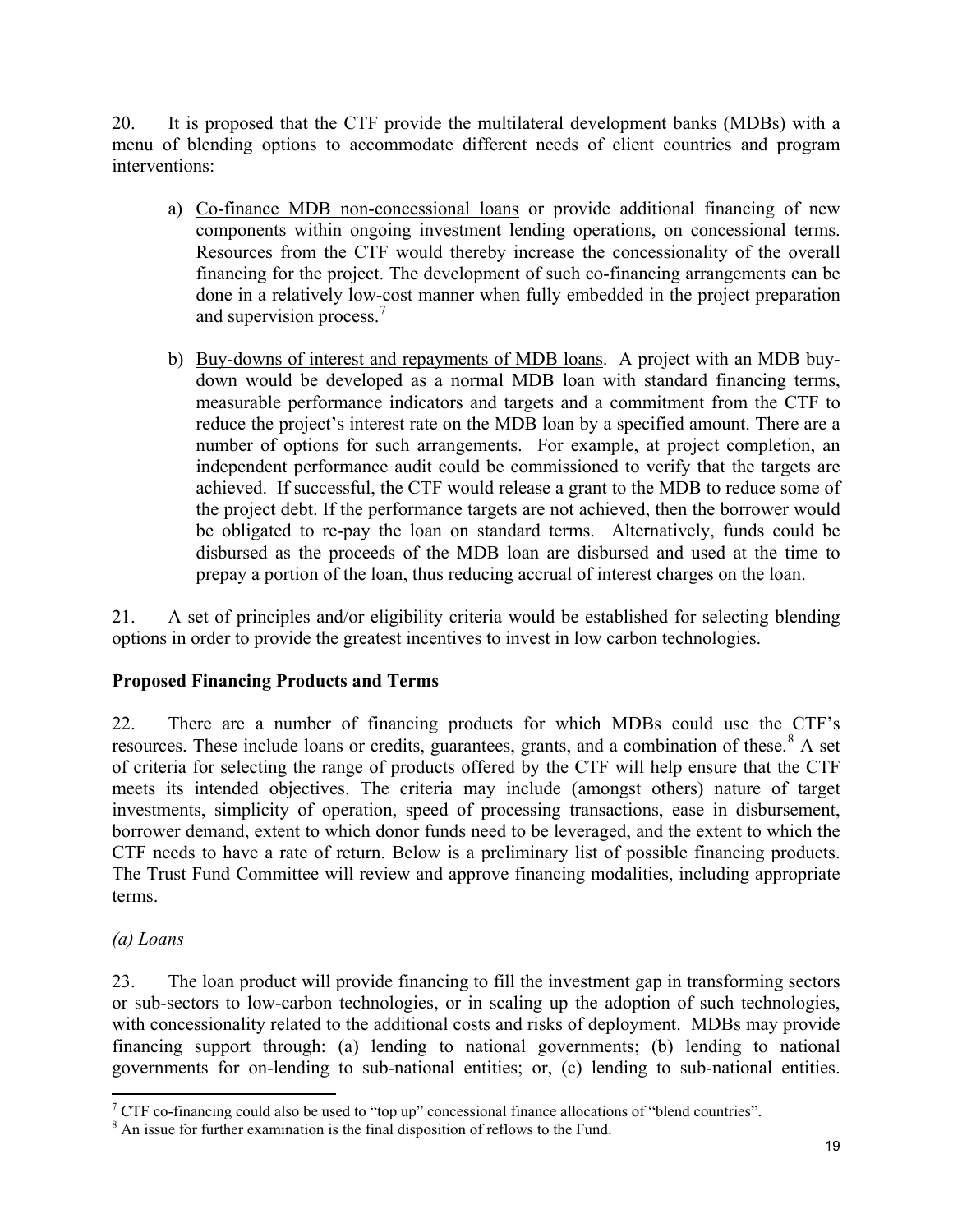20. It is proposed that the CTF provide the multilateral development banks (MDBs) with a menu of blending options to accommodate different needs of client countries and program interventions:

a) <u>Co-finance MDB non-concessional loans</u> or provide additional financing of new components within ongoing investment lending operations, on concessional terms. Resources from the CTF would thereby increase the concessionality of the overall financing for the project. The development of such co-financing arrangements can be done in a relatively low-cost manner when fully embedded in the project preparation and supervision process.[7]

b) <u>Buy-downs of interest and repayments of MDB loans</u>. A project with an MDB buy-down would be developed as a normal MDB loan with standard financing terms, measurable performance indicators and targets and a commitment from the CTF to reduce the project's interest rate on the MDB loan by a specified amount. There are a number of options for such arrangements. For example, at project completion, an independent performance audit could be commissioned to verify that the targets are achieved. If successful, the CTF would release a grant to the MDB to reduce some of the project debt. If the performance targets are not achieved, then the borrower would be obligated to re-pay the loan on standard terms. Alternatively, funds could be disbursed as the proceeds of the MDB loan are disbursed and used at the time to prepay a portion of the loan, thus reducing accrual of interest charges on the loan.

21. A set of principles and/or eligibility criteria would be established for selecting blending options in order to provide the greatest incentives to invest in low carbon technologies.

**Proposed Financing Products and Terms**

22. There are a number of financing products for which MDBs could use the CTF's resources. These include loans or credits, guarantees, grants, and a combination of these.[8] A set of criteria for selecting the range of products offered by the CTF will help ensure that the CTF meets its intended objectives. The criteria may include (amongst others) nature of target investments, simplicity of operation, speed of processing transactions, ease in disbursement, borrower demand, extent to which donor funds need to be leveraged, and the extent to which the CTF needs to have a rate of return. Below is a preliminary list of possible financing products. The Trust Fund Committee will review and approve financing modalities, including appropriate terms.

*(a) Loans*

23. The loan product will provide financing to fill the investment gap in transforming sectors or sub-sectors to low-carbon technologies, or in scaling up the adoption of such technologies, with concessionality related to the additional costs and risks of deployment. MDBs may provide financing support through: (a) lending to national governments; (b) lending to national governments for on-lending to sub-national entities; or, (c) lending to sub-national entities.

---

[7] CTF co-financing could also be used to "top up" concessional finance allocations of "blend countries".

[8] An issue for further examination is the final disposition of reflows to the Fund.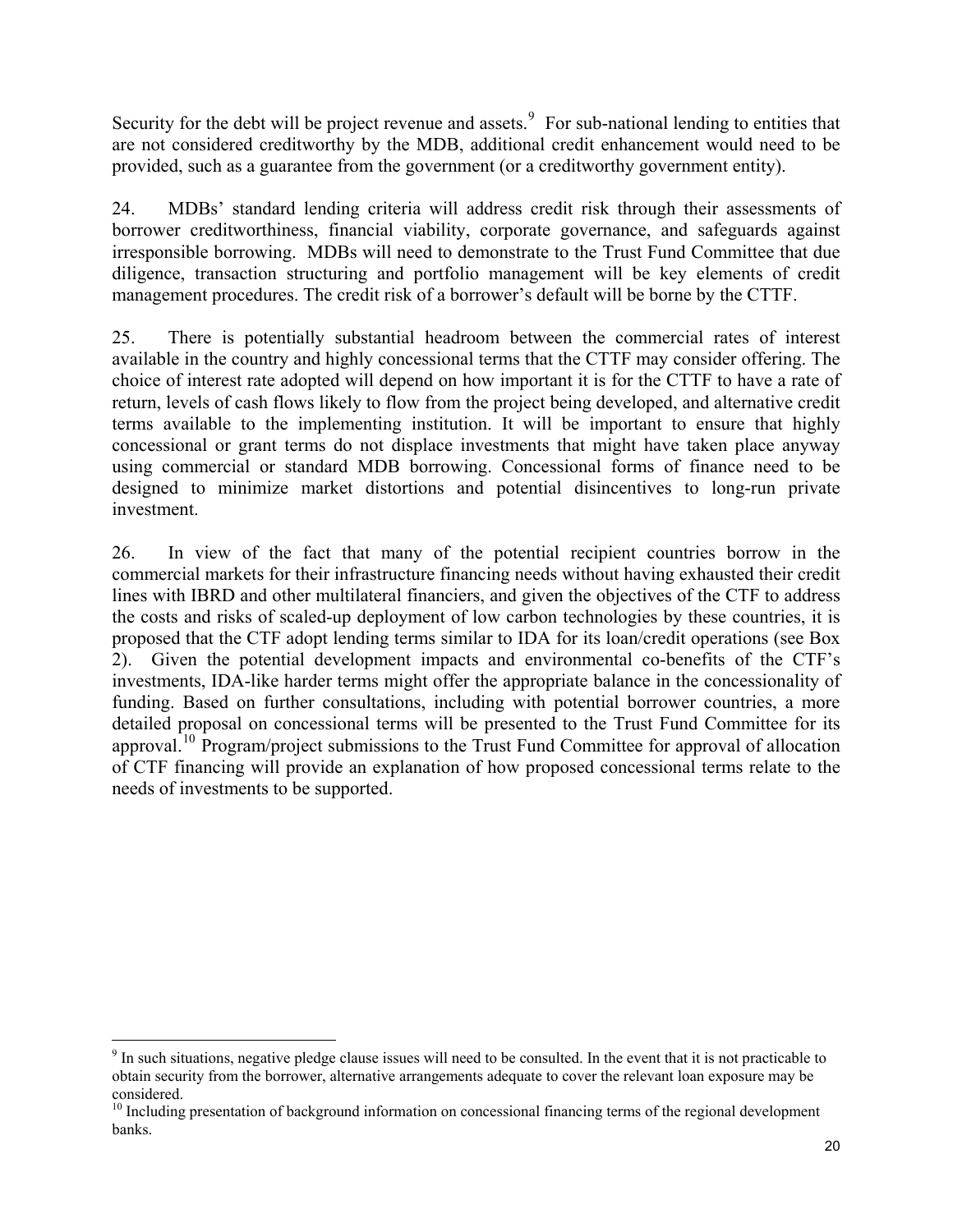Security for the debt will be project revenue and assets.[9] For sub-national lending to entities that are not considered creditworthy by the MDB, additional credit enhancement would need to be provided, such as a guarantee from the government (or a creditworthy government entity).

24. MDBs' standard lending criteria will address credit risk through their assessments of borrower creditworthiness, financial viability, corporate governance, and safeguards against irresponsible borrowing. MDBs will need to demonstrate to the Trust Fund Committee that due diligence, transaction structuring and portfolio management will be key elements of credit management procedures. The credit risk of a borrower's default will be borne by the CTTF.

25. There is potentially substantial headroom between the commercial rates of interest available in the country and highly concessional terms that the CTTF may consider offering. The choice of interest rate adopted will depend on how important it is for the CTTF to have a rate of return, levels of cash flows likely to flow from the project being developed, and alternative credit terms available to the implementing institution. It will be important to ensure that highly concessional or grant terms do not displace investments that might have taken place anyway using commercial or standard MDB borrowing. Concessional forms of finance need to be designed to minimize market distortions and potential disincentives to long-run private investment.

26. In view of the fact that many of the potential recipient countries borrow in the commercial markets for their infrastructure financing needs without having exhausted their credit lines with IBRD and other multilateral financiers, and given the objectives of the CTF to address the costs and risks of scaled-up deployment of low carbon technologies by these countries, it is proposed that the CTF adopt lending terms similar to IDA for its loan/credit operations (see Box 2). Given the potential development impacts and environmental co-benefits of the CTF's investments, IDA-like harder terms might offer the appropriate balance in the concessionality of funding. Based on further consultations, including with potential borrower countries, a more detailed proposal on concessional terms will be presented to the Trust Fund Committee for its approval.[10] Program/project submissions to the Trust Fund Committee for approval of allocation of CTF financing will provide an explanation of how proposed concessional terms relate to the needs of investments to be supported.

---

[9] In such situations, negative pledge clause issues will need to be consulted. In the event that it is not practicable to obtain security from the borrower, alternative arrangements adequate to cover the relevant loan exposure may be considered.

[10] Including presentation of background information on concessional financing terms of the regional development banks.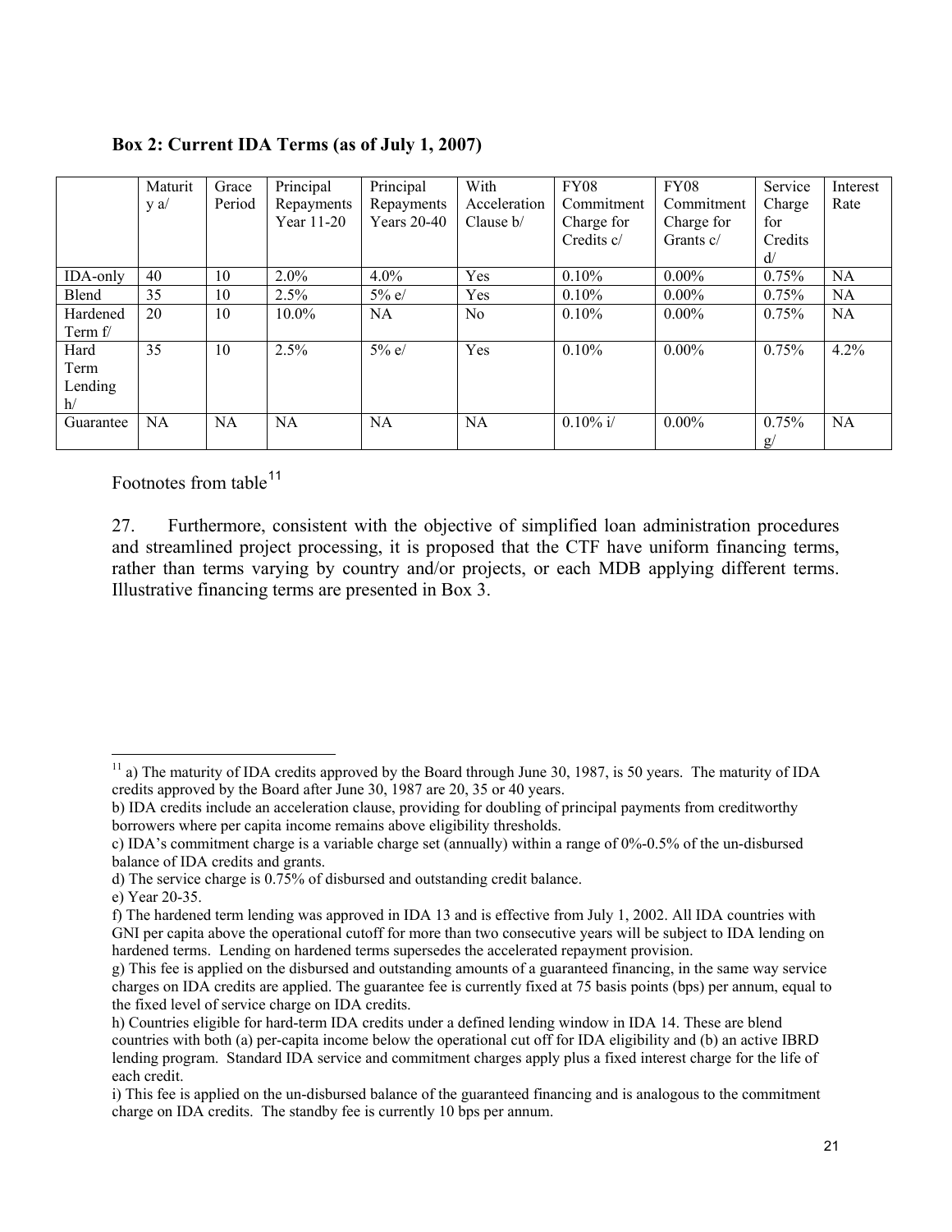**Box 2: Current IDA Terms (as of July 1, 2007)**

| | Maturity a/ | Grace Period | Principal Repayments Year 11-20 | Principal Repayments Years 20-40 | With Acceleration Clause b/ | FY08 Commitment Charge for Credits c/ | FY08 Commitment Charge for Grants c/ | Service Charge for Credits d/ | Interest Rate |
|---|---|---|---|---|---|---|---|---|---|
| IDA-only | 40 | 10 | 2.0% | 4.0% | Yes | 0.10% | 0.00% | 0.75% | NA |
| Blend | 35 | 10 | 2.5% | 5% e/ | Yes | 0.10% | 0.00% | 0.75% | NA |
| Hardened Term f/ | 20 | 10 | 10.0% | NA | No | 0.10% | 0.00% | 0.75% | NA |
| Hard Term Lending h/ | 35 | 10 | 2.5% | 5% e/ | Yes | 0.10% | 0.00% | 0.75% | 4.2% |
| Guarantee | NA | NA | NA | NA | NA | 0.10% i/ | 0.00% | 0.75% g/ | NA |

Footnotes from table[11]

27. Furthermore, consistent with the objective of simplified loan administration procedures and streamlined project processing, it is proposed that the CTF have uniform financing terms, rather than terms varying by country and/or projects, or each MDB applying different terms. Illustrative financing terms are presented in Box 3.

---

[11] a) The maturity of IDA credits approved by the Board through June 30, 1987, is 50 years. The maturity of IDA credits approved by the Board after June 30, 1987 are 20, 35 or 40 years.

b) IDA credits include an acceleration clause, providing for doubling of principal payments from creditworthy borrowers where per capita income remains above eligibility thresholds.

c) IDA's commitment charge is a variable charge set (annually) within a range of 0%-0.5% of the un-disbursed balance of IDA credits and grants.

d) The service charge is 0.75% of disbursed and outstanding credit balance.

e) Year 20-35.

f) The hardened term lending was approved in IDA 13 and is effective from July 1, 2002. All IDA countries with GNI per capita above the operational cutoff for more than two consecutive years will be subject to IDA lending on hardened terms. Lending on hardened terms supersedes the accelerated repayment provision.

g) This fee is applied on the disbursed and outstanding amounts of a guaranteed financing, in the same way service charges on IDA credits are applied. The guarantee fee is currently fixed at 75 basis points (bps) per annum, equal to the fixed level of service charge on IDA credits.

h) Countries eligible for hard-term IDA credits under a defined lending window in IDA 14. These are blend countries with both (a) per-capita income below the operational cut off for IDA eligibility and (b) an active IBRD lending program. Standard IDA service and commitment charges apply plus a fixed interest charge for the life of each credit.

i) This fee is applied on the un-disbursed balance of the guaranteed financing and is analogous to the commitment charge on IDA credits. The standby fee is currently 10 bps per annum.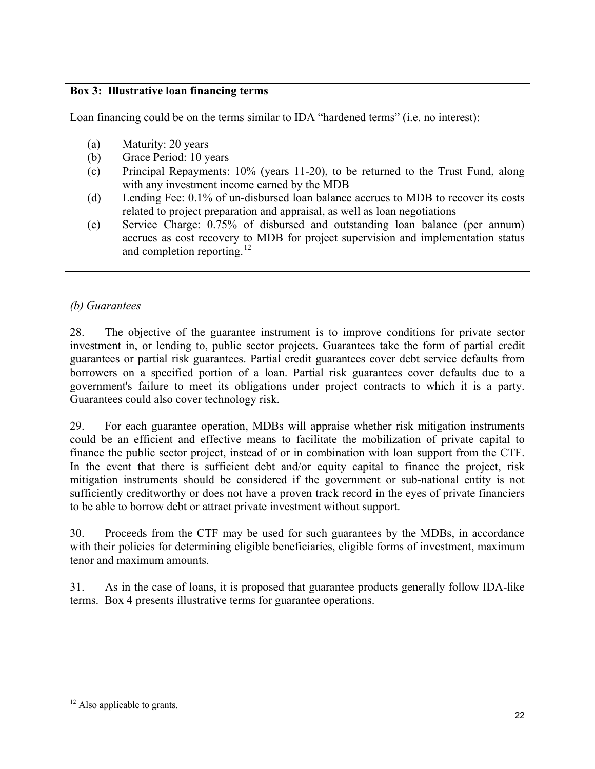**Box 3: Illustrative loan financing terms**

Loan financing could be on the terms similar to IDA "hardened terms" (i.e. no interest):

(a) Maturity: 20 years
(b) Grace Period: 10 years
(c) Principal Repayments: 10% (years 11-20), to be returned to the Trust Fund, along with any investment income earned by the MDB
(d) Lending Fee: 0.1% of un-disbursed loan balance accrues to MDB to recover its costs related to project preparation and appraisal, as well as loan negotiations
(e) Service Charge: 0.75% of disbursed and outstanding loan balance (per annum) accrues as cost recovery to MDB for project supervision and implementation status and completion reporting.[12]

*(b) Guarantees*

28. The objective of the guarantee instrument is to improve conditions for private sector investment in, or lending to, public sector projects. Guarantees take the form of partial credit guarantees or partial risk guarantees. Partial credit guarantees cover debt service defaults from borrowers on a specified portion of a loan. Partial risk guarantees cover defaults due to a government's failure to meet its obligations under project contracts to which it is a party. Guarantees could also cover technology risk.

29. For each guarantee operation, MDBs will appraise whether risk mitigation instruments could be an efficient and effective means to facilitate the mobilization of private capital to finance the public sector project, instead of or in combination with loan support from the CTF. In the event that there is sufficient debt and/or equity capital to finance the project, risk mitigation instruments should be considered if the government or sub-national entity is not sufficiently creditworthy or does not have a proven track record in the eyes of private financiers to be able to borrow debt or attract private investment without support.

30. Proceeds from the CTF may be used for such guarantees by the MDBs, in accordance with their policies for determining eligible beneficiaries, eligible forms of investment, maximum tenor and maximum amounts.

31. As in the case of loans, it is proposed that guarantee products generally follow IDA-like terms. Box 4 presents illustrative terms for guarantee operations.

[12] Also applicable to grants.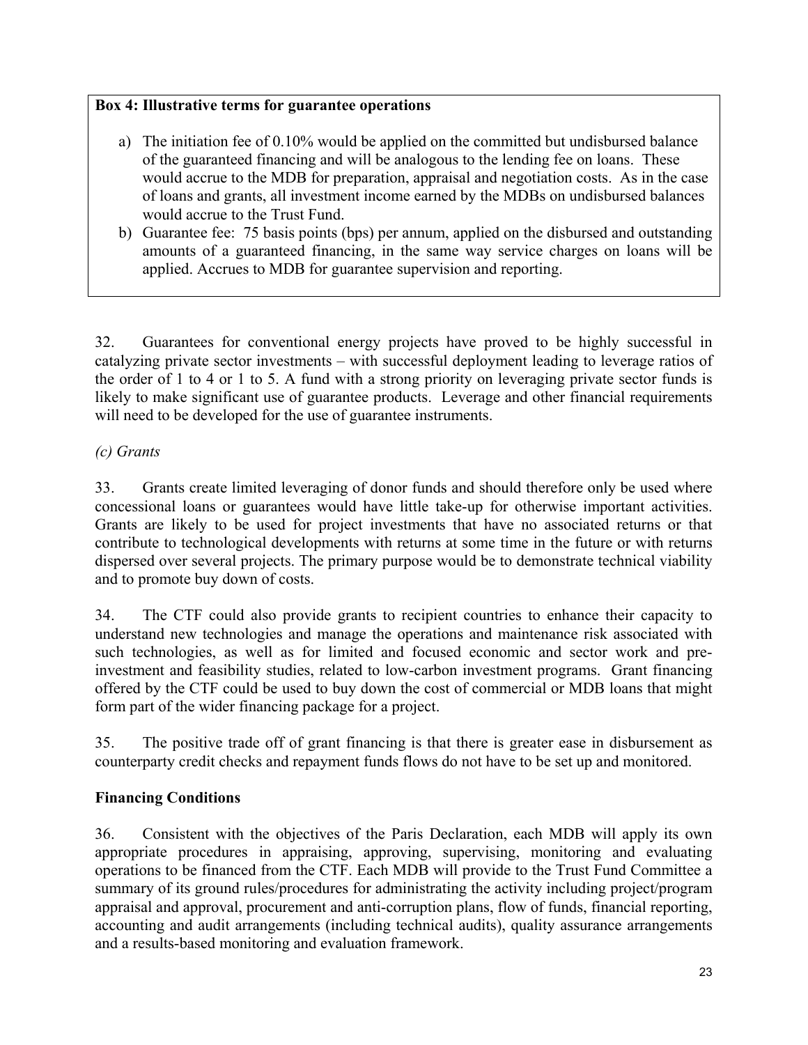**Box 4: Illustrative terms for guarantee operations**

a) The initiation fee of 0.10% would be applied on the committed but undisbursed balance of the guaranteed financing and will be analogous to the lending fee on loans. These would accrue to the MDB for preparation, appraisal and negotiation costs. As in the case of loans and grants, all investment income earned by the MDBs on undisbursed balances would accrue to the Trust Fund.
b) Guarantee fee: 75 basis points (bps) per annum, applied on the disbursed and outstanding amounts of a guaranteed financing, in the same way service charges on loans will be applied. Accrues to MDB for guarantee supervision and reporting.

32. Guarantees for conventional energy projects have proved to be highly successful in catalyzing private sector investments – with successful deployment leading to leverage ratios of the order of 1 to 4 or 1 to 5. A fund with a strong priority on leveraging private sector funds is likely to make significant use of guarantee products. Leverage and other financial requirements will need to be developed for the use of guarantee instruments.

*(c) Grants*

33. Grants create limited leveraging of donor funds and should therefore only be used where concessional loans or guarantees would have little take-up for otherwise important activities. Grants are likely to be used for project investments that have no associated returns or that contribute to technological developments with returns at some time in the future or with returns dispersed over several projects. The primary purpose would be to demonstrate technical viability and to promote buy down of costs.

34. The CTF could also provide grants to recipient countries to enhance their capacity to understand new technologies and manage the operations and maintenance risk associated with such technologies, as well as for limited and focused economic and sector work and pre-investment and feasibility studies, related to low-carbon investment programs. Grant financing offered by the CTF could be used to buy down the cost of commercial or MDB loans that might form part of the wider financing package for a project.

35. The positive trade off of grant financing is that there is greater ease in disbursement as counterparty credit checks and repayment funds flows do not have to be set up and monitored.

**Financing Conditions**

36. Consistent with the objectives of the Paris Declaration, each MDB will apply its own appropriate procedures in appraising, approving, supervising, monitoring and evaluating operations to be financed from the CTF. Each MDB will provide to the Trust Fund Committee a summary of its ground rules/procedures for administrating the activity including project/program appraisal and approval, procurement and anti-corruption plans, flow of funds, financial reporting, accounting and audit arrangements (including technical audits), quality assurance arrangements and a results-based monitoring and evaluation framework.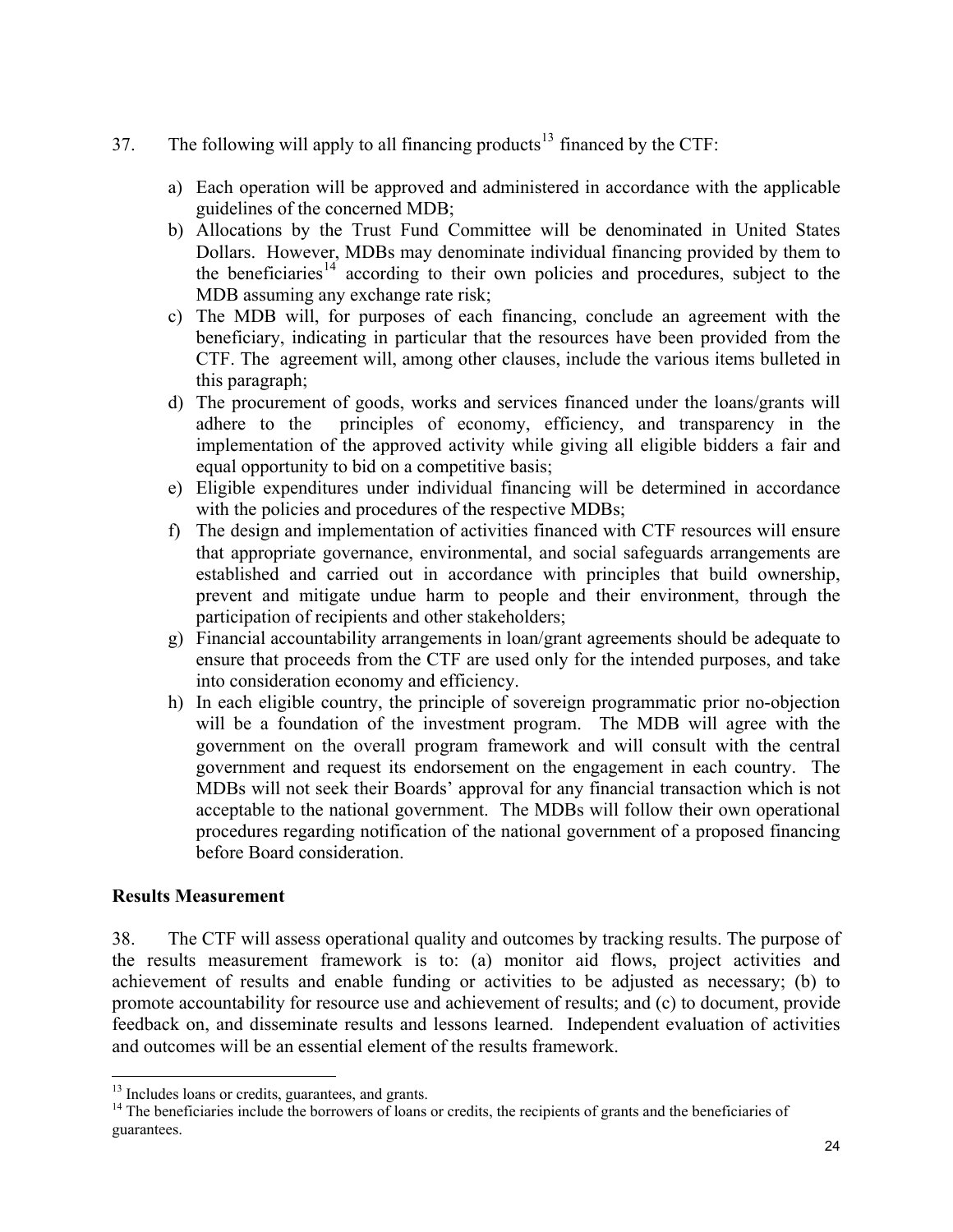37. The following will apply to all financing products[13] financed by the CTF:

a) Each operation will be approved and administered in accordance with the applicable guidelines of the concerned MDB;
b) Allocations by the Trust Fund Committee will be denominated in United States Dollars. However, MDBs may denominate individual financing provided by them to the beneficiaries[14] according to their own policies and procedures, subject to the MDB assuming any exchange rate risk;
c) The MDB will, for purposes of each financing, conclude an agreement with the beneficiary, indicating in particular that the resources have been provided from the CTF. The agreement will, among other clauses, include the various items bulleted in this paragraph;
d) The procurement of goods, works and services financed under the loans/grants will adhere to the principles of economy, efficiency, and transparency in the implementation of the approved activity while giving all eligible bidders a fair and equal opportunity to bid on a competitive basis;
e) Eligible expenditures under individual financing will be determined in accordance with the policies and procedures of the respective MDBs;
f) The design and implementation of activities financed with CTF resources will ensure that appropriate governance, environmental, and social safeguards arrangements are established and carried out in accordance with principles that build ownership, prevent and mitigate undue harm to people and their environment, through the participation of recipients and other stakeholders;
g) Financial accountability arrangements in loan/grant agreements should be adequate to ensure that proceeds from the CTF are used only for the intended purposes, and take into consideration economy and efficiency.
h) In each eligible country, the principle of sovereign programmatic prior no-objection will be a foundation of the investment program. The MDB will agree with the government on the overall program framework and will consult with the central government and request its endorsement on the engagement in each country. The MDBs will not seek their Boards' approval for any financial transaction which is not acceptable to the national government. The MDBs will follow their own operational procedures regarding notification of the national government of a proposed financing before Board consideration.

**Results Measurement**

38. The CTF will assess operational quality and outcomes by tracking results. The purpose of the results measurement framework is to: (a) monitor aid flows, project activities and achievement of results and enable funding or activities to be adjusted as necessary; (b) to promote accountability for resource use and achievement of results; and (c) to document, provide feedback on, and disseminate results and lessons learned. Independent evaluation of activities and outcomes will be an essential element of the results framework.

[13] Includes loans or credits, guarantees, and grants.

[14] The beneficiaries include the borrowers of loans or credits, the recipients of grants and the beneficiaries of guarantees.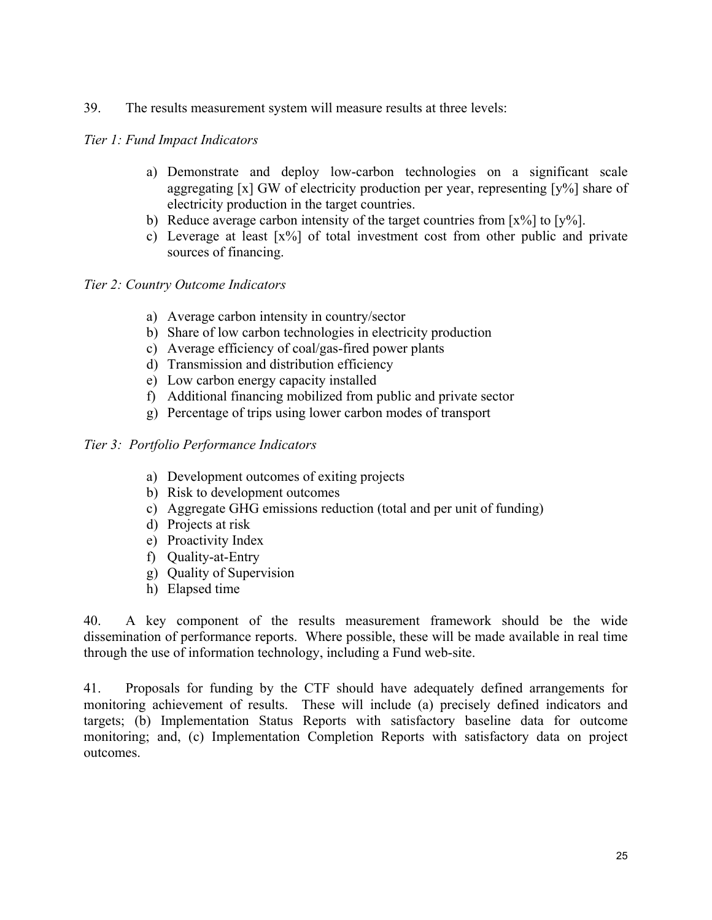39. The results measurement system will measure results at three levels:

*Tier 1: Fund Impact Indicators*

a) Demonstrate and deploy low-carbon technologies on a significant scale aggregating [x] GW of electricity production per year, representing [y%] share of electricity production in the target countries.
b) Reduce average carbon intensity of the target countries from [x%] to [y%].
c) Leverage at least [x%] of total investment cost from other public and private sources of financing.

*Tier 2: Country Outcome Indicators*

a) Average carbon intensity in country/sector
b) Share of low carbon technologies in electricity production
c) Average efficiency of coal/gas-fired power plants
d) Transmission and distribution efficiency
e) Low carbon energy capacity installed
f) Additional financing mobilized from public and private sector
g) Percentage of trips using lower carbon modes of transport

*Tier 3: Portfolio Performance Indicators*

a) Development outcomes of exiting projects
b) Risk to development outcomes
c) Aggregate GHG emissions reduction (total and per unit of funding)
d) Projects at risk
e) Proactivity Index
f) Quality-at-Entry
g) Quality of Supervision
h) Elapsed time

40. A key component of the results measurement framework should be the wide dissemination of performance reports. Where possible, these will be made available in real time through the use of information technology, including a Fund web-site.

41. Proposals for funding by the CTF should have adequately defined arrangements for monitoring achievement of results. These will include (a) precisely defined indicators and targets; (b) Implementation Status Reports with satisfactory baseline data for outcome monitoring; and, (c) Implementation Completion Reports with satisfactory data on project outcomes.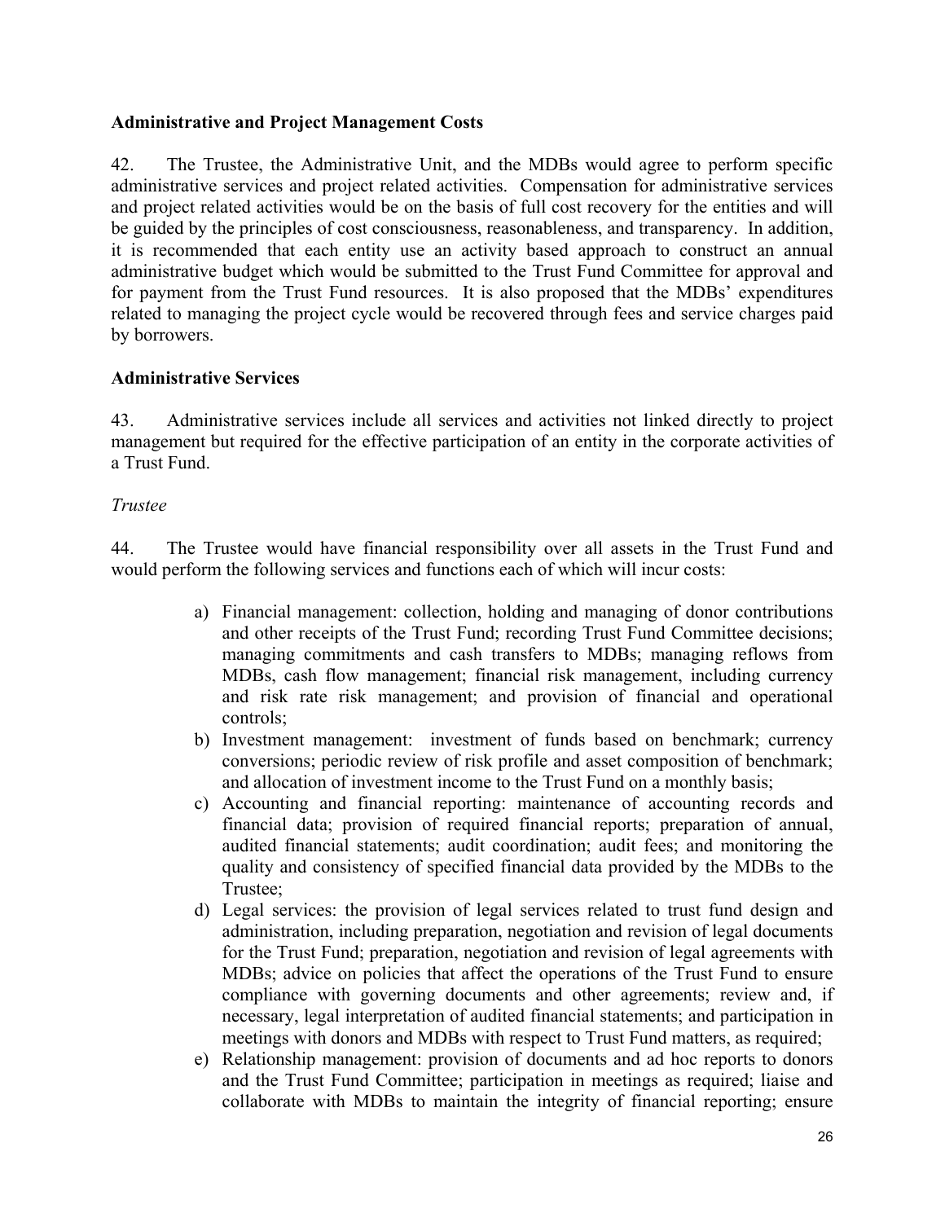**Administrative and Project Management Costs**

42. The Trustee, the Administrative Unit, and the MDBs would agree to perform specific administrative services and project related activities. Compensation for administrative services and project related activities would be on the basis of full cost recovery for the entities and will be guided by the principles of cost consciousness, reasonableness, and transparency. In addition, it is recommended that each entity use an activity based approach to construct an annual administrative budget which would be submitted to the Trust Fund Committee for approval and for payment from the Trust Fund resources. It is also proposed that the MDBs' expenditures related to managing the project cycle would be recovered through fees and service charges paid by borrowers.

**Administrative Services**

43. Administrative services include all services and activities not linked directly to project management but required for the effective participation of an entity in the corporate activities of a Trust Fund.

*Trustee*

44. The Trustee would have financial responsibility over all assets in the Trust Fund and would perform the following services and functions each of which will incur costs:

a) Financial management: collection, holding and managing of donor contributions and other receipts of the Trust Fund; recording Trust Fund Committee decisions; managing commitments and cash transfers to MDBs; managing reflows from MDBs, cash flow management; financial risk management, including currency and risk rate risk management; and provision of financial and operational controls;
b) Investment management: investment of funds based on benchmark; currency conversions; periodic review of risk profile and asset composition of benchmark; and allocation of investment income to the Trust Fund on a monthly basis;
c) Accounting and financial reporting: maintenance of accounting records and financial data; provision of required financial reports; preparation of annual, audited financial statements; audit coordination; audit fees; and monitoring the quality and consistency of specified financial data provided by the MDBs to the Trustee;
d) Legal services: the provision of legal services related to trust fund design and administration, including preparation, negotiation and revision of legal documents for the Trust Fund; preparation, negotiation and revision of legal agreements with MDBs; advice on policies that affect the operations of the Trust Fund to ensure compliance with governing documents and other agreements; review and, if necessary, legal interpretation of audited financial statements; and participation in meetings with donors and MDBs with respect to Trust Fund matters, as required;
e) Relationship management: provision of documents and ad hoc reports to donors and the Trust Fund Committee; participation in meetings as required; liaise and collaborate with MDBs to maintain the integrity of financial reporting; ensure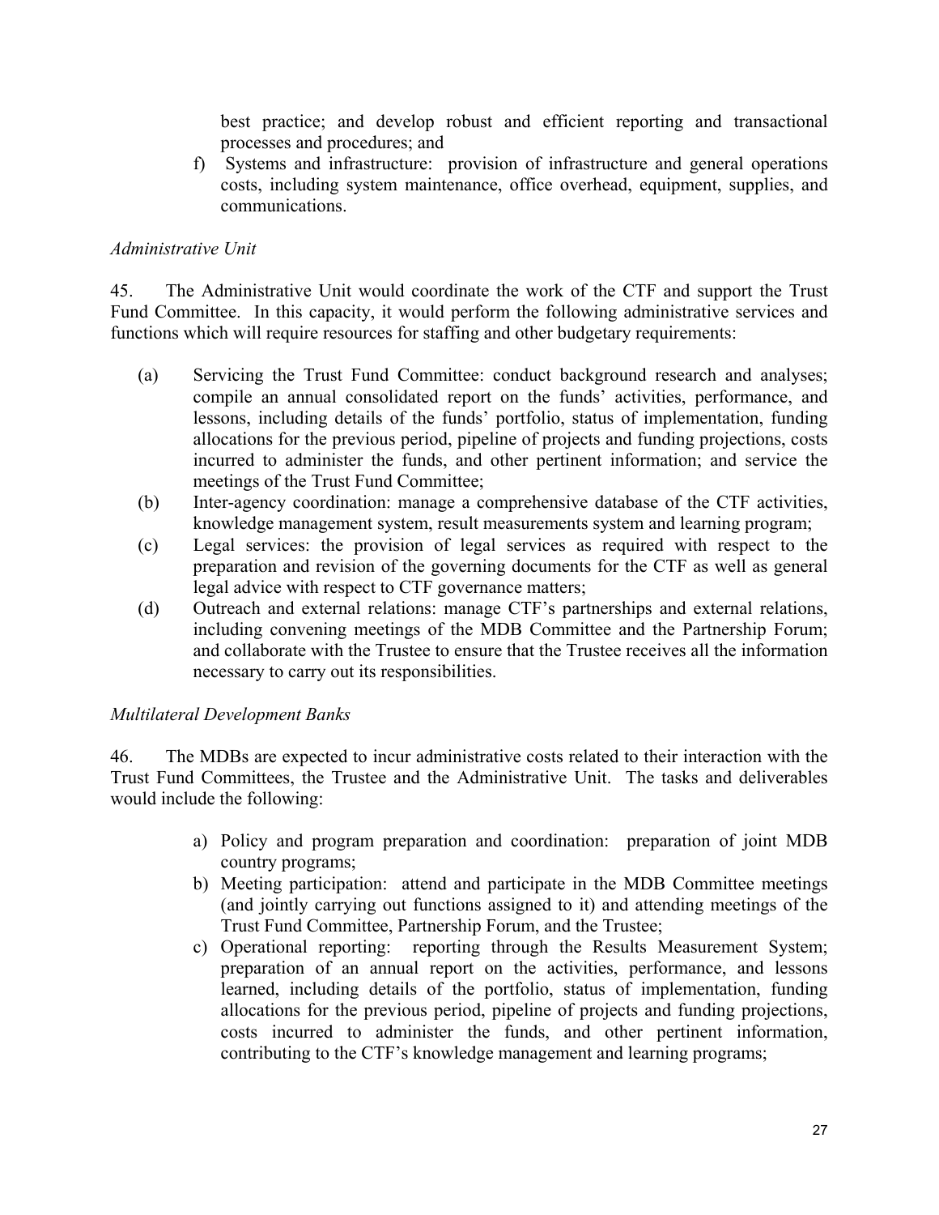best practice; and develop robust and efficient reporting and transactional processes and procedures; and

f) Systems and infrastructure: provision of infrastructure and general operations costs, including system maintenance, office overhead, equipment, supplies, and communications.

*Administrative Unit*

45. The Administrative Unit would coordinate the work of the CTF and support the Trust Fund Committee. In this capacity, it would perform the following administrative services and functions which will require resources for staffing and other budgetary requirements:

(a) Servicing the Trust Fund Committee: conduct background research and analyses; compile an annual consolidated report on the funds' activities, performance, and lessons, including details of the funds' portfolio, status of implementation, funding allocations for the previous period, pipeline of projects and funding projections, costs incurred to administer the funds, and other pertinent information; and service the meetings of the Trust Fund Committee;

(b) Inter-agency coordination: manage a comprehensive database of the CTF activities, knowledge management system, result measurements system and learning program;

(c) Legal services: the provision of legal services as required with respect to the preparation and revision of the governing documents for the CTF as well as general legal advice with respect to CTF governance matters;

(d) Outreach and external relations: manage CTF's partnerships and external relations, including convening meetings of the MDB Committee and the Partnership Forum; and collaborate with the Trustee to ensure that the Trustee receives all the information necessary to carry out its responsibilities.

*Multilateral Development Banks*

46. The MDBs are expected to incur administrative costs related to their interaction with the Trust Fund Committees, the Trustee and the Administrative Unit. The tasks and deliverables would include the following:

a) Policy and program preparation and coordination: preparation of joint MDB country programs;

b) Meeting participation: attend and participate in the MDB Committee meetings (and jointly carrying out functions assigned to it) and attending meetings of the Trust Fund Committee, Partnership Forum, and the Trustee;

c) Operational reporting: reporting through the Results Measurement System; preparation of an annual report on the activities, performance, and lessons learned, including details of the portfolio, status of implementation, funding allocations for the previous period, pipeline of projects and funding projections, costs incurred to administer the funds, and other pertinent information, contributing to the CTF's knowledge management and learning programs;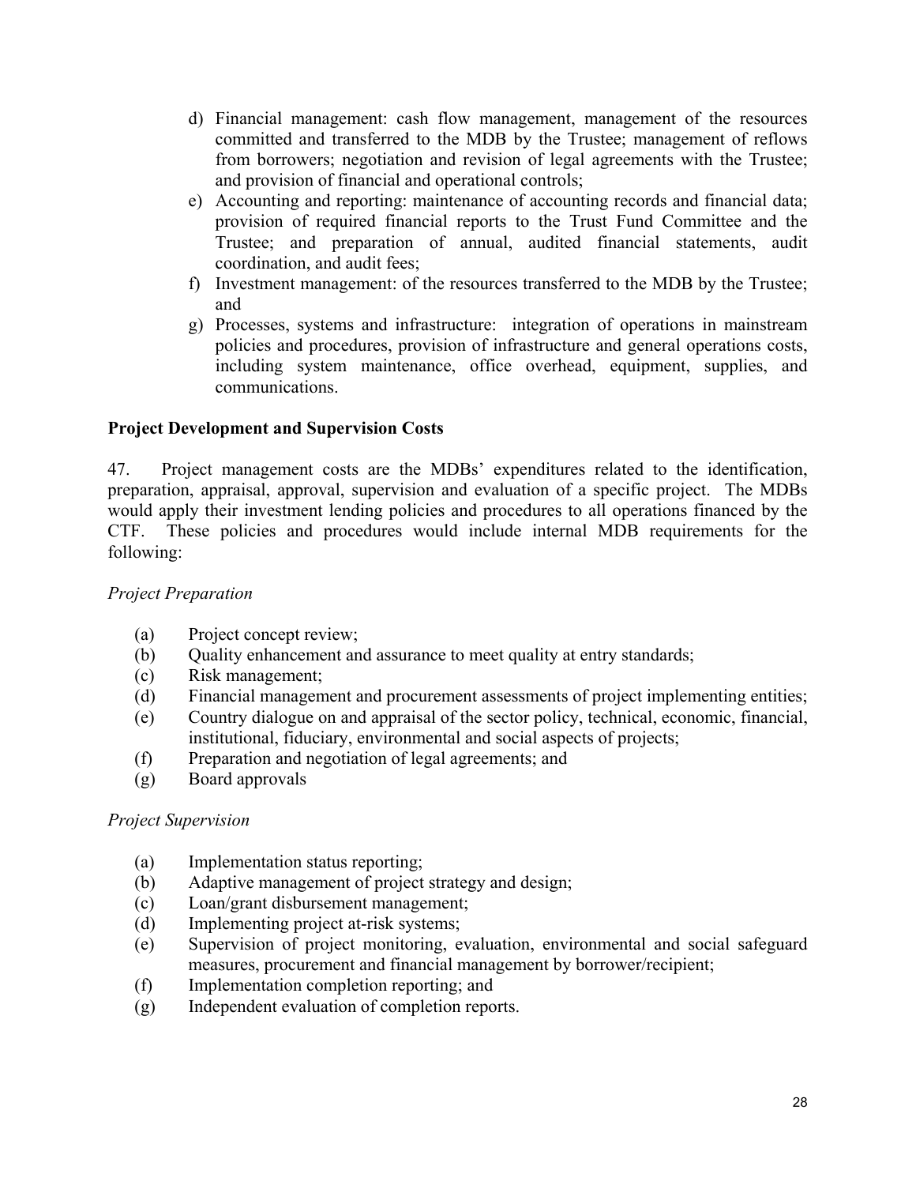d) Financial management: cash flow management, management of the resources committed and transferred to the MDB by the Trustee; management of reflows from borrowers; negotiation and revision of legal agreements with the Trustee; and provision of financial and operational controls;
e) Accounting and reporting: maintenance of accounting records and financial data; provision of required financial reports to the Trust Fund Committee and the Trustee; and preparation of annual, audited financial statements, audit coordination, and audit fees;
f) Investment management: of the resources transferred to the MDB by the Trustee; and
g) Processes, systems and infrastructure: integration of operations in mainstream policies and procedures, provision of infrastructure and general operations costs, including system maintenance, office overhead, equipment, supplies, and communications.

**Project Development and Supervision Costs**

47. Project management costs are the MDBs' expenditures related to the identification, preparation, appraisal, approval, supervision and evaluation of a specific project. The MDBs would apply their investment lending policies and procedures to all operations financed by the CTF. These policies and procedures would include internal MDB requirements for the following:

*Project Preparation*

(a) Project concept review;
(b) Quality enhancement and assurance to meet quality at entry standards;
(c) Risk management;
(d) Financial management and procurement assessments of project implementing entities;
(e) Country dialogue on and appraisal of the sector policy, technical, economic, financial, institutional, fiduciary, environmental and social aspects of projects;
(f) Preparation and negotiation of legal agreements; and
(g) Board approvals

*Project Supervision*

(a) Implementation status reporting;
(b) Adaptive management of project strategy and design;
(c) Loan/grant disbursement management;
(d) Implementing project at-risk systems;
(e) Supervision of project monitoring, evaluation, environmental and social safeguard measures, procurement and financial management by borrower/recipient;
(f) Implementation completion reporting; and
(g) Independent evaluation of completion reports.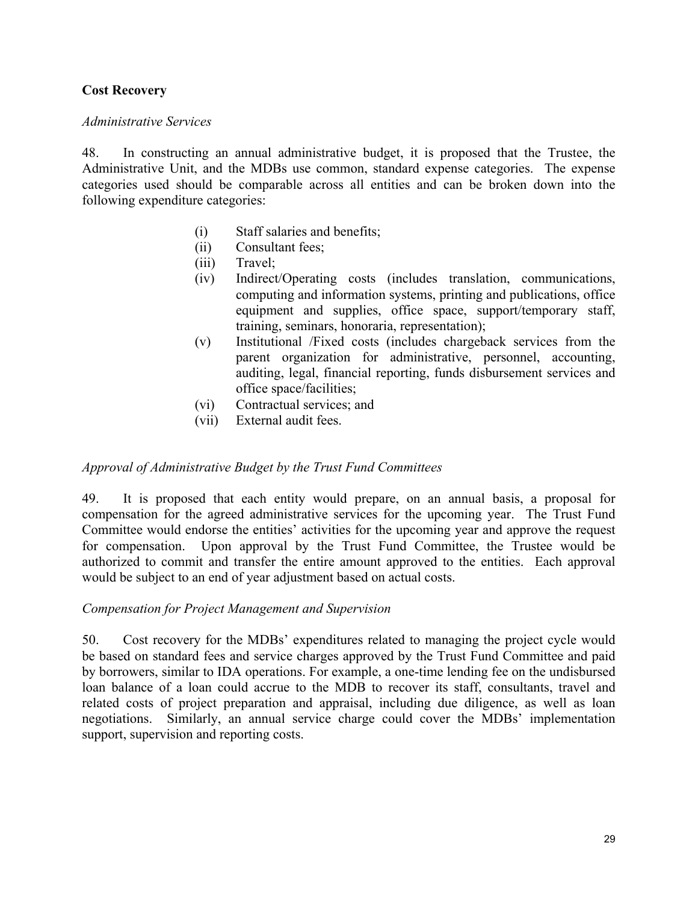**Cost Recovery**

*Administrative Services*

48. In constructing an annual administrative budget, it is proposed that the Trustee, the Administrative Unit, and the MDBs use common, standard expense categories. The expense categories used should be comparable across all entities and can be broken down into the following expenditure categories:

(i) Staff salaries and benefits;
(ii) Consultant fees;
(iii) Travel;
(iv) Indirect/Operating costs (includes translation, communications, computing and information systems, printing and publications, office equipment and supplies, office space, support/temporary staff, training, seminars, honoraria, representation);
(v) Institutional /Fixed costs (includes chargeback services from the parent organization for administrative, personnel, accounting, auditing, legal, financial reporting, funds disbursement services and office space/facilities;
(vi) Contractual services; and
(vii) External audit fees.

*Approval of Administrative Budget by the Trust Fund Committees*

49. It is proposed that each entity would prepare, on an annual basis, a proposal for compensation for the agreed administrative services for the upcoming year. The Trust Fund Committee would endorse the entities' activities for the upcoming year and approve the request for compensation. Upon approval by the Trust Fund Committee, the Trustee would be authorized to commit and transfer the entire amount approved to the entities. Each approval would be subject to an end of year adjustment based on actual costs.

*Compensation for Project Management and Supervision*

50. Cost recovery for the MDBs' expenditures related to managing the project cycle would be based on standard fees and service charges approved by the Trust Fund Committee and paid by borrowers, similar to IDA operations. For example, a one-time lending fee on the undisbursed loan balance of a loan could accrue to the MDB to recover its staff, consultants, travel and related costs of project preparation and appraisal, including due diligence, as well as loan negotiations. Similarly, an annual service charge could cover the MDBs' implementation support, supervision and reporting costs.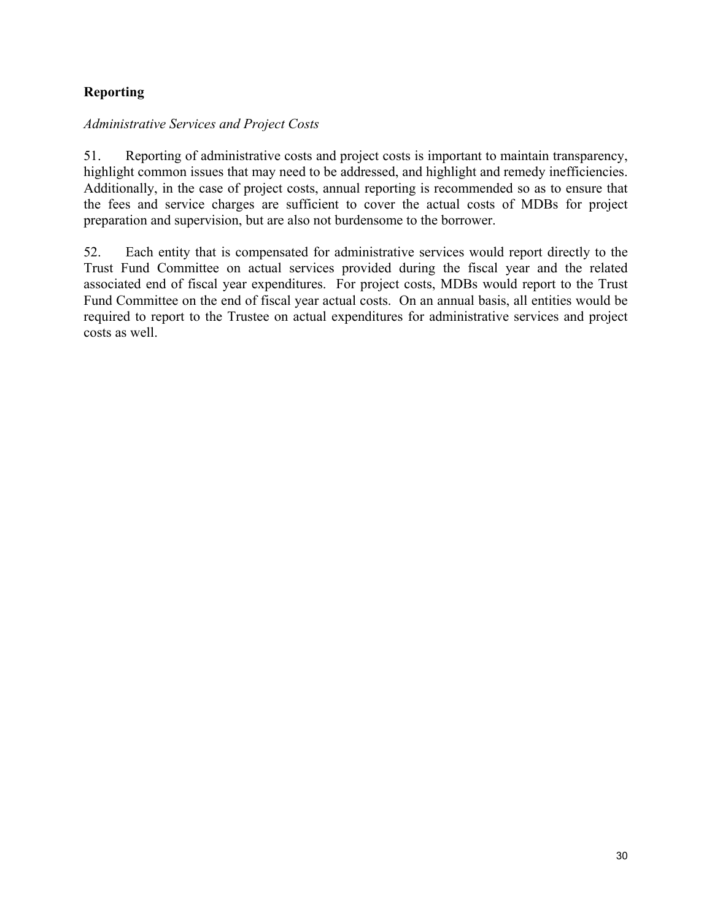## Reporting

*Administrative Services and Project Costs*

51. Reporting of administrative costs and project costs is important to maintain transparency, highlight common issues that may need to be addressed, and highlight and remedy inefficiencies. Additionally, in the case of project costs, annual reporting is recommended so as to ensure that the fees and service charges are sufficient to cover the actual costs of MDBs for project preparation and supervision, but are also not burdensome to the borrower.

52. Each entity that is compensated for administrative services would report directly to the Trust Fund Committee on actual services provided during the fiscal year and the related associated end of fiscal year expenditures. For project costs, MDBs would report to the Trust Fund Committee on the end of fiscal year actual costs. On an annual basis, all entities would be required to report to the Trustee on actual expenditures for administrative services and project costs as well.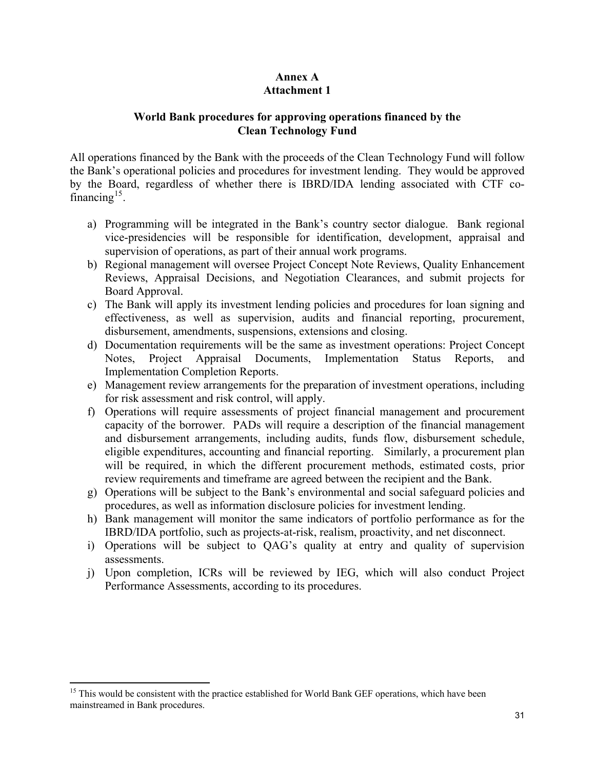**Annex A**
**Attachment 1**

## World Bank procedures for approving operations financed by the Clean Technology Fund

All operations financed by the Bank with the proceeds of the Clean Technology Fund will follow the Bank's operational policies and procedures for investment lending. They would be approved by the Board, regardless of whether there is IBRD/IDA lending associated with CTF co-financing[15].

a) Programming will be integrated in the Bank's country sector dialogue. Bank regional vice-presidencies will be responsible for identification, development, appraisal and supervision of operations, as part of their annual work programs.
b) Regional management will oversee Project Concept Note Reviews, Quality Enhancement Reviews, Appraisal Decisions, and Negotiation Clearances, and submit projects for Board Approval.
c) The Bank will apply its investment lending policies and procedures for loan signing and effectiveness, as well as supervision, audits and financial reporting, procurement, disbursement, amendments, suspensions, extensions and closing.
d) Documentation requirements will be the same as investment operations: Project Concept Notes, Project Appraisal Documents, Implementation Status Reports, and Implementation Completion Reports.
e) Management review arrangements for the preparation of investment operations, including for risk assessment and risk control, will apply.
f) Operations will require assessments of project financial management and procurement capacity of the borrower. PADs will require a description of the financial management and disbursement arrangements, including audits, funds flow, disbursement schedule, eligible expenditures, accounting and financial reporting. Similarly, a procurement plan will be required, in which the different procurement methods, estimated costs, prior review requirements and timeframe are agreed between the recipient and the Bank.
g) Operations will be subject to the Bank's environmental and social safeguard policies and procedures, as well as information disclosure policies for investment lending.
h) Bank management will monitor the same indicators of portfolio performance as for the IBRD/IDA portfolio, such as projects-at-risk, realism, proactivity, and net disconnect.
i) Operations will be subject to QAG's quality at entry and quality of supervision assessments.
j) Upon completion, ICRs will be reviewed by IEG, which will also conduct Project Performance Assessments, according to its procedures.

---

[15] This would be consistent with the practice established for World Bank GEF operations, which have been mainstreamed in Bank procedures.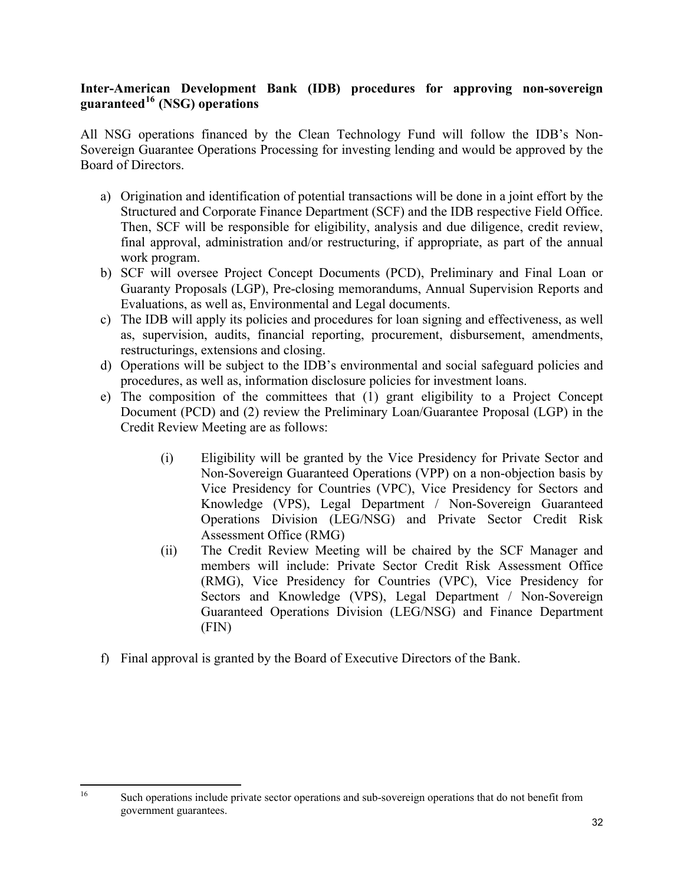**Inter-American Development Bank (IDB) procedures for approving non-sovereign guaranteed[16] (NSG) operations**

All NSG operations financed by the Clean Technology Fund will follow the IDB's Non-Sovereign Guarantee Operations Processing for investing lending and would be approved by the Board of Directors.

a) Origination and identification of potential transactions will be done in a joint effort by the Structured and Corporate Finance Department (SCF) and the IDB respective Field Office. Then, SCF will be responsible for eligibility, analysis and due diligence, credit review, final approval, administration and/or restructuring, if appropriate, as part of the annual work program.
b) SCF will oversee Project Concept Documents (PCD), Preliminary and Final Loan or Guaranty Proposals (LGP), Pre-closing memorandums, Annual Supervision Reports and Evaluations, as well as, Environmental and Legal documents.
c) The IDB will apply its policies and procedures for loan signing and effectiveness, as well as, supervision, audits, financial reporting, procurement, disbursement, amendments, restructurings, extensions and closing.
d) Operations will be subject to the IDB's environmental and social safeguard policies and procedures, as well as, information disclosure policies for investment loans.
e) The composition of the committees that (1) grant eligibility to a Project Concept Document (PCD) and (2) review the Preliminary Loan/Guarantee Proposal (LGP) in the Credit Review Meeting are as follows:
    (i) Eligibility will be granted by the Vice Presidency for Private Sector and Non-Sovereign Guaranteed Operations (VPP) on a non-objection basis by Vice Presidency for Countries (VPC), Vice Presidency for Sectors and Knowledge (VPS), Legal Department / Non-Sovereign Guaranteed Operations Division (LEG/NSG) and Private Sector Credit Risk Assessment Office (RMG)
    (ii) The Credit Review Meeting will be chaired by the SCF Manager and members will include: Private Sector Credit Risk Assessment Office (RMG), Vice Presidency for Countries (VPC), Vice Presidency for Sectors and Knowledge (VPS), Legal Department / Non-Sovereign Guaranteed Operations Division (LEG/NSG) and Finance Department (FIN)
f) Final approval is granted by the Board of Executive Directors of the Bank.

[16] Such operations include private sector operations and sub-sovereign operations that do not benefit from government guarantees.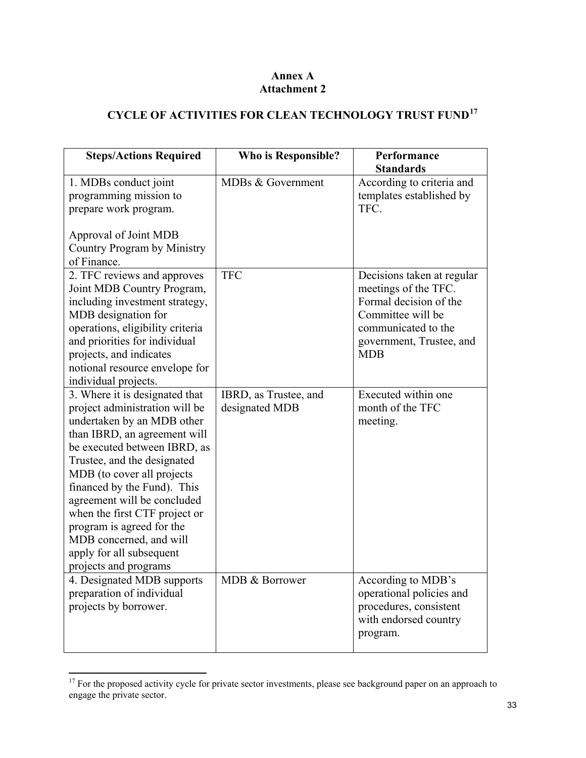**Annex A**
**Attachment 2**

# CYCLE OF ACTIVITIES FOR CLEAN TECHNOLOGY TRUST FUND[17]

| Steps/Actions Required | Who is Responsible? | Performance Standards |
|---|---|---|
| 1. MDBs conduct joint programming mission to prepare work program.<br><br>Approval of Joint MDB Country Program by Ministry of Finance. | MDBs & Government | According to criteria and templates established by TFC. |
| 2. TFC reviews and approves Joint MDB Country Program, including investment strategy, MDB designation for operations, eligibility criteria and priorities for individual projects, and indicates notional resource envelope for individual projects. | TFC | Decisions taken at regular meetings of the TFC. Formal decision of the Committee will be communicated to the government, Trustee, and MDB |
| 3. Where it is designated that project administration will be undertaken by an MDB other than IBRD, an agreement will be executed between IBRD, as Trustee, and the designated MDB (to cover all projects financed by the Fund). This agreement will be concluded when the first CTF project or program is agreed for the MDB concerned, and will apply for all subsequent projects and programs | IBRD, as Trustee, and designated MDB | Executed within one month of the TFC meeting. |
| 4. Designated MDB supports preparation of individual projects by borrower. | MDB & Borrower | According to MDB's operational policies and procedures, consistent with endorsed country program. |

[17] For the proposed activity cycle for private sector investments, please see background paper on an approach to engage the private sector.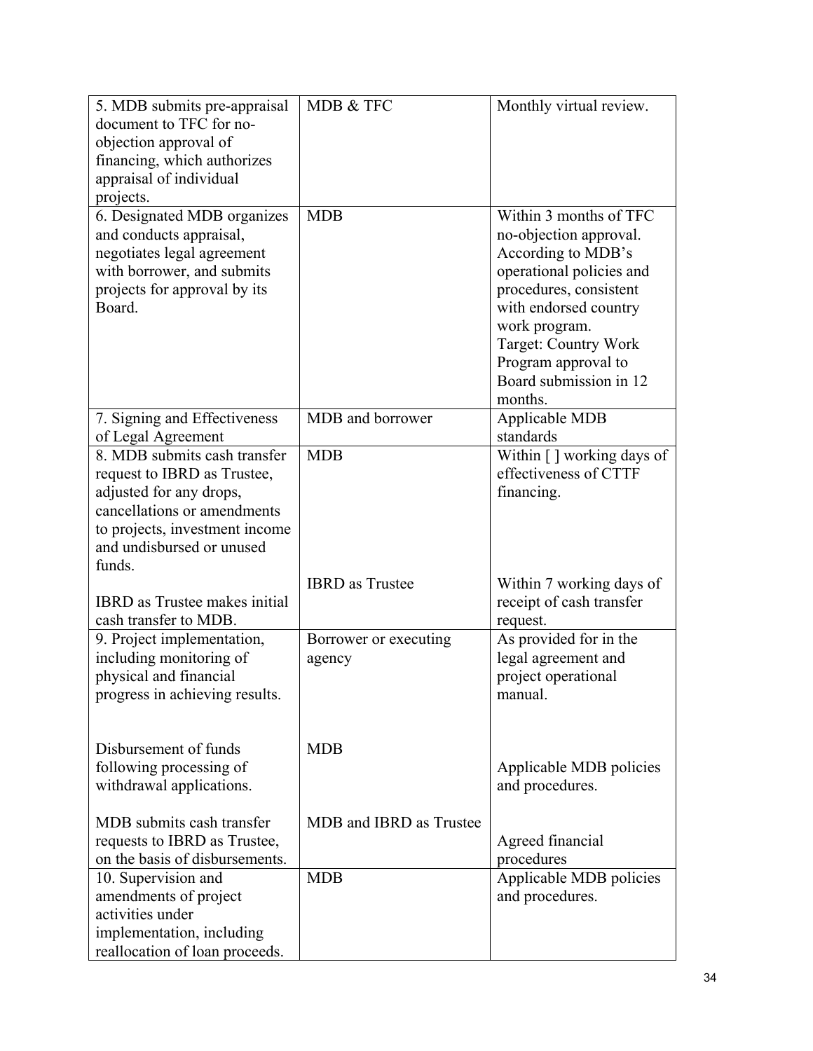| | | |
|---|---|---|
| 5. MDB submits pre-appraisal document to TFC for no-objection approval of financing, which authorizes appraisal of individual projects. | MDB & TFC | Monthly virtual review. |
| 6. Designated MDB organizes and conducts appraisal, negotiates legal agreement with borrower, and submits projects for approval by its Board. | MDB | Within 3 months of TFC no-objection approval. According to MDB's operational policies and procedures, consistent with endorsed country work program. Target: Country Work Program approval to Board submission in 12 months. |
| 7. Signing and Effectiveness of Legal Agreement | MDB and borrower | Applicable MDB standards |
| 8. MDB submits cash transfer request to IBRD as Trustee, adjusted for any drops, cancellations or amendments to projects, investment income and undisbursed or unused funds.<br><br>IBRD as Trustee makes initial cash transfer to MDB. | MDB<br><br>IBRD as Trustee | Within [ ] working days of effectiveness of CTTF financing.<br><br>Within 7 working days of receipt of cash transfer request. |
| 9. Project implementation, including monitoring of physical and financial progress in achieving results.<br><br>Disbursement of funds following processing of withdrawal applications.<br><br>MDB submits cash transfer requests to IBRD as Trustee, on the basis of disbursements. | Borrower or executing agency<br><br>MDB<br><br>MDB and IBRD as Trustee | As provided for in the legal agreement and project operational manual.<br><br>Applicable MDB policies and procedures.<br><br>Agreed financial procedures |
| 10. Supervision and amendments of project activities under implementation, including reallocation of loan proceeds. | MDB | Applicable MDB policies and procedures. |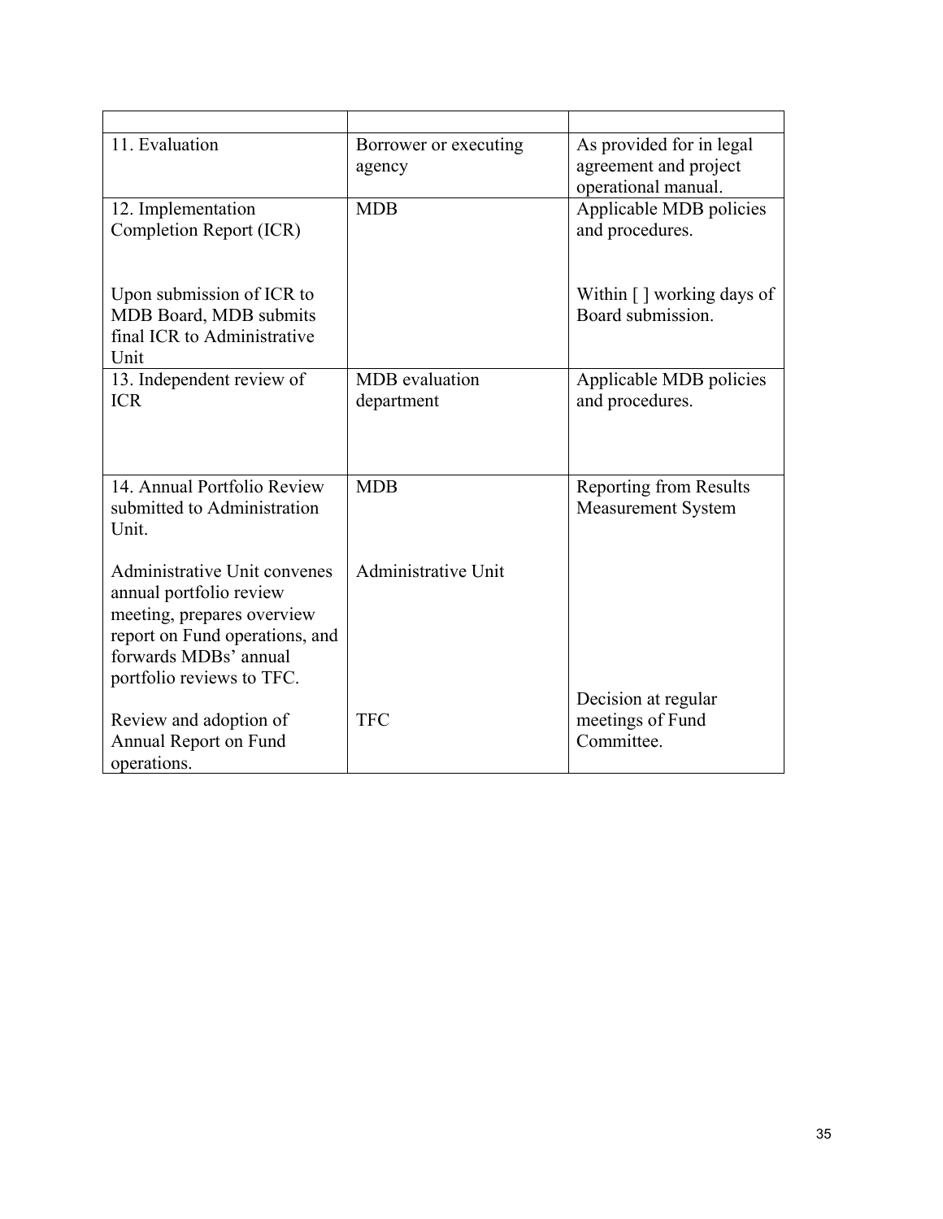| | | |
|---|---|---|
| 11. Evaluation | Borrower or executing agency | As provided for in legal agreement and project operational manual. |
| 12. Implementation Completion Report (ICR)<br><br>Upon submission of ICR to MDB Board, MDB submits final ICR to Administrative Unit | MDB | Applicable MDB policies and procedures.<br><br>Within [ ] working days of Board submission. |
| 13. Independent review of ICR | MDB evaluation department | Applicable MDB policies and procedures. |
| 14. Annual Portfolio Review submitted to Administration Unit.<br><br>Administrative Unit convenes annual portfolio review meeting, prepares overview report on Fund operations, and forwards MDBs' annual portfolio reviews to TFC.<br><br>Review and adoption of Annual Report on Fund operations. | MDB<br><br>Administrative Unit<br><br>TFC | Reporting from Results Measurement System<br><br>Decision at regular meetings of Fund Committee. |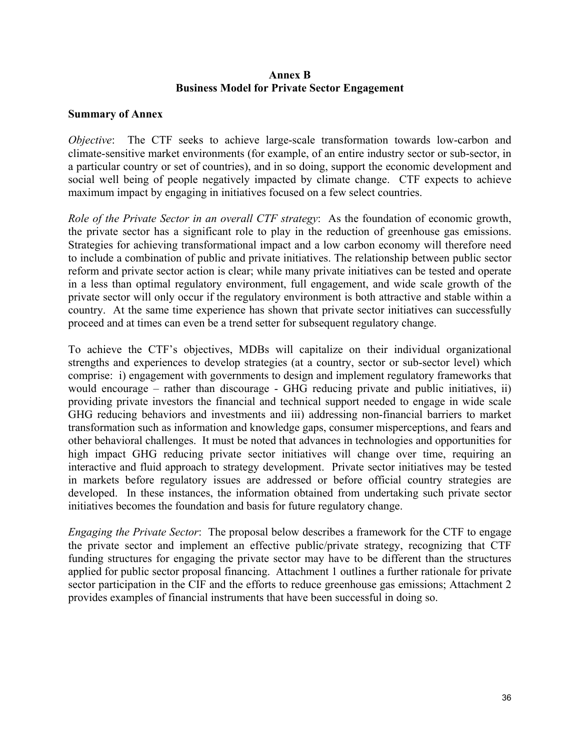## Annex B
## Business Model for Private Sector Engagement

### Summary of Annex

*Objective*: The CTF seeks to achieve large-scale transformation towards low-carbon and climate-sensitive market environments (for example, of an entire industry sector or sub-sector, in a particular country or set of countries), and in so doing, support the economic development and social well being of people negatively impacted by climate change. CTF expects to achieve maximum impact by engaging in initiatives focused on a few select countries.

*Role of the Private Sector in an overall CTF strategy*: As the foundation of economic growth, the private sector has a significant role to play in the reduction of greenhouse gas emissions. Strategies for achieving transformational impact and a low carbon economy will therefore need to include a combination of public and private initiatives. The relationship between public sector reform and private sector action is clear; while many private initiatives can be tested and operate in a less than optimal regulatory environment, full engagement, and wide scale growth of the private sector will only occur if the regulatory environment is both attractive and stable within a country. At the same time experience has shown that private sector initiatives can successfully proceed and at times can even be a trend setter for subsequent regulatory change.

To achieve the CTF's objectives, MDBs will capitalize on their individual organizational strengths and experiences to develop strategies (at a country, sector or sub-sector level) which comprise: i) engagement with governments to design and implement regulatory frameworks that would encourage – rather than discourage - GHG reducing private and public initiatives, ii) providing private investors the financial and technical support needed to engage in wide scale GHG reducing behaviors and investments and iii) addressing non-financial barriers to market transformation such as information and knowledge gaps, consumer misperceptions, and fears and other behavioral challenges. It must be noted that advances in technologies and opportunities for high impact GHG reducing private sector initiatives will change over time, requiring an interactive and fluid approach to strategy development. Private sector initiatives may be tested in markets before regulatory issues are addressed or before official country strategies are developed. In these instances, the information obtained from undertaking such private sector initiatives becomes the foundation and basis for future regulatory change.

*Engaging the Private Sector*: The proposal below describes a framework for the CTF to engage the private sector and implement an effective public/private strategy, recognizing that CTF funding structures for engaging the private sector may have to be different than the structures applied for public sector proposal financing. Attachment 1 outlines a further rationale for private sector participation in the CIF and the efforts to reduce greenhouse gas emissions; Attachment 2 provides examples of financial instruments that have been successful in doing so.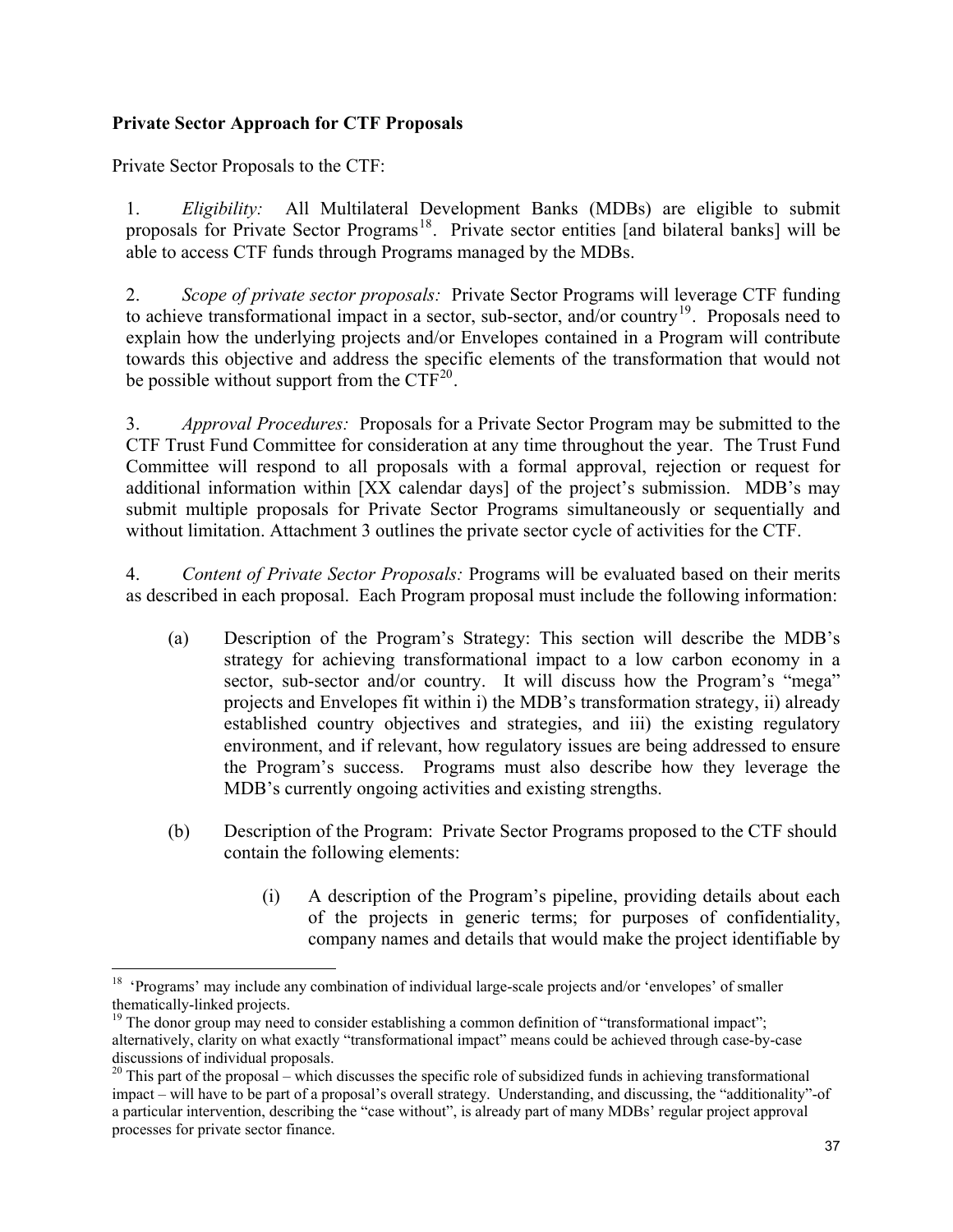**Private Sector Approach for CTF Proposals**

Private Sector Proposals to the CTF:

1. *Eligibility:* All Multilateral Development Banks (MDBs) are eligible to submit proposals for Private Sector Programs[18]. Private sector entities [and bilateral banks] will be able to access CTF funds through Programs managed by the MDBs.

2. *Scope of private sector proposals:* Private Sector Programs will leverage CTF funding to achieve transformational impact in a sector, sub-sector, and/or country[19]. Proposals need to explain how the underlying projects and/or Envelopes contained in a Program will contribute towards this objective and address the specific elements of the transformation that would not be possible without support from the CTF[20].

3. *Approval Procedures:* Proposals for a Private Sector Program may be submitted to the CTF Trust Fund Committee for consideration at any time throughout the year. The Trust Fund Committee will respond to all proposals with a formal approval, rejection or request for additional information within [XX calendar days] of the project's submission. MDB's may submit multiple proposals for Private Sector Programs simultaneously or sequentially and without limitation. Attachment 3 outlines the private sector cycle of activities for the CTF.

4. *Content of Private Sector Proposals:* Programs will be evaluated based on their merits as described in each proposal. Each Program proposal must include the following information:

   (a) Description of the Program's Strategy: This section will describe the MDB's strategy for achieving transformational impact to a low carbon economy in a sector, sub-sector and/or country. It will discuss how the Program's "mega" projects and Envelopes fit within i) the MDB's transformation strategy, ii) already established country objectives and strategies, and iii) the existing regulatory environment, and if relevant, how regulatory issues are being addressed to ensure the Program's success. Programs must also describe how they leverage the MDB's currently ongoing activities and existing strengths.

   (b) Description of the Program: Private Sector Programs proposed to the CTF should contain the following elements:

      (i) A description of the Program's pipeline, providing details about each of the projects in generic terms; for purposes of confidentiality, company names and details that would make the project identifiable by

---

[18] 'Programs' may include any combination of individual large-scale projects and/or 'envelopes' of smaller thematically-linked projects.

[19] The donor group may need to consider establishing a common definition of "transformational impact"; alternatively, clarity on what exactly "transformational impact" means could be achieved through case-by-case discussions of individual proposals.

[20] This part of the proposal – which discusses the specific role of subsidized funds in achieving transformational impact – will have to be part of a proposal's overall strategy. Understanding, and discussing, the "additionality"-of a particular intervention, describing the "case without", is already part of many MDBs' regular project approval processes for private sector finance.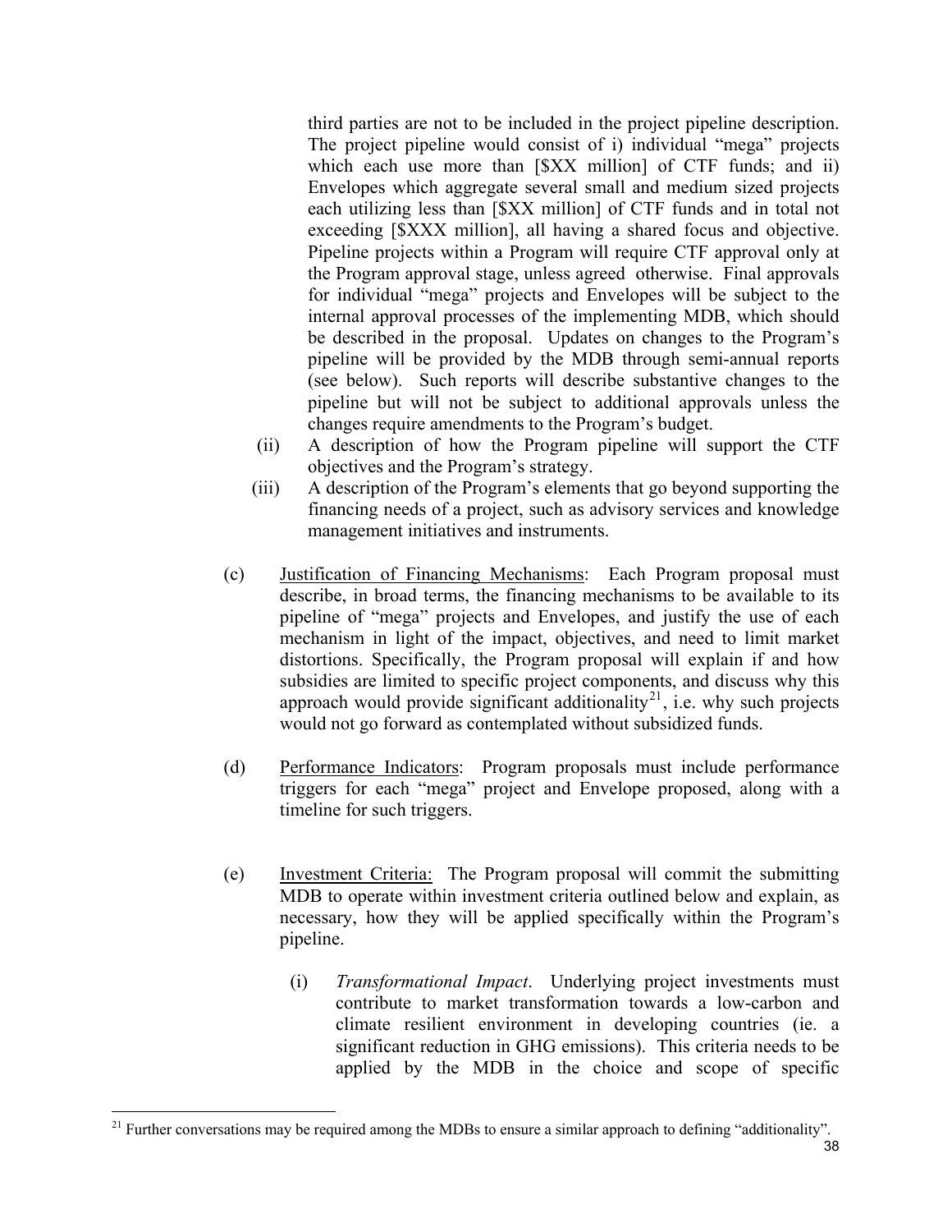third parties are not to be included in the project pipeline description. The project pipeline would consist of i) individual "mega" projects which each use more than [$XX million] of CTF funds; and ii) Envelopes which aggregate several small and medium sized projects each utilizing less than [$XX million] of CTF funds and in total not exceeding [$XXX million], all having a shared focus and objective. Pipeline projects within a Program will require CTF approval only at the Program approval stage, unless agreed otherwise. Final approvals for individual "mega" projects and Envelopes will be subject to the internal approval processes of the implementing MDB, which should be described in the proposal. Updates on changes to the Program's pipeline will be provided by the MDB through semi-annual reports (see below). Such reports will describe substantive changes to the pipeline but will not be subject to additional approvals unless the changes require amendments to the Program's budget.

(ii) A description of how the Program pipeline will support the CTF objectives and the Program's strategy.

(iii) A description of the Program's elements that go beyond supporting the financing needs of a project, such as advisory services and knowledge management initiatives and instruments.

(c) Justification of Financing Mechanisms: Each Program proposal must describe, in broad terms, the financing mechanisms to be available to its pipeline of "mega" projects and Envelopes, and justify the use of each mechanism in light of the impact, objectives, and need to limit market distortions. Specifically, the Program proposal will explain if and how subsidies are limited to specific project components, and discuss why this approach would provide significant additionality[21], i.e. why such projects would not go forward as contemplated without subsidized funds.

(d) Performance Indicators: Program proposals must include performance triggers for each "mega" project and Envelope proposed, along with a timeline for such triggers.

(e) Investment Criteria: The Program proposal will commit the submitting MDB to operate within investment criteria outlined below and explain, as necessary, how they will be applied specifically within the Program's pipeline.

(i) *Transformational Impact*. Underlying project investments must contribute to market transformation towards a low-carbon and climate resilient environment in developing countries (ie. a significant reduction in GHG emissions). This criteria needs to be applied by the MDB in the choice and scope of specific

[21] Further conversations may be required among the MDBs to ensure a similar approach to defining "additionality".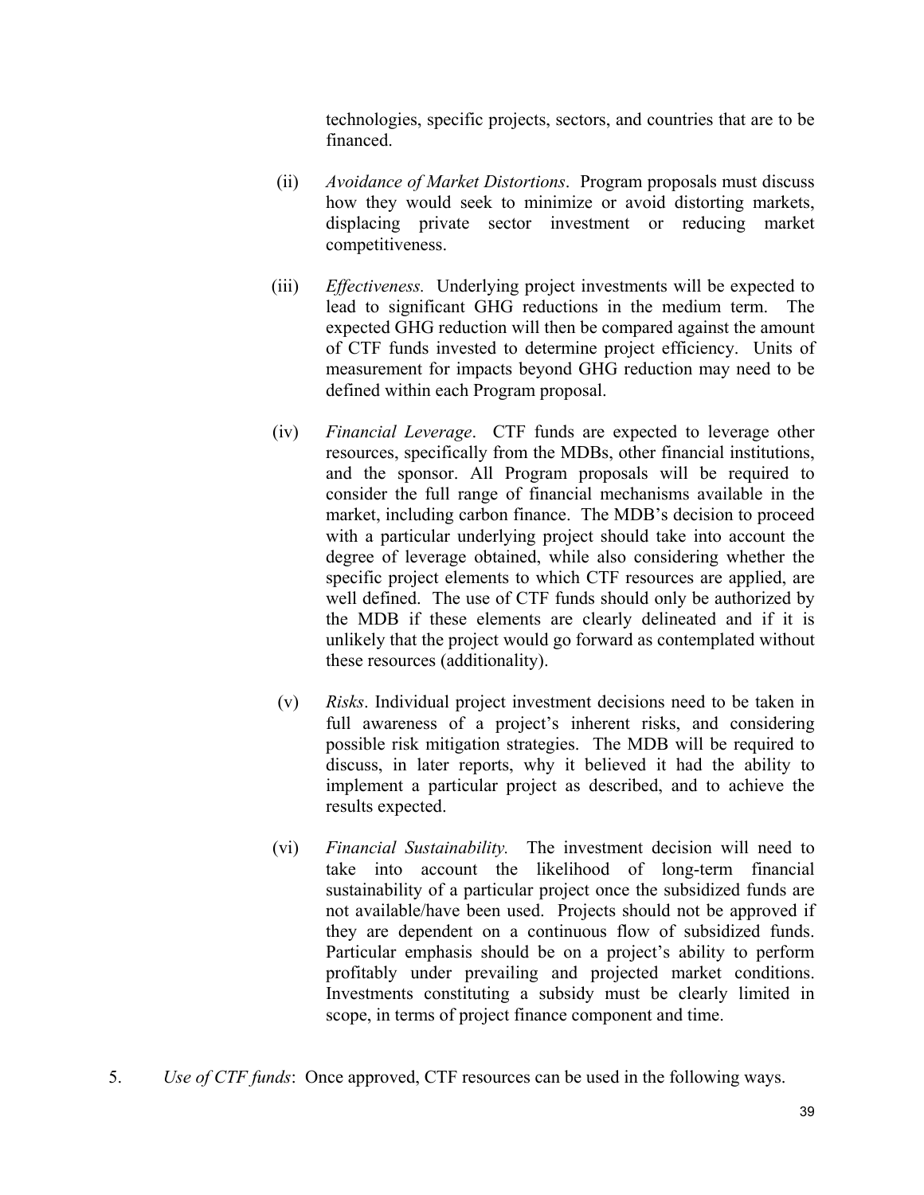technologies, specific projects, sectors, and countries that are to be financed.

(ii) *Avoidance of Market Distortions*. Program proposals must discuss how they would seek to minimize or avoid distorting markets, displacing private sector investment or reducing market competitiveness.

(iii) *Effectiveness.* Underlying project investments will be expected to lead to significant GHG reductions in the medium term. The expected GHG reduction will then be compared against the amount of CTF funds invested to determine project efficiency. Units of measurement for impacts beyond GHG reduction may need to be defined within each Program proposal.

(iv) *Financial Leverage*. CTF funds are expected to leverage other resources, specifically from the MDBs, other financial institutions, and the sponsor. All Program proposals will be required to consider the full range of financial mechanisms available in the market, including carbon finance. The MDB's decision to proceed with a particular underlying project should take into account the degree of leverage obtained, while also considering whether the specific project elements to which CTF resources are applied, are well defined. The use of CTF funds should only be authorized by the MDB if these elements are clearly delineated and if it is unlikely that the project would go forward as contemplated without these resources (additionality).

(v) *Risks*. Individual project investment decisions need to be taken in full awareness of a project's inherent risks, and considering possible risk mitigation strategies. The MDB will be required to discuss, in later reports, why it believed it had the ability to implement a particular project as described, and to achieve the results expected.

(vi) *Financial Sustainability.* The investment decision will need to take into account the likelihood of long-term financial sustainability of a particular project once the subsidized funds are not available/have been used. Projects should not be approved if they are dependent on a continuous flow of subsidized funds. Particular emphasis should be on a project's ability to perform profitably under prevailing and projected market conditions. Investments constituting a subsidy must be clearly limited in scope, in terms of project finance component and time.

5. *Use of CTF funds*: Once approved, CTF resources can be used in the following ways.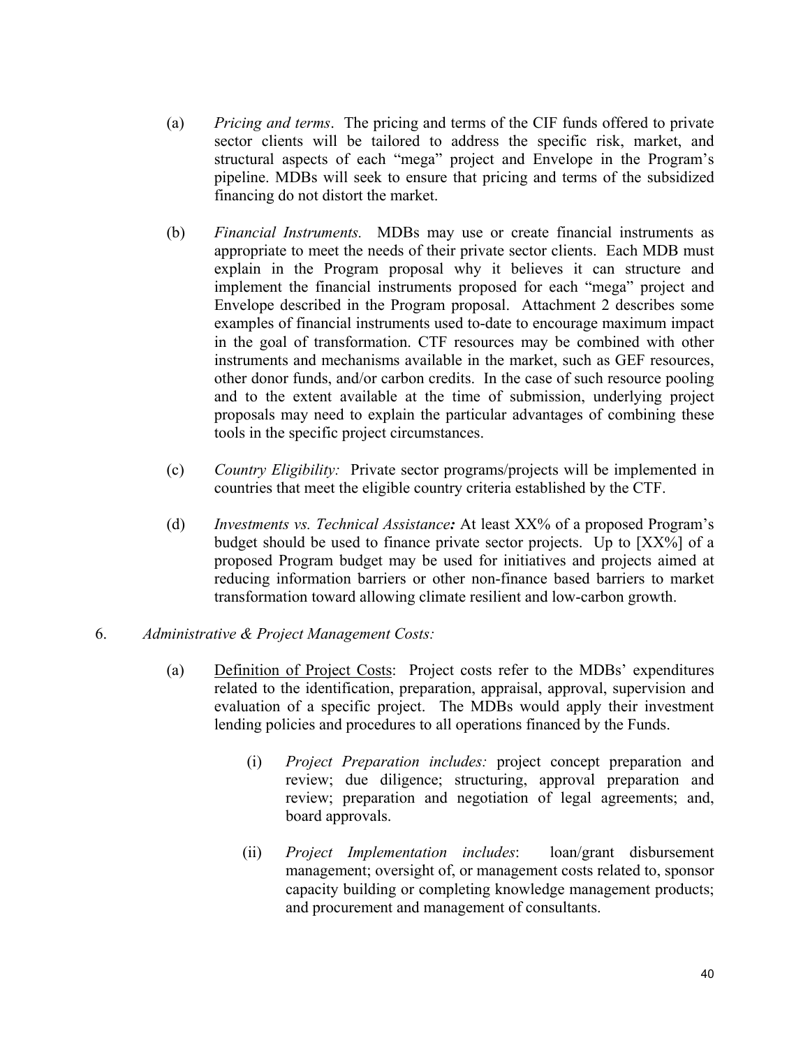(a) *Pricing and terms*. The pricing and terms of the CIF funds offered to private sector clients will be tailored to address the specific risk, market, and structural aspects of each "mega" project and Envelope in the Program's pipeline. MDBs will seek to ensure that pricing and terms of the subsidized financing do not distort the market.

(b) *Financial Instruments.* MDBs may use or create financial instruments as appropriate to meet the needs of their private sector clients. Each MDB must explain in the Program proposal why it believes it can structure and implement the financial instruments proposed for each "mega" project and Envelope described in the Program proposal. Attachment 2 describes some examples of financial instruments used to-date to encourage maximum impact in the goal of transformation. CTF resources may be combined with other instruments and mechanisms available in the market, such as GEF resources, other donor funds, and/or carbon credits. In the case of such resource pooling and to the extent available at the time of submission, underlying project proposals may need to explain the particular advantages of combining these tools in the specific project circumstances.

(c) *Country Eligibility:* Private sector programs/projects will be implemented in countries that meet the eligible country criteria established by the CTF.

(d) *Investments vs. Technical Assistance**:*** At least XX% of a proposed Program's budget should be used to finance private sector projects. Up to [XX%] of a proposed Program budget may be used for initiatives and projects aimed at reducing information barriers or other non-finance based barriers to market transformation toward allowing climate resilient and low-carbon growth.

6. *Administrative & Project Management Costs:*

(a) Definition of Project Costs: Project costs refer to the MDBs' expenditures related to the identification, preparation, appraisal, approval, supervision and evaluation of a specific project. The MDBs would apply their investment lending policies and procedures to all operations financed by the Funds.

(i) *Project Preparation includes:* project concept preparation and review; due diligence; structuring, approval preparation and review; preparation and negotiation of legal agreements; and, board approvals.

(ii) *Project Implementation includes*: loan/grant disbursement management; oversight of, or management costs related to, sponsor capacity building or completing knowledge management products; and procurement and management of consultants.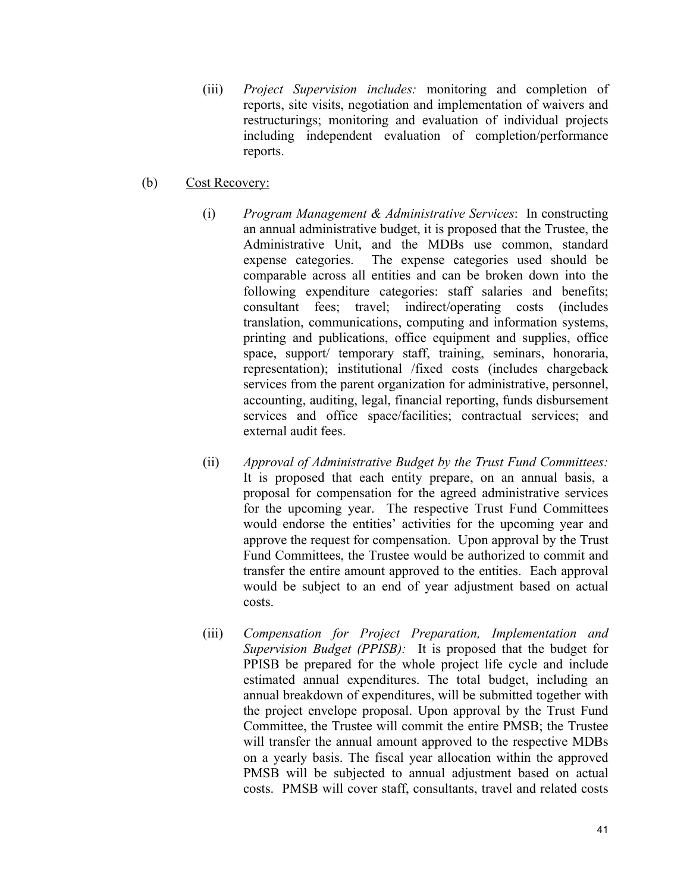(iii) *Project Supervision includes:* monitoring and completion of reports, site visits, negotiation and implementation of waivers and restructurings; monitoring and evaluation of individual projects including independent evaluation of completion/performance reports.

(b) Cost Recovery:

(i) *Program Management & Administrative Services*: In constructing an annual administrative budget, it is proposed that the Trustee, the Administrative Unit, and the MDBs use common, standard expense categories. The expense categories used should be comparable across all entities and can be broken down into the following expenditure categories: staff salaries and benefits; consultant fees; travel; indirect/operating costs (includes translation, communications, computing and information systems, printing and publications, office equipment and supplies, office space, support/ temporary staff, training, seminars, honoraria, representation); institutional /fixed costs (includes chargeback services from the parent organization for administrative, personnel, accounting, auditing, legal, financial reporting, funds disbursement services and office space/facilities; contractual services; and external audit fees.

(ii) *Approval of Administrative Budget by the Trust Fund Committees:* It is proposed that each entity prepare, on an annual basis, a proposal for compensation for the agreed administrative services for the upcoming year. The respective Trust Fund Committees would endorse the entities' activities for the upcoming year and approve the request for compensation. Upon approval by the Trust Fund Committees, the Trustee would be authorized to commit and transfer the entire amount approved to the entities. Each approval would be subject to an end of year adjustment based on actual costs.

(iii) *Compensation for Project Preparation, Implementation and Supervision Budget (PPISB):* It is proposed that the budget for PPISB be prepared for the whole project life cycle and include estimated annual expenditures. The total budget, including an annual breakdown of expenditures, will be submitted together with the project envelope proposal. Upon approval by the Trust Fund Committee, the Trustee will commit the entire PMSB; the Trustee will transfer the annual amount approved to the respective MDBs on a yearly basis. The fiscal year allocation within the approved PMSB will be subjected to annual adjustment based on actual costs. PMSB will cover staff, consultants, travel and related costs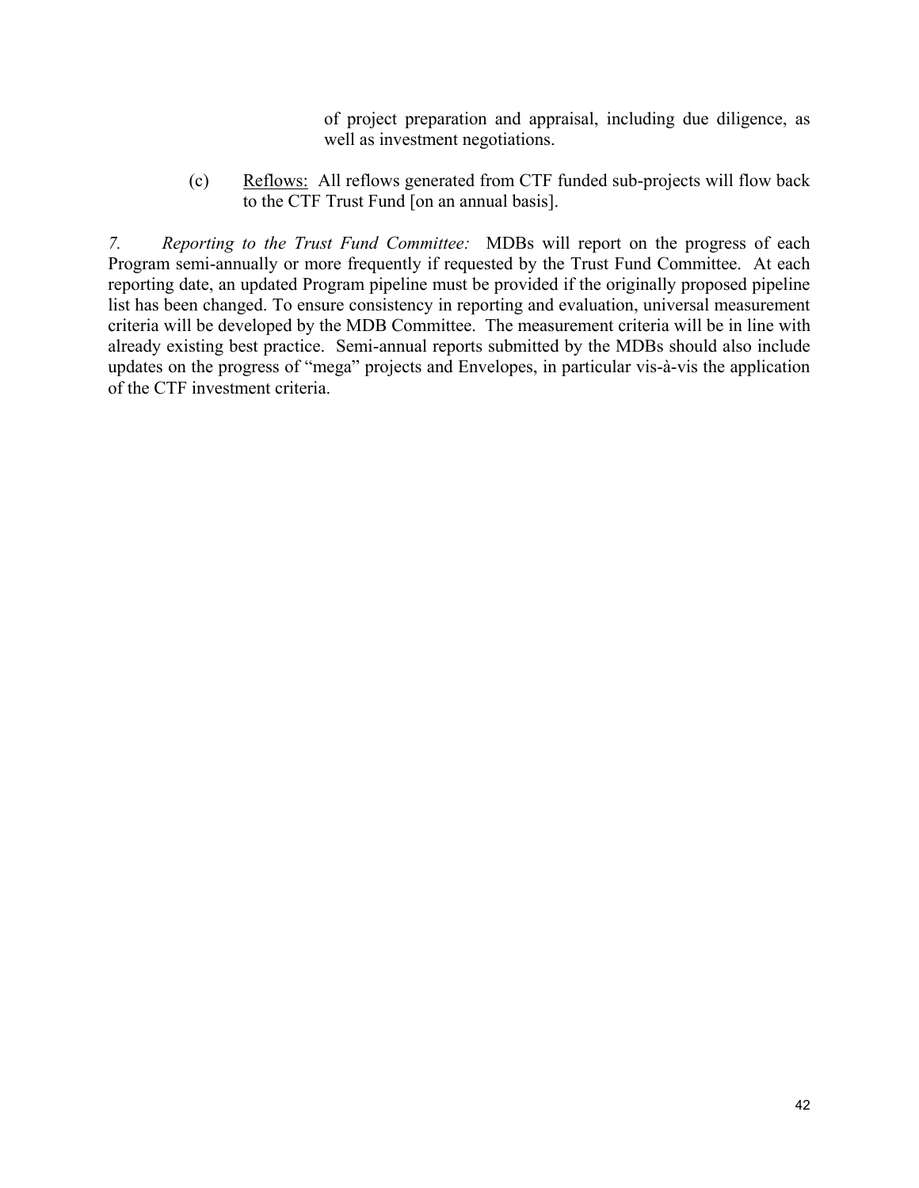of project preparation and appraisal, including due diligence, as well as investment negotiations.

(c) Reflows: All reflows generated from CTF funded sub-projects will flow back to the CTF Trust Fund [on an annual basis].

*7. Reporting to the Trust Fund Committee:* MDBs will report on the progress of each Program semi-annually or more frequently if requested by the Trust Fund Committee. At each reporting date, an updated Program pipeline must be provided if the originally proposed pipeline list has been changed. To ensure consistency in reporting and evaluation, universal measurement criteria will be developed by the MDB Committee. The measurement criteria will be in line with already existing best practice. Semi-annual reports submitted by the MDBs should also include updates on the progress of "mega" projects and Envelopes, in particular vis-à-vis the application of the CTF investment criteria.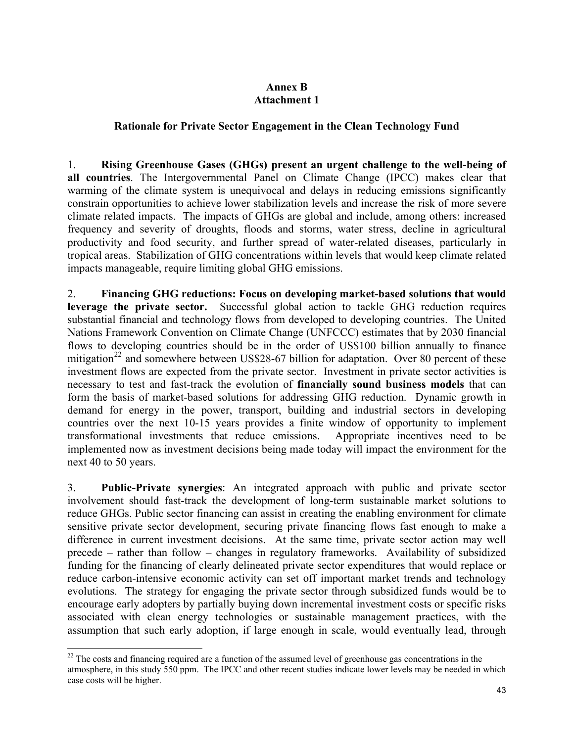**Annex B**
**Attachment 1**

### Rationale for Private Sector Engagement in the Clean Technology Fund

1. **Rising Greenhouse Gases (GHGs) present an urgent challenge to the well-being of all countries**. The Intergovernmental Panel on Climate Change (IPCC) makes clear that warming of the climate system is unequivocal and delays in reducing emissions significantly constrain opportunities to achieve lower stabilization levels and increase the risk of more severe climate related impacts. The impacts of GHGs are global and include, among others: increased frequency and severity of droughts, floods and storms, water stress, decline in agricultural productivity and food security, and further spread of water-related diseases, particularly in tropical areas. Stabilization of GHG concentrations within levels that would keep climate related impacts manageable, require limiting global GHG emissions.

2. **Financing GHG reductions: Focus on developing market-based solutions that would leverage the private sector.** Successful global action to tackle GHG reduction requires substantial financial and technology flows from developed to developing countries. The United Nations Framework Convention on Climate Change (UNFCCC) estimates that by 2030 financial flows to developing countries should be in the order of US$100 billion annually to finance mitigation[22] and somewhere between US$28-67 billion for adaptation. Over 80 percent of these investment flows are expected from the private sector. Investment in private sector activities is necessary to test and fast-track the evolution of **financially sound business models** that can form the basis of market-based solutions for addressing GHG reduction. Dynamic growth in demand for energy in the power, transport, building and industrial sectors in developing countries over the next 10-15 years provides a finite window of opportunity to implement transformational investments that reduce emissions. Appropriate incentives need to be implemented now as investment decisions being made today will impact the environment for the next 40 to 50 years.

3. **Public-Private synergies**: An integrated approach with public and private sector involvement should fast-track the development of long-term sustainable market solutions to reduce GHGs. Public sector financing can assist in creating the enabling environment for climate sensitive private sector development, securing private financing flows fast enough to make a difference in current investment decisions. At the same time, private sector action may well precede – rather than follow – changes in regulatory frameworks. Availability of subsidized funding for the financing of clearly delineated private sector expenditures that would replace or reduce carbon-intensive economic activity can set off important market trends and technology evolutions. The strategy for engaging the private sector through subsidized funds would be to encourage early adopters by partially buying down incremental investment costs or specific risks associated with clean energy technologies or sustainable management practices, with the assumption that such early adoption, if large enough in scale, would eventually lead, through

---

[22] The costs and financing required are a function of the assumed level of greenhouse gas concentrations in the atmosphere, in this study 550 ppm. The IPCC and other recent studies indicate lower levels may be needed in which case costs will be higher.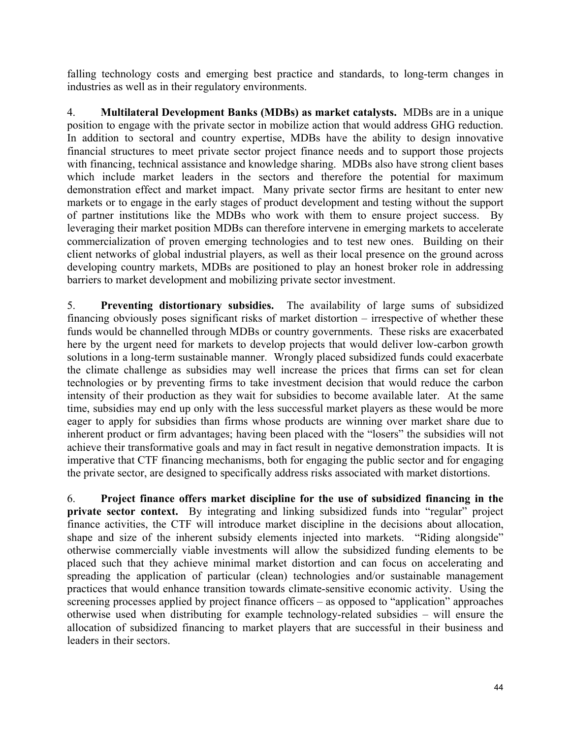falling technology costs and emerging best practice and standards, to long-term changes in industries as well as in their regulatory environments.

4. **Multilateral Development Banks (MDBs) as market catalysts.** MDBs are in a unique position to engage with the private sector in mobilize action that would address GHG reduction. In addition to sectoral and country expertise, MDBs have the ability to design innovative financial structures to meet private sector project finance needs and to support those projects with financing, technical assistance and knowledge sharing. MDBs also have strong client bases which include market leaders in the sectors and therefore the potential for maximum demonstration effect and market impact. Many private sector firms are hesitant to enter new markets or to engage in the early stages of product development and testing without the support of partner institutions like the MDBs who work with them to ensure project success. By leveraging their market position MDBs can therefore intervene in emerging markets to accelerate commercialization of proven emerging technologies and to test new ones. Building on their client networks of global industrial players, as well as their local presence on the ground across developing country markets, MDBs are positioned to play an honest broker role in addressing barriers to market development and mobilizing private sector investment.

5. **Preventing distortionary subsidies.** The availability of large sums of subsidized financing obviously poses significant risks of market distortion – irrespective of whether these funds would be channelled through MDBs or country governments. These risks are exacerbated here by the urgent need for markets to develop projects that would deliver low-carbon growth solutions in a long-term sustainable manner. Wrongly placed subsidized funds could exacerbate the climate challenge as subsidies may well increase the prices that firms can set for clean technologies or by preventing firms to take investment decision that would reduce the carbon intensity of their production as they wait for subsidies to become available later. At the same time, subsidies may end up only with the less successful market players as these would be more eager to apply for subsidies than firms whose products are winning over market share due to inherent product or firm advantages; having been placed with the "losers" the subsidies will not achieve their transformative goals and may in fact result in negative demonstration impacts. It is imperative that CTF financing mechanisms, both for engaging the public sector and for engaging the private sector, are designed to specifically address risks associated with market distortions.

6. **Project finance offers market discipline for the use of subsidized financing in the private sector context.** By integrating and linking subsidized funds into "regular" project finance activities, the CTF will introduce market discipline in the decisions about allocation, shape and size of the inherent subsidy elements injected into markets. "Riding alongside" otherwise commercially viable investments will allow the subsidized funding elements to be placed such that they achieve minimal market distortion and can focus on accelerating and spreading the application of particular (clean) technologies and/or sustainable management practices that would enhance transition towards climate-sensitive economic activity. Using the screening processes applied by project finance officers – as opposed to "application" approaches otherwise used when distributing for example technology-related subsidies – will ensure the allocation of subsidized financing to market players that are successful in their business and leaders in their sectors.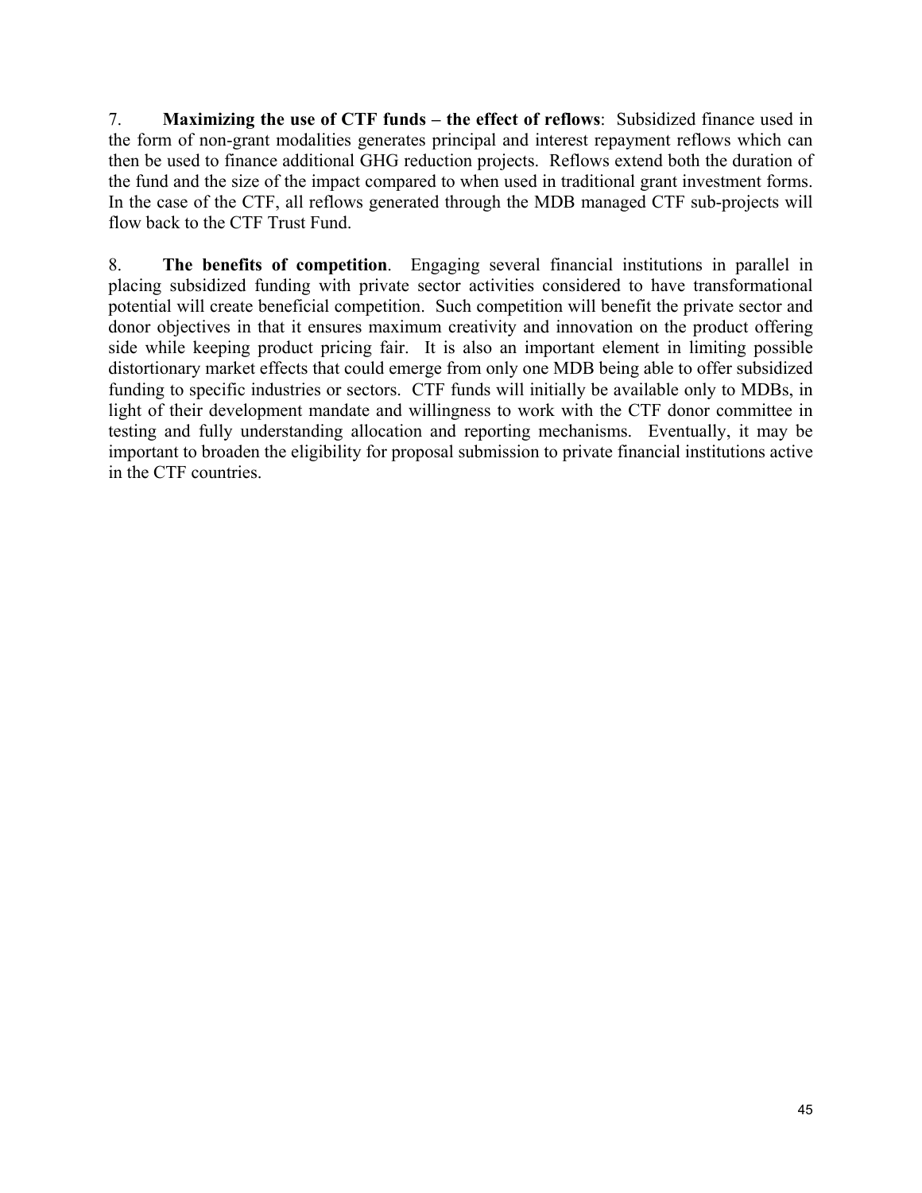7. **Maximizing the use of CTF funds – the effect of reflows**: Subsidized finance used in the form of non-grant modalities generates principal and interest repayment reflows which can then be used to finance additional GHG reduction projects. Reflows extend both the duration of the fund and the size of the impact compared to when used in traditional grant investment forms. In the case of the CTF, all reflows generated through the MDB managed CTF sub-projects will flow back to the CTF Trust Fund.

8. **The benefits of competition**. Engaging several financial institutions in parallel in placing subsidized funding with private sector activities considered to have transformational potential will create beneficial competition. Such competition will benefit the private sector and donor objectives in that it ensures maximum creativity and innovation on the product offering side while keeping product pricing fair. It is also an important element in limiting possible distortionary market effects that could emerge from only one MDB being able to offer subsidized funding to specific industries or sectors. CTF funds will initially be available only to MDBs, in light of their development mandate and willingness to work with the CTF donor committee in testing and fully understanding allocation and reporting mechanisms. Eventually, it may be important to broaden the eligibility for proposal submission to private financial institutions active in the CTF countries.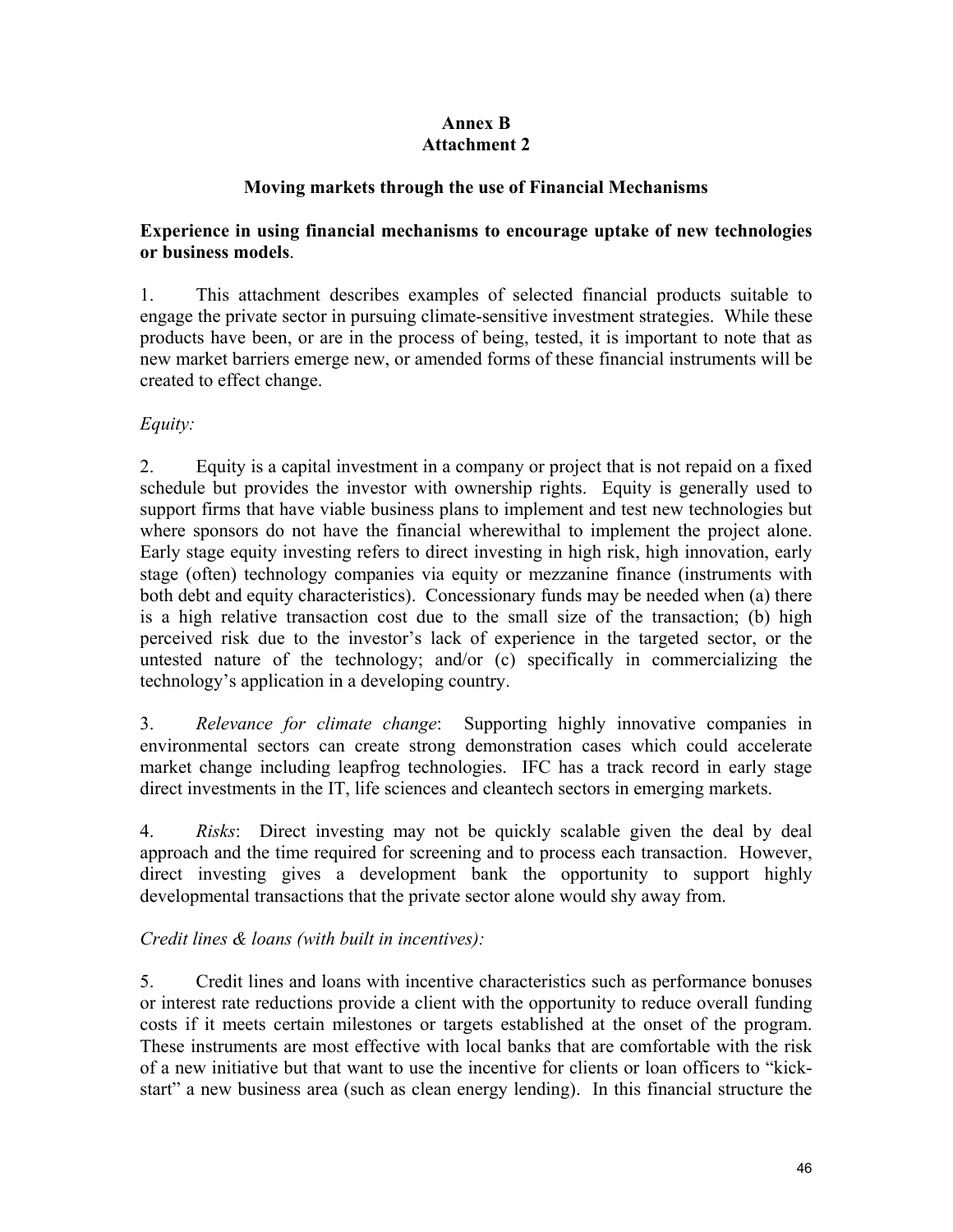**Annex B**
**Attachment 2**

**Moving markets through the use of Financial Mechanisms**

**Experience in using financial mechanisms to encourage uptake of new technologies or business models**.

1. This attachment describes examples of selected financial products suitable to engage the private sector in pursuing climate-sensitive investment strategies. While these products have been, or are in the process of being, tested, it is important to note that as new market barriers emerge new, or amended forms of these financial instruments will be created to effect change.

*Equity:*

2. Equity is a capital investment in a company or project that is not repaid on a fixed schedule but provides the investor with ownership rights. Equity is generally used to support firms that have viable business plans to implement and test new technologies but where sponsors do not have the financial wherewithal to implement the project alone. Early stage equity investing refers to direct investing in high risk, high innovation, early stage (often) technology companies via equity or mezzanine finance (instruments with both debt and equity characteristics). Concessionary funds may be needed when (a) there is a high relative transaction cost due to the small size of the transaction; (b) high perceived risk due to the investor's lack of experience in the targeted sector, or the untested nature of the technology; and/or (c) specifically in commercializing the technology's application in a developing country.

3. *Relevance for climate change*: Supporting highly innovative companies in environmental sectors can create strong demonstration cases which could accelerate market change including leapfrog technologies. IFC has a track record in early stage direct investments in the IT, life sciences and cleantech sectors in emerging markets.

4. *Risks*: Direct investing may not be quickly scalable given the deal by deal approach and the time required for screening and to process each transaction. However, direct investing gives a development bank the opportunity to support highly developmental transactions that the private sector alone would shy away from.

*Credit lines & loans (with built in incentives):*

5. Credit lines and loans with incentive characteristics such as performance bonuses or interest rate reductions provide a client with the opportunity to reduce overall funding costs if it meets certain milestones or targets established at the onset of the program. These instruments are most effective with local banks that are comfortable with the risk of a new initiative but that want to use the incentive for clients or loan officers to "kick-start" a new business area (such as clean energy lending). In this financial structure the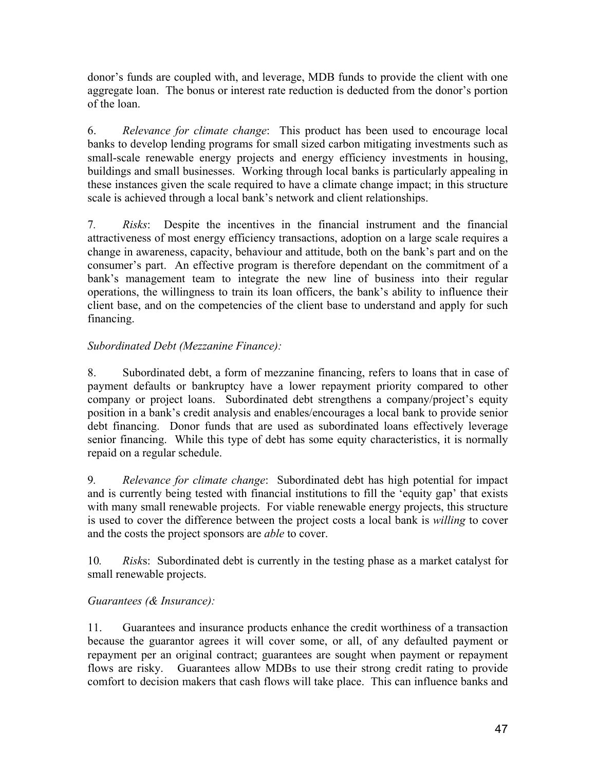donor's funds are coupled with, and leverage, MDB funds to provide the client with one aggregate loan. The bonus or interest rate reduction is deducted from the donor's portion of the loan.

6. *Relevance for climate change*: This product has been used to encourage local banks to develop lending programs for small sized carbon mitigating investments such as small-scale renewable energy projects and energy efficiency investments in housing, buildings and small businesses. Working through local banks is particularly appealing in these instances given the scale required to have a climate change impact; in this structure scale is achieved through a local bank's network and client relationships.

7. *Risks*: Despite the incentives in the financial instrument and the financial attractiveness of most energy efficiency transactions, adoption on a large scale requires a change in awareness, capacity, behaviour and attitude, both on the bank's part and on the consumer's part. An effective program is therefore dependant on the commitment of a bank's management team to integrate the new line of business into their regular operations, the willingness to train its loan officers, the bank's ability to influence their client base, and on the competencies of the client base to understand and apply for such financing.

*Subordinated Debt (Mezzanine Finance):*

8. Subordinated debt, a form of mezzanine financing, refers to loans that in case of payment defaults or bankruptcy have a lower repayment priority compared to other company or project loans. Subordinated debt strengthens a company/project's equity position in a bank's credit analysis and enables/encourages a local bank to provide senior debt financing. Donor funds that are used as subordinated loans effectively leverage senior financing. While this type of debt has some equity characteristics, it is normally repaid on a regular schedule.

9. *Relevance for climate change*: Subordinated debt has high potential for impact and is currently being tested with financial institutions to fill the 'equity gap' that exists with many small renewable projects. For viable renewable energy projects, this structure is used to cover the difference between the project costs a local bank is *willing* to cover and the costs the project sponsors are *able* to cover.

10. *Risks*: Subordinated debt is currently in the testing phase as a market catalyst for small renewable projects.

*Guarantees (& Insurance):*

11. Guarantees and insurance products enhance the credit worthiness of a transaction because the guarantor agrees it will cover some, or all, of any defaulted payment or repayment per an original contract; guarantees are sought when payment or repayment flows are risky. Guarantees allow MDBs to use their strong credit rating to provide comfort to decision makers that cash flows will take place. This can influence banks and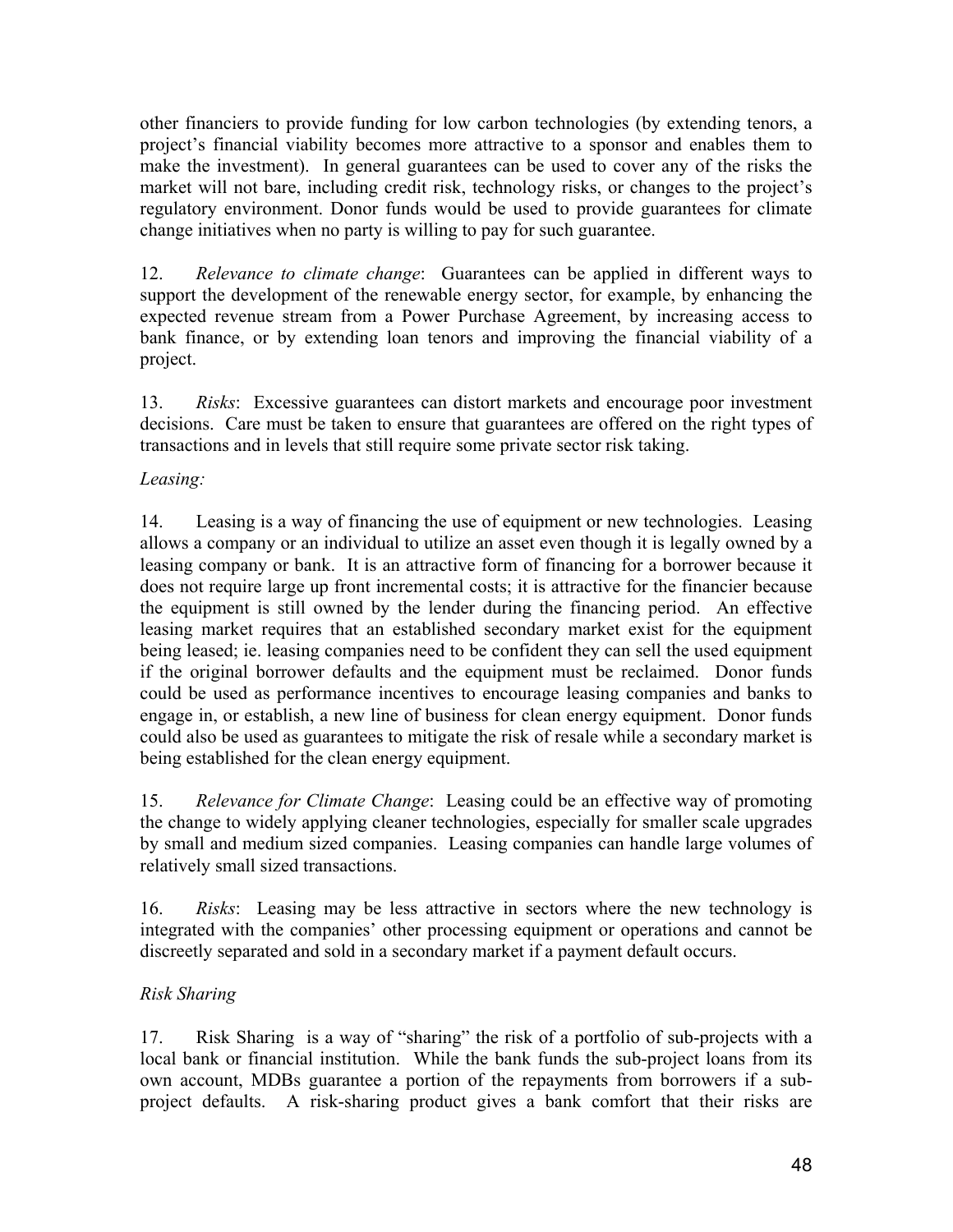other financiers to provide funding for low carbon technologies (by extending tenors, a project's financial viability becomes more attractive to a sponsor and enables them to make the investment). In general guarantees can be used to cover any of the risks the market will not bare, including credit risk, technology risks, or changes to the project's regulatory environment. Donor funds would be used to provide guarantees for climate change initiatives when no party is willing to pay for such guarantee.

12. *Relevance to climate change*: Guarantees can be applied in different ways to support the development of the renewable energy sector, for example, by enhancing the expected revenue stream from a Power Purchase Agreement, by increasing access to bank finance, or by extending loan tenors and improving the financial viability of a project.

13. *Risks*: Excessive guarantees can distort markets and encourage poor investment decisions. Care must be taken to ensure that guarantees are offered on the right types of transactions and in levels that still require some private sector risk taking.

*Leasing:*

14. Leasing is a way of financing the use of equipment or new technologies. Leasing allows a company or an individual to utilize an asset even though it is legally owned by a leasing company or bank. It is an attractive form of financing for a borrower because it does not require large up front incremental costs; it is attractive for the financier because the equipment is still owned by the lender during the financing period. An effective leasing market requires that an established secondary market exist for the equipment being leased; ie. leasing companies need to be confident they can sell the used equipment if the original borrower defaults and the equipment must be reclaimed. Donor funds could be used as performance incentives to encourage leasing companies and banks to engage in, or establish, a new line of business for clean energy equipment. Donor funds could also be used as guarantees to mitigate the risk of resale while a secondary market is being established for the clean energy equipment.

15. *Relevance for Climate Change*: Leasing could be an effective way of promoting the change to widely applying cleaner technologies, especially for smaller scale upgrades by small and medium sized companies. Leasing companies can handle large volumes of relatively small sized transactions.

16. *Risks*: Leasing may be less attractive in sectors where the new technology is integrated with the companies' other processing equipment or operations and cannot be discreetly separated and sold in a secondary market if a payment default occurs.

*Risk Sharing*

17. Risk Sharing is a way of "sharing" the risk of a portfolio of sub-projects with a local bank or financial institution. While the bank funds the sub-project loans from its own account, MDBs guarantee a portion of the repayments from borrowers if a sub-project defaults. A risk-sharing product gives a bank comfort that their risks are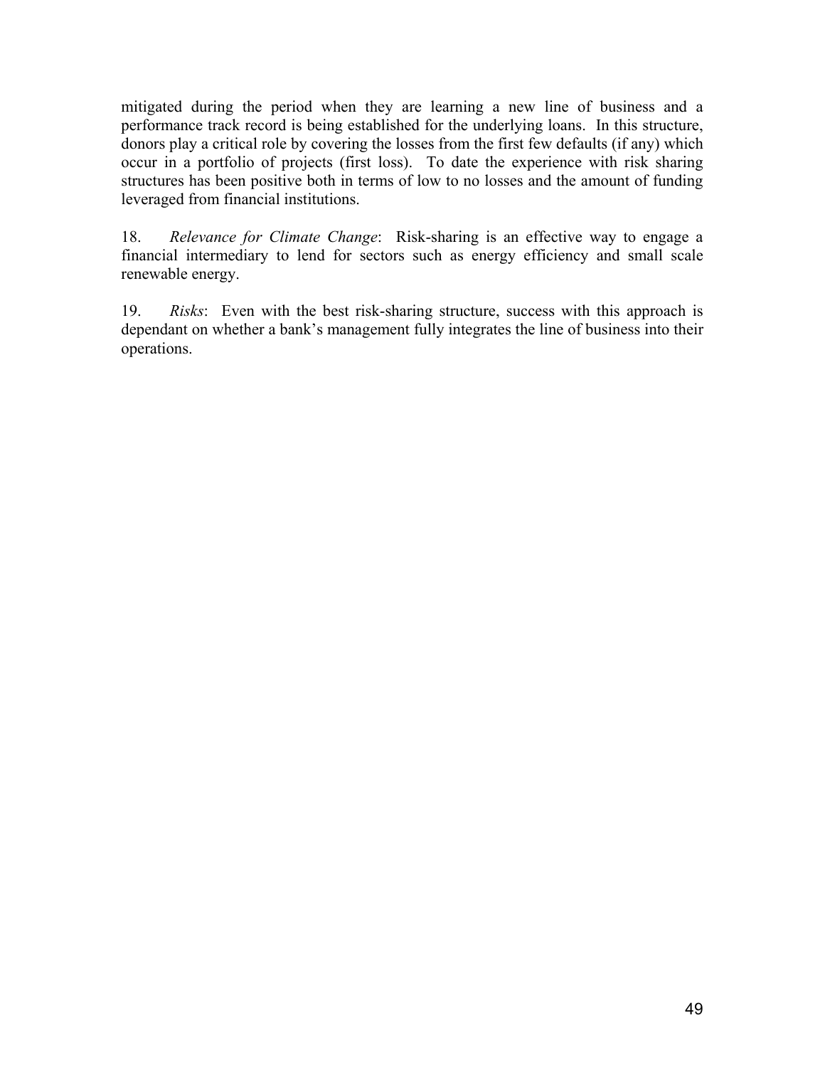mitigated during the period when they are learning a new line of business and a performance track record is being established for the underlying loans. In this structure, donors play a critical role by covering the losses from the first few defaults (if any) which occur in a portfolio of projects (first loss). To date the experience with risk sharing structures has been positive both in terms of low to no losses and the amount of funding leveraged from financial institutions.

18. *Relevance for Climate Change*: Risk-sharing is an effective way to engage a financial intermediary to lend for sectors such as energy efficiency and small scale renewable energy.

19. *Risks*: Even with the best risk-sharing structure, success with this approach is dependant on whether a bank's management fully integrates the line of business into their operations.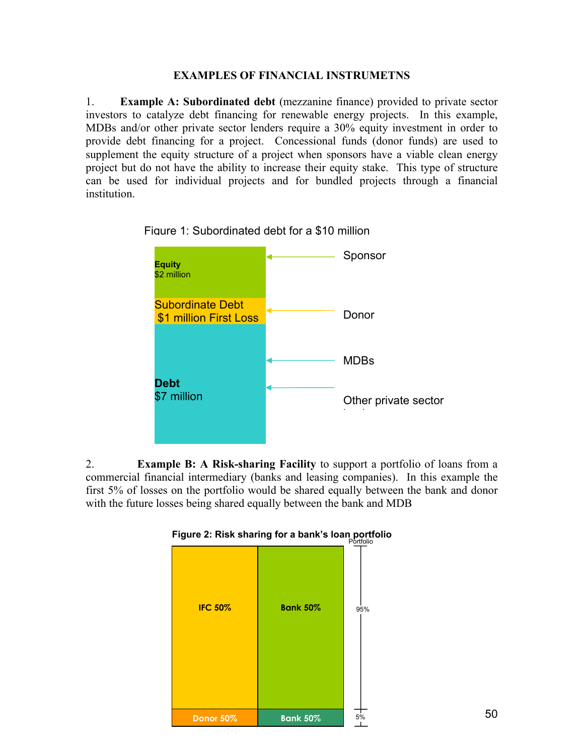## EXAMPLES OF FINANCIAL INSTRUMETNS

1. **Example A: Subordinated debt** (mezzanine finance) provided to private sector investors to catalyze debt financing for renewable energy projects. In this example, MDBs and/or other private sector lenders require a 30% equity investment in order to provide debt financing for a project. Concessional funds (donor funds) are used to supplement the equity structure of a project when sponsors have a viable clean energy project but do not have the ability to increase their equity stake. This type of structure can be used for individual projects and for bundled projects through a financial institution.

Figure 1: Subordinated debt for a $10 million

| Tranche | Provider |
|---|---|
| **Equity** $2 million | Sponsor |
| Subordinate Debt $1 million First Loss | Donor |
| **Debt** $7 million | MDBs; Other private sector lenders |

2. **Example B: A Risk-sharing Facility** to support a portfolio of loans from a commercial financial intermediary (banks and leasing companies). In this example the first 5% of losses on the portfolio would be shared equally between the bank and donor with the future losses being shared equally between the bank and MDB

**Figure 2: Risk sharing for a bank's loan portfolio**

| Portfolio | | |
|---|---|---|
| 95% | IFC 50% | Bank 50% |
| 5% | Donor 50% | Bank 50% |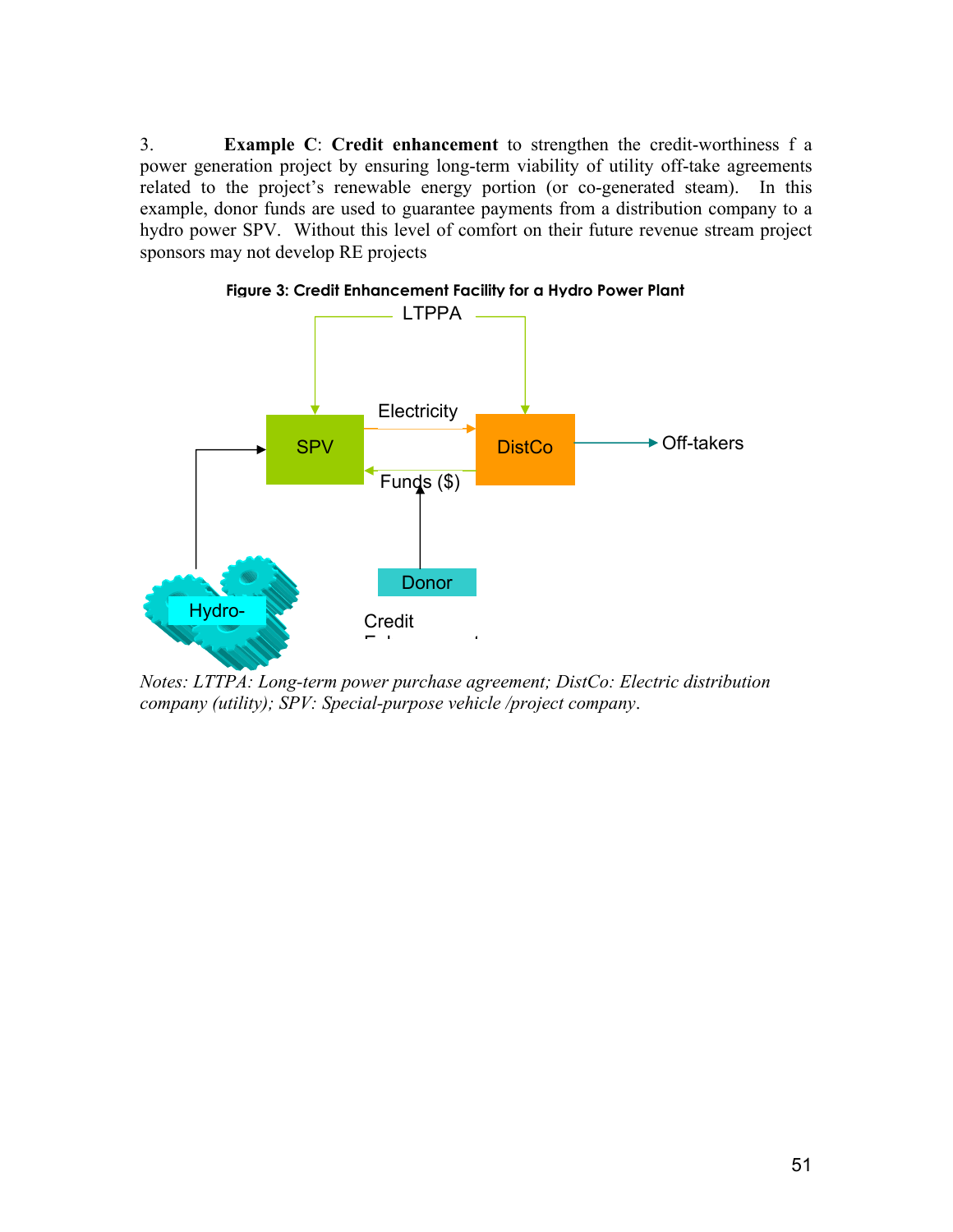3. **Example C**: **Credit enhancement** to strengthen the credit-worthiness f a power generation project by ensuring long-term viability of utility off-take agreements related to the project's renewable energy portion (or co-generated steam). In this example, donor funds are used to guarantee payments from a distribution company to a hydro power SPV. Without this level of comfort on their future revenue stream project sponsors may not develop RE projects

**Figure 3: Credit Enhancement Facility for a Hydro Power Plant**

LTPPA

Electricity

SPV

DistCo

Off-takers

Funds ($)

Donor

Hydro-

Credit

*Notes: LTTPA: Long-term power purchase agreement; DistCo: Electric distribution company (utility); SPV: Special-purpose vehicle /project company.*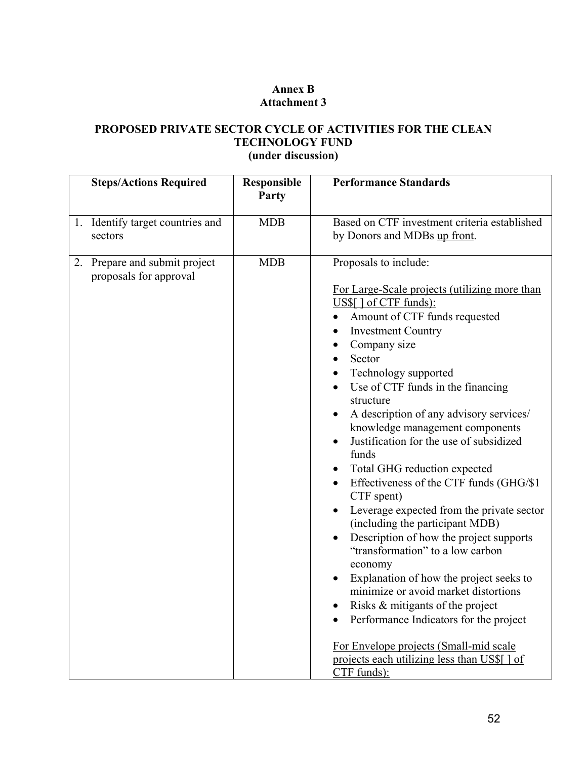**Annex B**
**Attachment 3**

## PROPOSED PRIVATE SECTOR CYCLE OF ACTIVITIES FOR THE CLEAN TECHNOLOGY FUND (under discussion)

| Steps/Actions Required | Responsible Party | Performance Standards |
|---|---|---|
| 1. Identify target countries and sectors | MDB | Based on CTF investment criteria established by Donors and MDBs <u>up front</u>. |
| 2. Prepare and submit project proposals for approval | MDB | Proposals to include:<br><br><u>For Large-Scale projects (utilizing more than US$[ ] of CTF funds):</u><br>• Amount of CTF funds requested<br>• Investment Country<br>• Company size<br>• Sector<br>• Technology supported<br>• Use of CTF funds in the financing structure<br>• A description of any advisory services/ knowledge management components<br>• Justification for the use of subsidized funds<br>• Total GHG reduction expected<br>• Effectiveness of the CTF funds (GHG/$1 CTF spent)<br>• Leverage expected from the private sector (including the participant MDB)<br>• Description of how the project supports "transformation" to a low carbon economy<br>• Explanation of how the project seeks to minimize or avoid market distortions<br>• Risks & mitigants of the project<br>• Performance Indicators for the project<br><br><u>For Envelope projects (Small-mid scale projects each utilizing less than US$[ ] of CTF funds):</u> |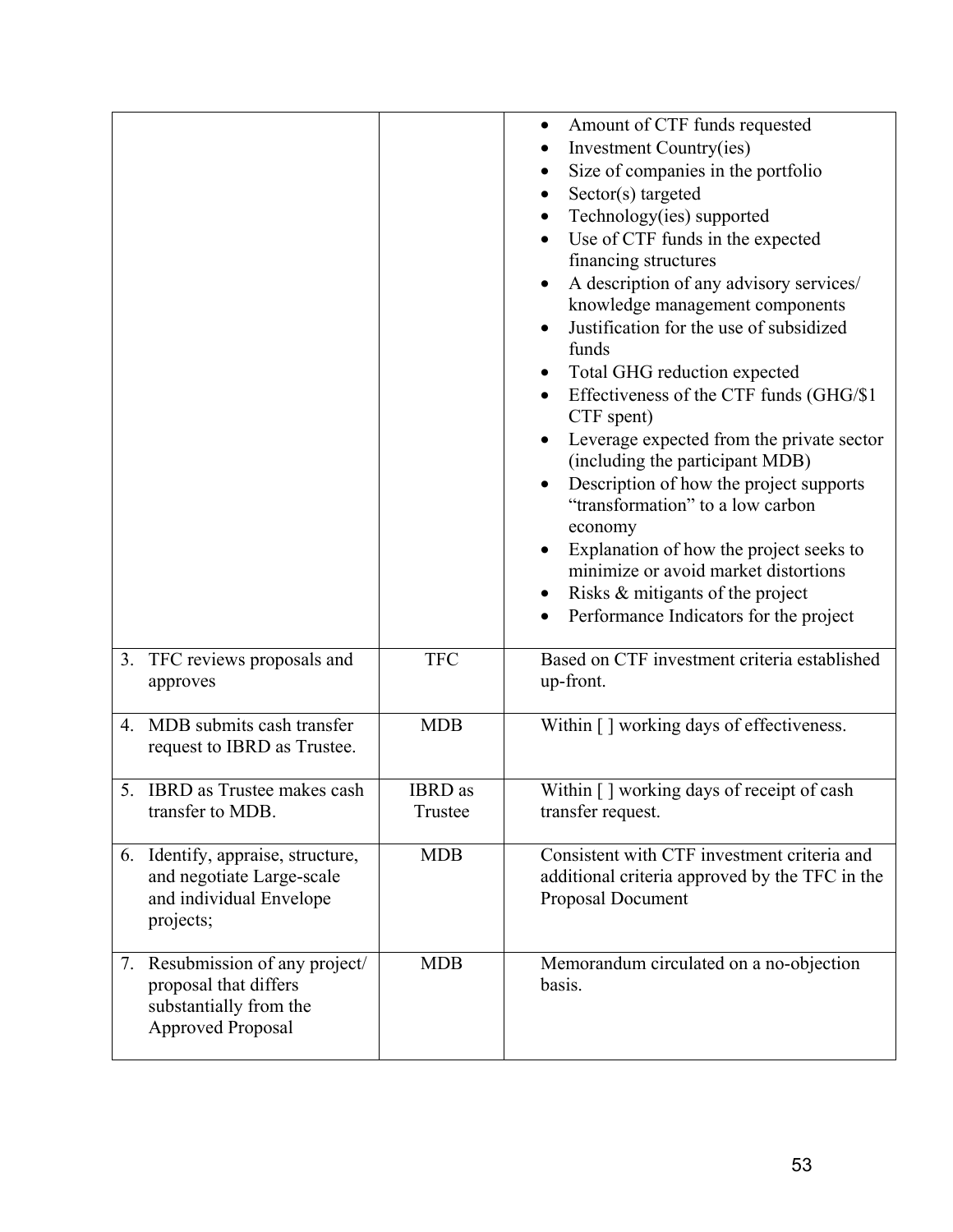| | | |
|---|---|---|
| | | • Amount of CTF funds requested<br>• Investment Country(ies)<br>• Size of companies in the portfolio<br>• Sector(s) targeted<br>• Technology(ies) supported<br>• Use of CTF funds in the expected financing structures<br>• A description of any advisory services/ knowledge management components<br>• Justification for the use of subsidized funds<br>• Total GHG reduction expected<br>• Effectiveness of the CTF funds (GHG/$1 CTF spent)<br>• Leverage expected from the private sector (including the participant MDB)<br>• Description of how the project supports "transformation" to a low carbon economy<br>• Explanation of how the project seeks to minimize or avoid market distortions<br>• Risks & mitigants of the project<br>• Performance Indicators for the project |
| 3. TFC reviews proposals and approves | TFC | Based on CTF investment criteria established up-front. |
| 4. MDB submits cash transfer request to IBRD as Trustee. | MDB | Within [ ] working days of effectiveness. |
| 5. IBRD as Trustee makes cash transfer to MDB. | IBRD as Trustee | Within [ ] working days of receipt of cash transfer request. |
| 6. Identify, appraise, structure, and negotiate Large-scale and individual Envelope projects; | MDB | Consistent with CTF investment criteria and additional criteria approved by the TFC in the Proposal Document |
| 7. Resubmission of any project/ proposal that differs substantially from the Approved Proposal | MDB | Memorandum circulated on a no-objection basis. |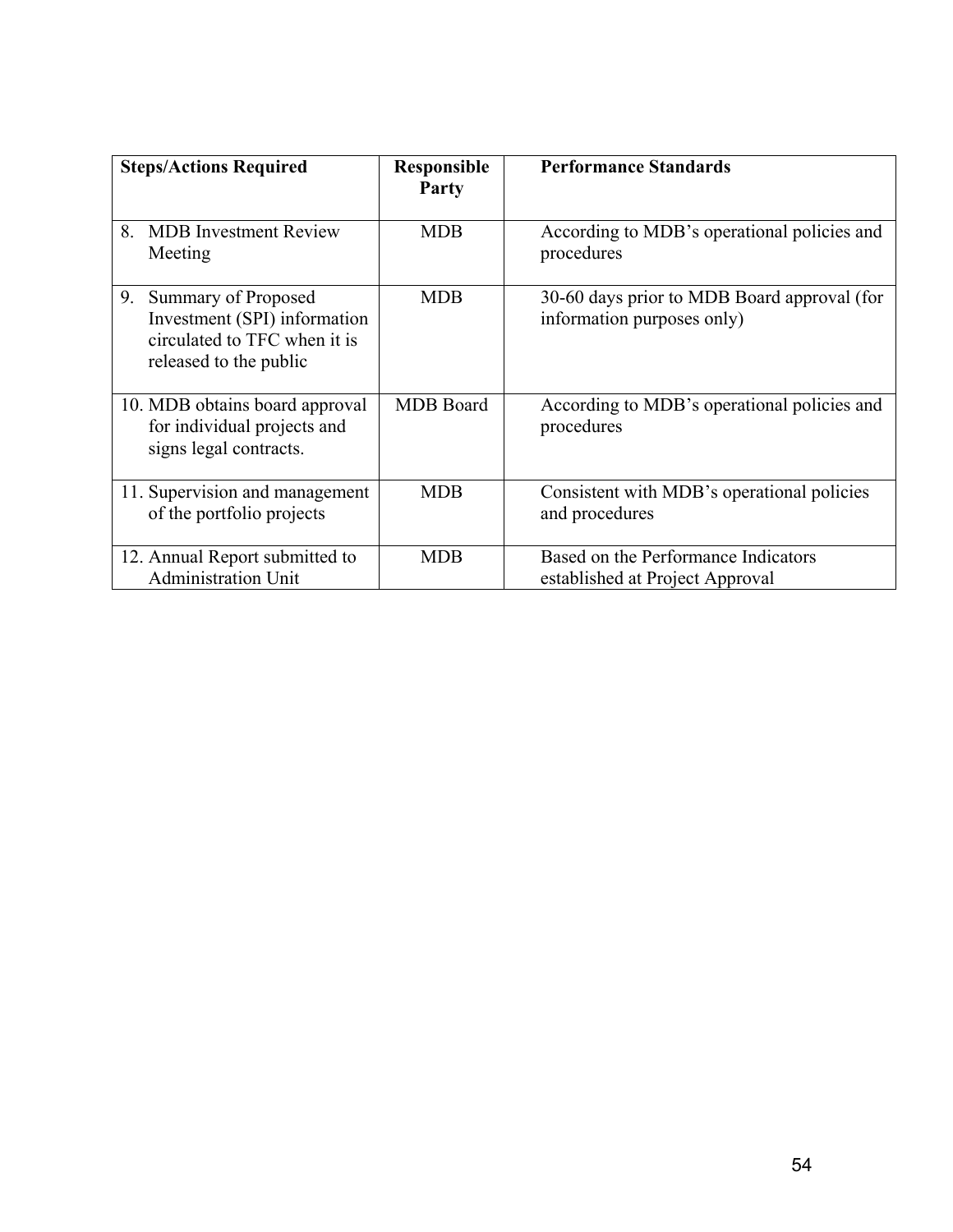| Steps/Actions Required | Responsible Party | Performance Standards |
| --- | --- | --- |
| 8. MDB Investment Review Meeting | MDB | According to MDB's operational policies and procedures |
| 9. Summary of Proposed Investment (SPI) information circulated to TFC when it is released to the public | MDB | 30-60 days prior to MDB Board approval (for information purposes only) |
| 10. MDB obtains board approval for individual projects and signs legal contracts. | MDB Board | According to MDB's operational policies and procedures |
| 11. Supervision and management of the portfolio projects | MDB | Consistent with MDB's operational policies and procedures |
| 12. Annual Report submitted to Administration Unit | MDB | Based on the Performance Indicators established at Project Approval |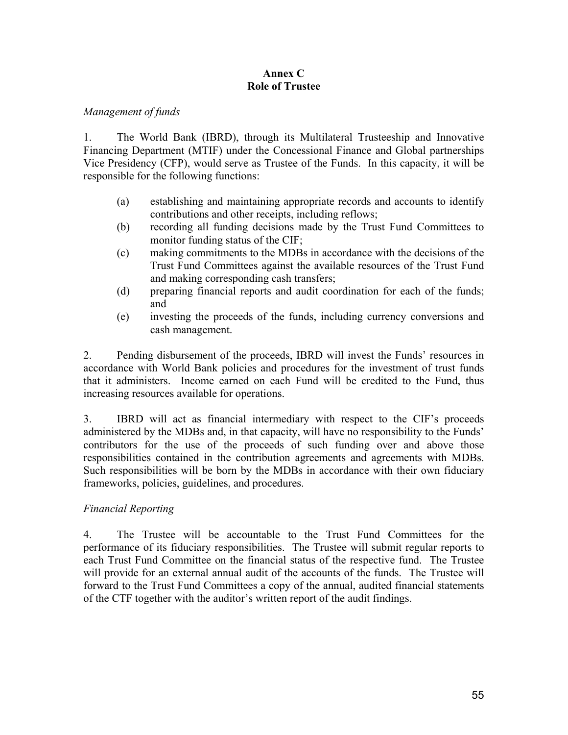# Annex C
## Role of Trustee

*Management of funds*

1. The World Bank (IBRD), through its Multilateral Trusteeship and Innovative Financing Department (MTIF) under the Concessional Finance and Global partnerships Vice Presidency (CFP), would serve as Trustee of the Funds. In this capacity, it will be responsible for the following functions:

   (a) establishing and maintaining appropriate records and accounts to identify contributions and other receipts, including reflows;

   (b) recording all funding decisions made by the Trust Fund Committees to monitor funding status of the CIF;

   (c) making commitments to the MDBs in accordance with the decisions of the Trust Fund Committees against the available resources of the Trust Fund and making corresponding cash transfers;

   (d) preparing financial reports and audit coordination for each of the funds; and

   (e) investing the proceeds of the funds, including currency conversions and cash management.

2. Pending disbursement of the proceeds, IBRD will invest the Funds' resources in accordance with World Bank policies and procedures for the investment of trust funds that it administers. Income earned on each Fund will be credited to the Fund, thus increasing resources available for operations.

3. IBRD will act as financial intermediary with respect to the CIF's proceeds administered by the MDBs and, in that capacity, will have no responsibility to the Funds' contributors for the use of the proceeds of such funding over and above those responsibilities contained in the contribution agreements and agreements with MDBs. Such responsibilities will be born by the MDBs in accordance with their own fiduciary frameworks, policies, guidelines, and procedures.

*Financial Reporting*

4. The Trustee will be accountable to the Trust Fund Committees for the performance of its fiduciary responsibilities. The Trustee will submit regular reports to each Trust Fund Committee on the financial status of the respective fund. The Trustee will provide for an external annual audit of the accounts of the funds. The Trustee will forward to the Trust Fund Committees a copy of the annual, audited financial statements of the CTF together with the auditor's written report of the audit findings.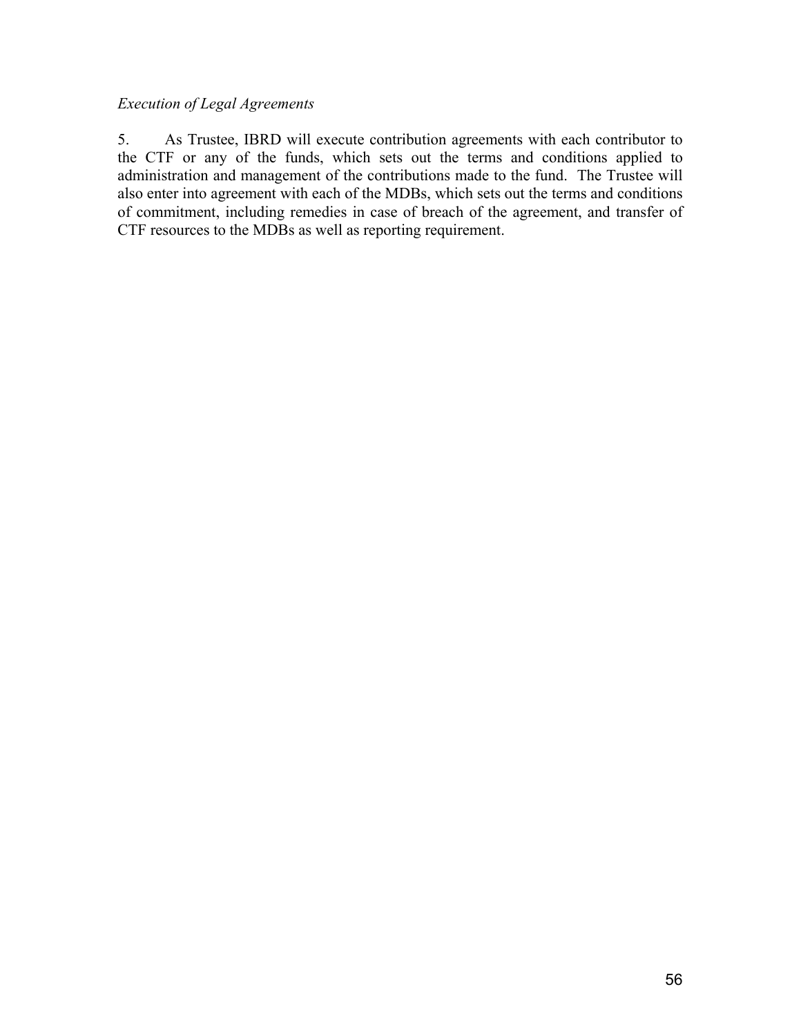*Execution of Legal Agreements*

5. As Trustee, IBRD will execute contribution agreements with each contributor to the CTF or any of the funds, which sets out the terms and conditions applied to administration and management of the contributions made to the fund. The Trustee will also enter into agreement with each of the MDBs, which sets out the terms and conditions of commitment, including remedies in case of breach of the agreement, and transfer of CTF resources to the MDBs as well as reporting requirement.